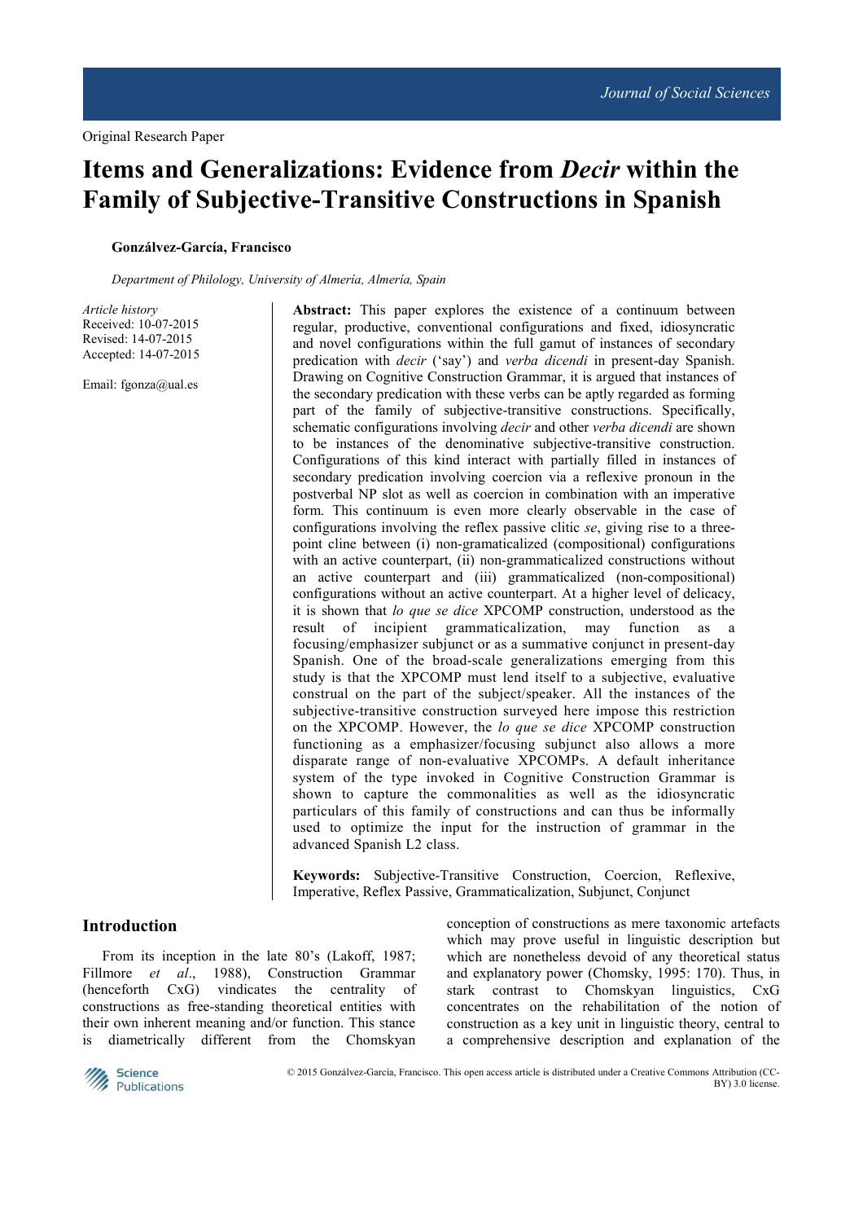Original Research Paper

# Items and Generalizations: Evidence from *Decir* within the Family of Subjective-Transitive Constructions in Spanish

**González-García, Francisco**

*Department of Philology, University of Almería, Almería, Spain*

*Article history*
Received: 10-07-2015
Revised: 14-07-2015
Accepted: 14-07-2015

Email: fgonza@ual.es

**Abstract:** This paper explores the existence of a continuum between regular, productive, conventional configurations and fixed, idiosyncratic and novel configurations within the full gamut of instances of secondary predication with *decir* ('say') and *verba dicendi* in present-day Spanish. Drawing on Cognitive Construction Grammar, it is argued that instances of the secondary predication with these verbs can be aptly regarded as forming part of the family of subjective-transitive constructions. Specifically, schematic configurations involving *decir* and other *verba dicendi* are shown to be instances of the denominative subjective-transitive construction. Configurations of this kind interact with partially filled in instances of secondary predication involving coercion via a reflexive pronoun in the postverbal NP slot as well as coercion in combination with an imperative form. This continuum is even more clearly observable in the case of configurations involving the reflex passive clitic *se*, giving rise to a three-point cline between (i) non-gramaticalized (compositional) configurations with an active counterpart, (ii) non-grammaticalized constructions without an active counterpart and (iii) grammaticalized (non-compositional) configurations without an active counterpart. At a higher level of delicacy, it is shown that *lo que se dice* XPCOMP construction, understood as the result of incipient grammaticalization, may function as a focusing/emphasizer subjunct or as a summative conjunct in present-day Spanish. One of the broad-scale generalizations emerging from this study is that the XPCOMP must lend itself to a subjective, evaluative construal on the part of the subject/speaker. All the instances of the subjective-transitive construction surveyed here impose this restriction on the XPCOMP. However, the *lo que se dice* XPCOMP construction functioning as a emphasizer/focusing subjunct also allows a more disparate range of non-evaluative XPCOMPs. A default inheritance system of the type invoked in Cognitive Construction Grammar is shown to capture the commonalities as well as the idiosyncratic particulars of this family of constructions and can thus be informally used to optimize the input for the instruction of grammar in the advanced Spanish L2 class.

**Keywords:** Subjective-Transitive Construction, Coercion, Reflexive, Imperative, Reflex Passive, Grammaticalization, Subjunct, Conjunct

## Introduction

From its inception in the late 80's (Lakoff, 1987; Fillmore *et al*., 1988), Construction Grammar (henceforth CxG) vindicates the centrality of constructions as free-standing theoretical entities with their own inherent meaning and/or function. This stance is diametrically different from the Chomskyan conception of constructions as mere taxonomic artefacts which may prove useful in linguistic description but which are nonetheless devoid of any theoretical status and explanatory power (Chomsky, 1995: 170). Thus, in stark contrast to Chomskyan linguistics, CxG concentrates on the rehabilitation of the notion of construction as a key unit in linguistic theory, central to a comprehensive description and explanation of the

© 2015 González-García, Francisco. This open access article is distributed under a Creative Commons Attribution (CC-BY) 3.0 license.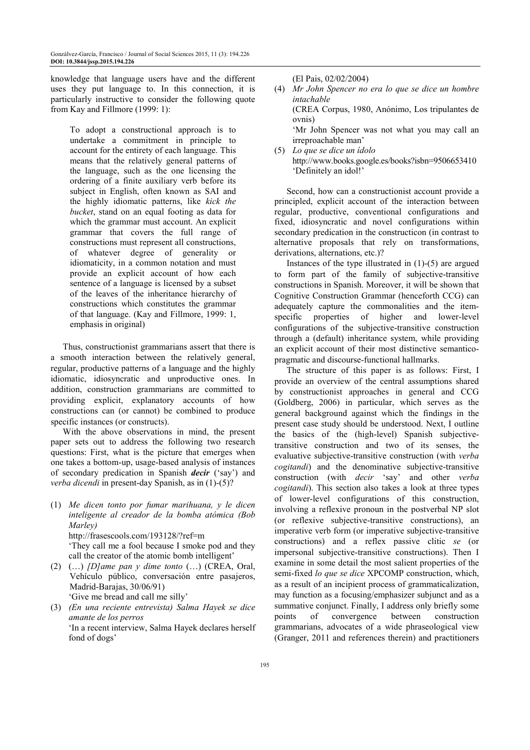knowledge that language users have and the different uses they put language to. In this connection, it is particularly instructive to consider the following quote from Kay and Fillmore (1999: 1):

> To adopt a constructional approach is to undertake a commitment in principle to account for the entirety of each language. This means that the relatively general patterns of the language, such as the one licensing the ordering of a finite auxiliary verb before its subject in English, often known as SAI and the highly idiomatic patterns, like *kick the bucket*, stand on an equal footing as data for which the grammar must account. An explicit grammar that covers the full range of constructions must represent all constructions, of whatever degree of generality or idiomaticity, in a common notation and must provide an explicit account of how each sentence of a language is licensed by a subset of the leaves of the inheritance hierarchy of constructions which constitutes the grammar of that language. (Kay and Fillmore, 1999: 1, emphasis in original)

Thus, constructionist grammarians assert that there is a smooth interaction between the relatively general, regular, productive patterns of a language and the highly idiomatic, idiosyncratic and unproductive ones. In addition, construction grammarians are committed to providing explicit, explanatory accounts of how constructions can (or cannot) be combined to produce specific instances (or constructs).

With the above observations in mind, the present paper sets out to address the following two research questions: First, what is the picture that emerges when one takes a bottom-up, usage-based analysis of instances of secondary predication in Spanish ***decir*** ('say') and *verba dicendi* in present-day Spanish, as in (1)-(5)?

(1) *Me dicen tonto por fumar marihuana, y le dicen inteligente al creador de la bomba atómica (Bob Marley)*
http://frasescools.com/193128/?ref=m
'They call me a fool because I smoke pod and they call the creator of the atomic bomb intelligent'

(2) (…) *[D]ame pan y dime tonto* (…) (CREA, Oral, Vehículo público, conversación entre pasajeros, Madrid-Barajas, 30/06/91)
'Give me bread and call me silly'

(3) *(En una reciente entrevista) Salma Hayek se dice amante de los perros*
'In a recent interview, Salma Hayek declares herself fond of dogs'
(El Pais, 02/02/2004)

(4) *Mr John Spencer no era lo que se dice un hombre intachable*
(CREA Corpus, 1980, Anónimo, Los tripulantes de ovnis)
'Mr John Spencer was not what you may call an irreproachable man'

(5) *Lo que se dice un ídolo*
http://www.books.google.es/books?isbn=9506653410
'Definitely an idol!'

Second, how can a constructionist account provide a principled, explicit account of the interaction between regular, productive, conventional configurations and fixed, idiosyncratic and novel configurations within secondary predication in the constructicon (in contrast to alternative proposals that rely on transformations, derivations, alternations, etc.)?

Instances of the type illustrated in (1)-(5) are argued to form part of the family of subjective-transitive constructions in Spanish. Moreover, it will be shown that Cognitive Construction Grammar (henceforth CCG) can adequately capture the commonalities and the item-specific properties of higher and lower-level configurations of the subjective-transitive construction through a (default) inheritance system, while providing an explicit account of their most distinctive semantico-pragmatic and discourse-functional hallmarks.

The structure of this paper is as follows: First, I provide an overview of the central assumptions shared by constructionist approaches in general and CCG (Goldberg, 2006) in particular, which serves as the general background against which the findings in the present case study should be understood. Next, I outline the basics of the (high-level) Spanish subjective-transitive construction and two of its senses, the evaluative subjective-transitive construction (with *verba cogitandi*) and the denominative subjective-transitive construction (with *decir* 'say' and other *verba cogitandi*). This section also takes a look at three types of lower-level configurations of this construction, involving a reflexive pronoun in the postverbal NP slot (or reflexive subjective-transitive constructions), an imperative verb form (or imperative subjective-transitive constructions) and a reflex passive clitic *se* (or impersonal subjective-transitive constructions). Then I examine in some detail the most salient properties of the semi-fixed *lo que se dice* XPCOMP construction, which, as a result of an incipient process of grammaticalization, may function as a focusing/emphasizer subjunct and as a summative conjunct. Finally, I address only briefly some points of convergence between construction grammarians, advocates of a wide phraseological view (Granger, 2011 and references therein) and practitioners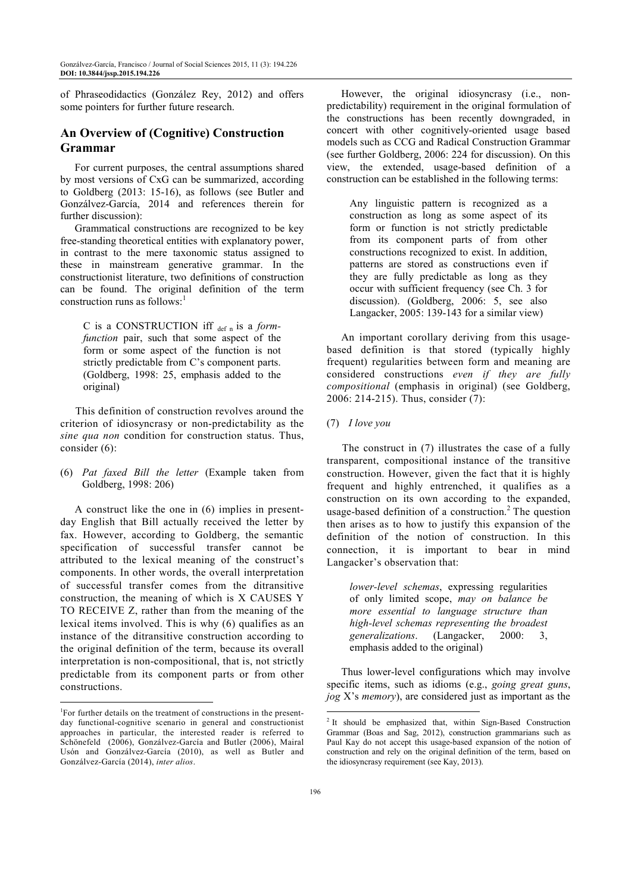of Phraseodidactics (González Rey, 2012) and offers some pointers for further future research.

## An Overview of (Cognitive) Construction Grammar

For current purposes, the central assumptions shared by most versions of CxG can be summarized, according to Goldberg (2013: 15-16), as follows (see Butler and Gonzálvez-García, 2014 and references therein for further discussion):

Grammatical constructions are recognized to be key free-standing theoretical entities with explanatory power, in contrast to the mere taxonomic status assigned to these in mainstream generative grammar. In the constructionist literature, two definitions of construction can be found. The original definition of the term construction runs as follows:[1]

> C is a CONSTRUCTION iff $_{\text{def n}}$ is a *form-function* pair, such that some aspect of the form or some aspect of the function is not strictly predictable from C's component parts. (Goldberg, 1998: 25, emphasis added to the original)

This definition of construction revolves around the criterion of idiosyncrasy or non-predictability as the *sine qua non* condition for construction status. Thus, consider (6):

(6) *Pat faxed Bill the letter* (Example taken from Goldberg, 1998: 206)

A construct like the one in (6) implies in present-day English that Bill actually received the letter by fax. However, according to Goldberg, the semantic specification of successful transfer cannot be attributed to the lexical meaning of the construct's components. In other words, the overall interpretation of successful transfer comes from the ditransitive construction, the meaning of which is X CAUSES Y TO RECEIVE Z, rather than from the meaning of the lexical items involved. This is why (6) qualifies as an instance of the ditransitive construction according to the original definition of the term, because its overall interpretation is non-compositional, that is, not strictly predictable from its component parts or from other constructions.

However, the original idiosyncrasy (i.e., non-predictability) requirement in the original formulation of the constructions has been recently downgraded, in concert with other cognitively-oriented usage based models such as CCG and Radical Construction Grammar (see further Goldberg, 2006: 224 for discussion). On this view, the extended, usage-based definition of a construction can be established in the following terms:

> Any linguistic pattern is recognized as a construction as long as some aspect of its form or function is not strictly predictable from its component parts of from other constructions recognized to exist. In addition, patterns are stored as constructions even if they are fully predictable as long as they occur with sufficient frequency (see Ch. 3 for discussion). (Goldberg, 2006: 5, see also Langacker, 2005: 139-143 for a similar view)

An important corollary deriving from this usage-based definition is that stored (typically highly frequent) regularities between form and meaning are considered constructions *even if they are fully compositional* (emphasis in original) (see Goldberg, 2006: 214-215). Thus, consider (7):

(7) *I love you*

The construct in (7) illustrates the case of a fully transparent, compositional instance of the transitive construction. However, given the fact that it is highly frequent and highly entrenched, it qualifies as a construction on its own according to the expanded, usage-based definition of a construction.[2] The question then arises as to how to justify this expansion of the definition of the notion of construction. In this connection, it is important to bear in mind Langacker's observation that:

> *lower-level schemas*, expressing regularities of only limited scope, *may on balance be more essential to language structure than high-level schemas representing the broadest generalizations*. (Langacker, 2000: 3, emphasis added to the original)

Thus lower-level configurations which may involve specific items, such as idioms (e.g., *going great guns*, *jog* X's *memory*), are considered just as important as the

---

[1]For further details on the treatment of constructions in the present-day functional-cognitive scenario in general and constructionist approaches in particular, the interested reader is referred to Schönefeld (2006), Gonzálvez-García and Butler (2006), Mairal Usón and Gonzálvez-García (2010), as well as Butler and Gonzálvez-García (2014), *inter alios*.

[2] It should be emphasized that, within Sign-Based Construction Grammar (Boas and Sag, 2012), construction grammarians such as Paul Kay do not accept this usage-based expansion of the notion of construction and rely on the original definition of the term, based on the idiosyncrasy requirement (see Kay, 2013).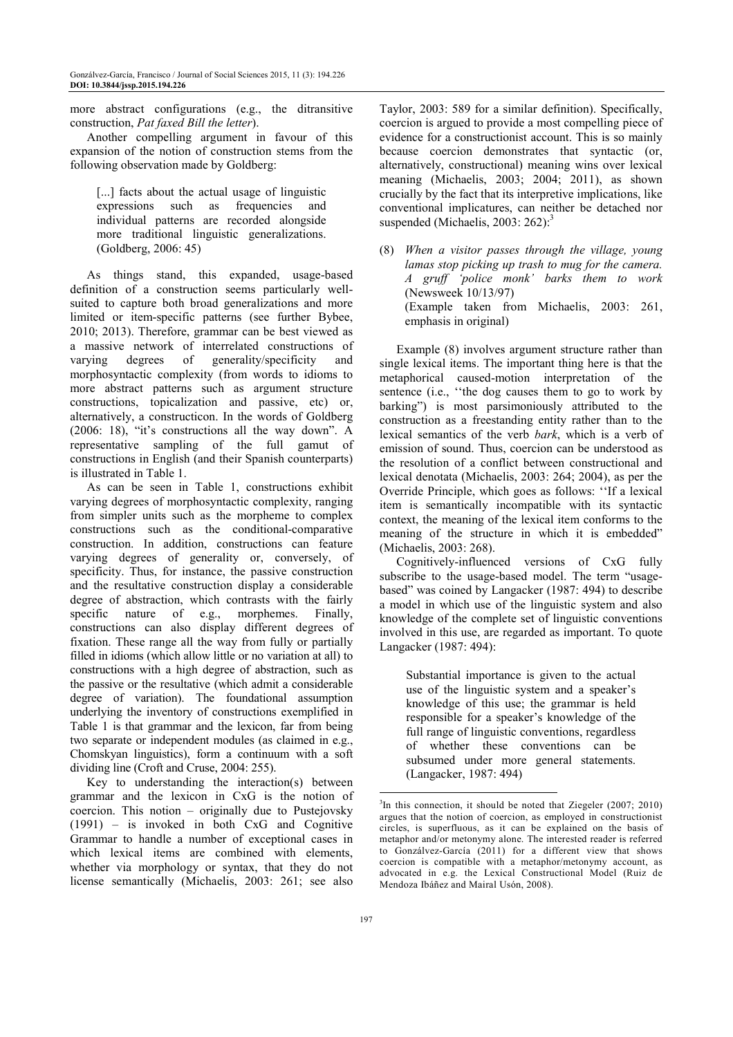more abstract configurations (e.g., the ditransitive construction, *Pat faxed Bill the letter*).

Another compelling argument in favour of this expansion of the notion of construction stems from the following observation made by Goldberg:

> [...] facts about the actual usage of linguistic expressions such as frequencies and individual patterns are recorded alongside more traditional linguistic generalizations. (Goldberg, 2006: 45)

As things stand, this expanded, usage-based definition of a construction seems particularly well-suited to capture both broad generalizations and more limited or item-specific patterns (see further Bybee, 2010; 2013). Therefore, grammar can be best viewed as a massive network of interrelated constructions of varying degrees of generality/specificity and morphosyntactic complexity (from words to idioms to more abstract patterns such as argument structure constructions, topicalization and passive, etc) or, alternatively, a constructicon. In the words of Goldberg (2006: 18), "it's constructions all the way down". A representative sampling of the full gamut of constructions in English (and their Spanish counterparts) is illustrated in Table 1.

As can be seen in Table 1, constructions exhibit varying degrees of morphosyntactic complexity, ranging from simpler units such as the morpheme to complex constructions such as the conditional-comparative construction. In addition, constructions can feature varying degrees of generality or, conversely, of specificity. Thus, for instance, the passive construction and the resultative construction display a considerable degree of abstraction, which contrasts with the fairly specific nature of e.g., morphemes. Finally, constructions can also display different degrees of fixation. These range all the way from fully or partially filled in idioms (which allow little or no variation at all) to constructions with a high degree of abstraction, such as the passive or the resultative (which admit a considerable degree of variation). The foundational assumption underlying the inventory of constructions exemplified in Table 1 is that grammar and the lexicon, far from being two separate or independent modules (as claimed in e.g., Chomskyan linguistics), form a continuum with a soft dividing line (Croft and Cruse, 2004: 255).

Key to understanding the interaction(s) between grammar and the lexicon in CxG is the notion of coercion. This notion – originally due to Pustejovsky (1991) – is invoked in both CxG and Cognitive Grammar to handle a number of exceptional cases in which lexical items are combined with elements, whether via morphology or syntax, that they do not license semantically (Michaelis, 2003: 261; see also Taylor, 2003: 589 for a similar definition). Specifically, coercion is argued to provide a most compelling piece of evidence for a constructionist account. This is so mainly because coercion demonstrates that syntactic (or, alternatively, constructional) meaning wins over lexical meaning (Michaelis, 2003; 2004; 2011), as shown crucially by the fact that its interpretive implications, like conventional implicatures, can neither be detached nor suspended (Michaelis, 2003: 262):[3]

(8) *When a visitor passes through the village, young lamas stop picking up trash to mug for the camera. A gruff 'police monk' barks them to work* (Newsweek 10/13/97)
(Example taken from Michaelis, 2003: 261, emphasis in original)

Example (8) involves argument structure rather than single lexical items. The important thing here is that the metaphorical caused-motion interpretation of the sentence (i.e., "the dog causes them to go to work by barking") is most parsimoniously attributed to the construction as a freestanding entity rather than to the lexical semantics of the verb *bark*, which is a verb of emission of sound. Thus, coercion can be understood as the resolution of a conflict between constructional and lexical denotata (Michaelis, 2003: 264; 2004), as per the Override Principle, which goes as follows: "If a lexical item is semantically incompatible with its syntactic context, the meaning of the lexical item conforms to the meaning of the structure in which it is embedded" (Michaelis, 2003: 268).

Cognitively-influenced versions of CxG fully subscribe to the usage-based model. The term "usage-based" was coined by Langacker (1987: 494) to describe a model in which use of the linguistic system and also knowledge of the complete set of linguistic conventions involved in this use, are regarded as important. To quote Langacker (1987: 494):

> Substantial importance is given to the actual use of the linguistic system and a speaker's knowledge of this use; the grammar is held responsible for a speaker's knowledge of the full range of linguistic conventions, regardless of whether these conventions can be subsumed under more general statements. (Langacker, 1987: 494)

---

[3]In this connection, it should be noted that Ziegeler (2007; 2010) argues that the notion of coercion, as employed in constructionist circles, is superfluous, as it can be explained on the basis of metaphor and/or metonymy alone. The interested reader is referred to Gonzálvez-García (2011) for a different view that shows coercion is compatible with a metaphor/metonymy account, as advocated in e.g. the Lexical Constructional Model (Ruiz de Mendoza Ibáñez and Mairal Usón, 2008).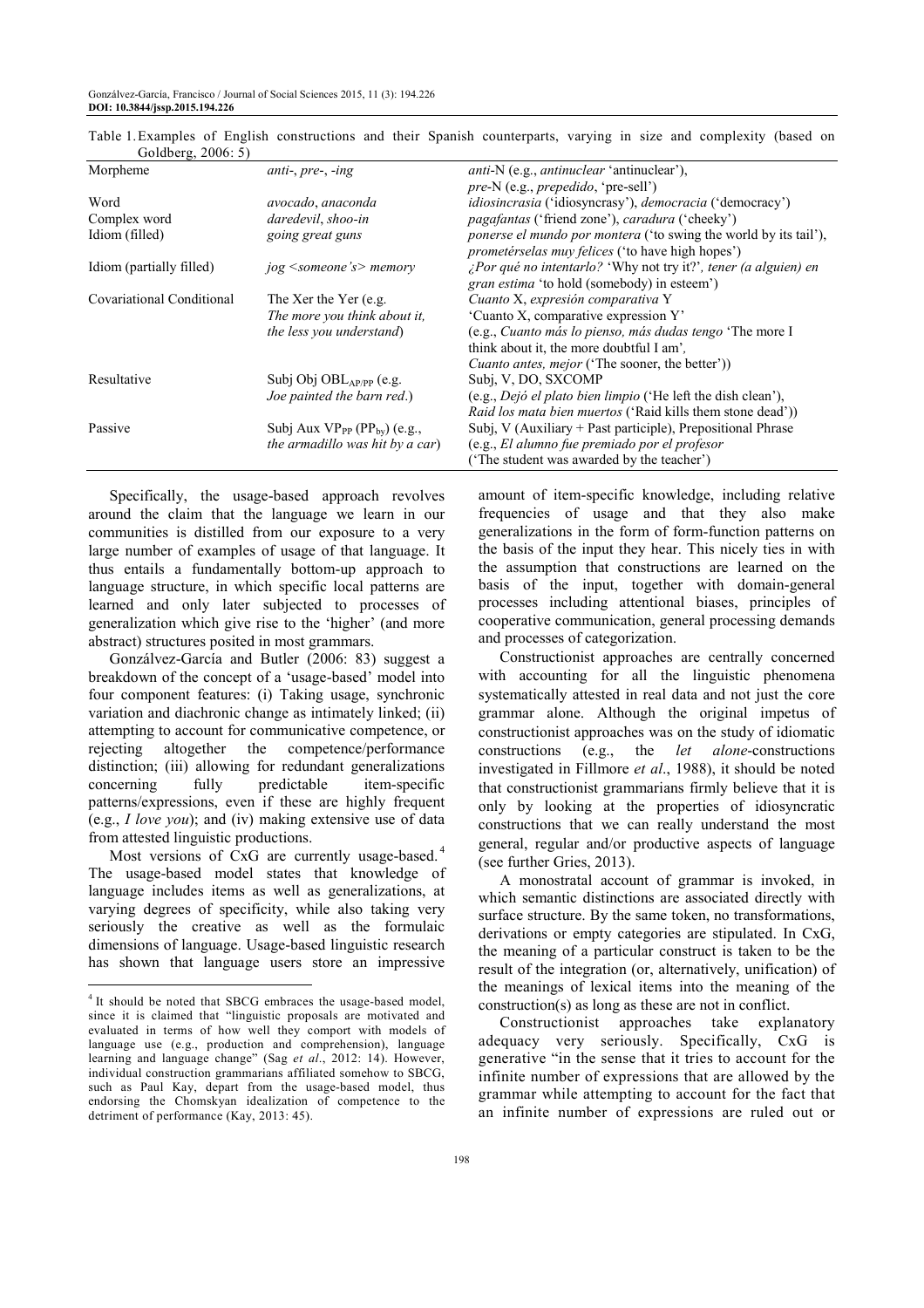Table 1. Examples of English constructions and their Spanish counterparts, varying in size and complexity (based on Goldberg, 2006: 5)

| | | |
|---|---|---|
| Morpheme | *anti-*, *pre-*, *-ing* | *anti*-N (e.g., *antinuclear* 'antinuclear'), *pre*-N (e.g., *prepedido*, 'pre-sell') |
| Word | *avocado*, *anaconda* | *idiosincrasia* ('idiosyncrasy'), *democracia* ('democracy') |
| Complex word | *daredevil*, *shoo-in* | *pagafantas* ('friend zone'), *caradura* ('cheeky') |
| Idiom (filled) | *going great guns* | *ponerse el mundo por montera* ('to swing the world by its tail'), *prometérselas muy felices* ('to have high hopes') |
| Idiom (partially filled) | *jog <someone's> memory* | *¿Por qué no intentarlo?* 'Why not try it?', *tener (a alguien) en gran estima* 'to hold (somebody) in esteem' |
| Covariational Conditional | The Xer the Yer (e.g. *The more you think about it, the less you understand*) | *Cuanto* X, *expresión comparativa* Y 'Cuanto X, comparative expression Y' (e.g., *Cuanto más lo pienso, más dudas tengo* 'The more I think about it, the more doubtful I am', *Cuanto antes, mejor* ('The sooner, the better')) |
| Resultative | Subj Obj $OBL_{AP/PP}$ (e.g. *Joe painted the barn red*.) | Subj, V, DO, SXCOMP (e.g., *Dejó el plato bien limpio* ('He left the dish clean'), *Raid los mata bien muertos* ('Raid kills them stone dead')) |
| Passive | Subj Aux $VP_{PP}$ ($PP_{by}$) (e.g., *the armadillo was hit by a car*) | Subj, V (Auxiliary + Past participle), Prepositional Phrase (e.g., *El alumno fue premiado por el profesor* ('The student was awarded by the teacher') |

Specifically, the usage-based approach revolves around the claim that the language we learn in our communities is distilled from our exposure to a very large number of examples of usage of that language. It thus entails a fundamentally bottom-up approach to language structure, in which specific local patterns are learned and only later subjected to processes of generalization which give rise to the 'higher' (and more abstract) structures posited in most grammars.

Gonzálvez-García and Butler (2006: 83) suggest a breakdown of the concept of a 'usage-based' model into four component features: (i) Taking usage, synchronic variation and diachronic change as intimately linked; (ii) attempting to account for communicative competence, or rejecting altogether the competence/performance distinction; (iii) allowing for redundant generalizations concerning fully predictable item-specific patterns/expressions, even if these are highly frequent (e.g., *I love you*); and (iv) making extensive use of data from attested linguistic productions.

Most versions of CxG are currently usage-based.[4] The usage-based model states that knowledge of language includes items as well as generalizations, at varying degrees of specificity, while also taking very seriously the creative as well as the formulaic dimensions of language. Usage-based linguistic research has shown that language users store an impressive amount of item-specific knowledge, including relative frequencies of usage and that they also make generalizations in the form of form-function patterns on the basis of the input they hear. This nicely ties in with the assumption that constructions are learned on the basis of the input, together with domain-general processes including attentional biases, principles of cooperative communication, general processing demands and processes of categorization.

Constructionist approaches are centrally concerned with accounting for all the linguistic phenomena systematically attested in real data and not just the core grammar alone. Although the original impetus of constructionist approaches was on the study of idiomatic constructions (e.g., the *let alone*-constructions investigated in Fillmore *et al*., 1988), it should be noted that constructionist grammarians firmly believe that it is only by looking at the properties of idiosyncratic constructions that we can really understand the most general, regular and/or productive aspects of language (see further Gries, 2013).

A monostratal account of grammar is invoked, in which semantic distinctions are associated directly with surface structure. By the same token, no transformations, derivations or empty categories are stipulated. In CxG, the meaning of a particular construct is taken to be the result of the integration (or, alternatively, unification) of the meanings of lexical items into the meaning of the construction(s) as long as these are not in conflict.

Constructionist approaches take explanatory adequacy very seriously. Specifically, CxG is generative "in the sense that it tries to account for the infinite number of expressions that are allowed by the grammar while attempting to account for the fact that an infinite number of expressions are ruled out or

[4] It should be noted that SBCG embraces the usage-based model, since it is claimed that "linguistic proposals are motivated and evaluated in terms of how well they comport with models of language use (e.g., production and comprehension), language learning and language change" (Sag *et al*., 2012: 14). However, individual construction grammarians affiliated somehow to SBCG, such as Paul Kay, depart from the usage-based model, thus endorsing the Chomskyan idealization of competence to the detriment of performance (Kay, 2013: 45).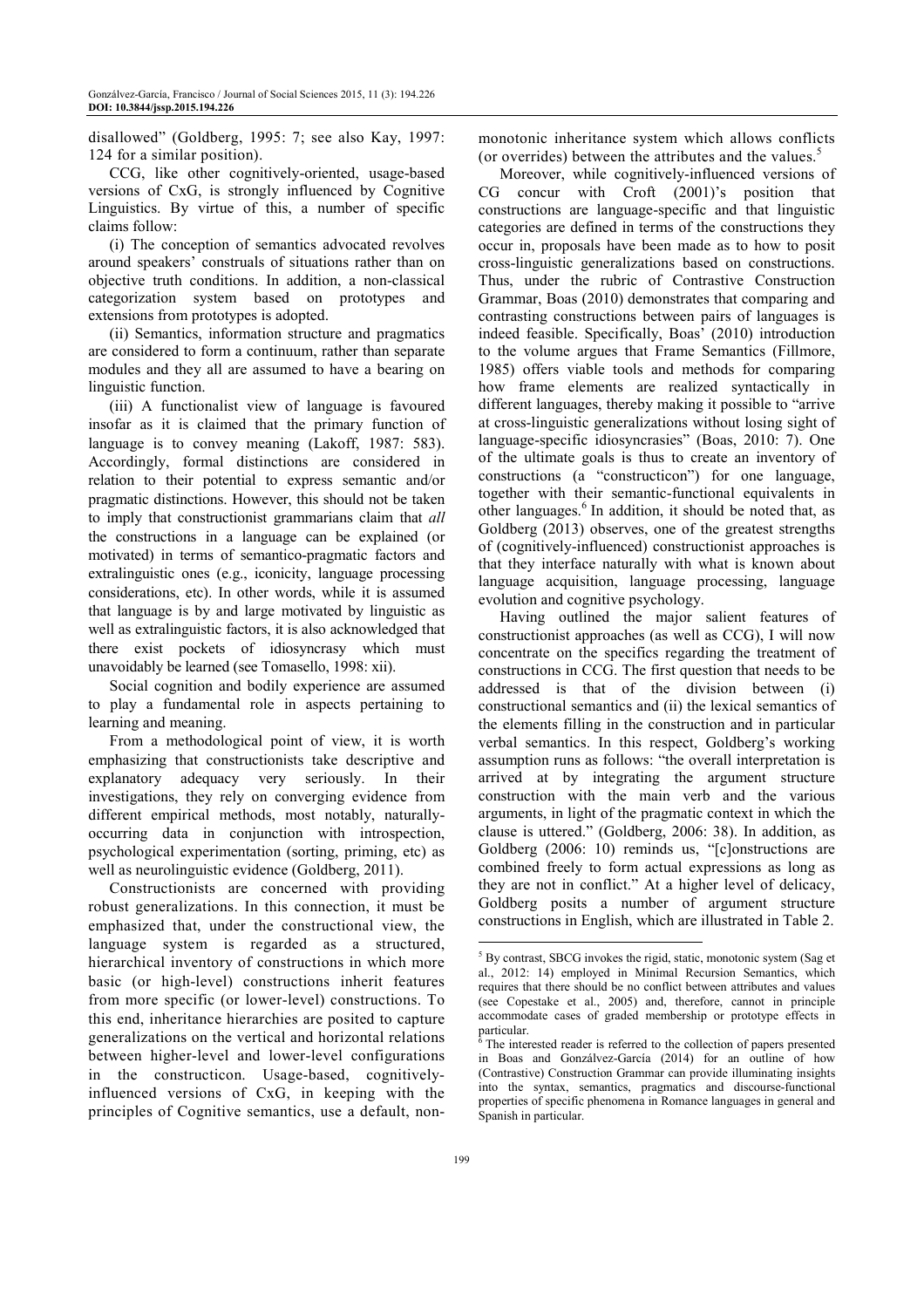disallowed" (Goldberg, 1995: 7; see also Kay, 1997: 124 for a similar position).

CCG, like other cognitively-oriented, usage-based versions of CxG, is strongly influenced by Cognitive Linguistics. By virtue of this, a number of specific claims follow:

(i) The conception of semantics advocated revolves around speakers' construals of situations rather than on objective truth conditions. In addition, a non-classical categorization system based on prototypes and extensions from prototypes is adopted.

(ii) Semantics, information structure and pragmatics are considered to form a continuum, rather than separate modules and they all are assumed to have a bearing on linguistic function.

(iii) A functionalist view of language is favoured insofar as it is claimed that the primary function of language is to convey meaning (Lakoff, 1987: 583). Accordingly, formal distinctions are considered in relation to their potential to express semantic and/or pragmatic distinctions. However, this should not be taken to imply that constructionist grammarians claim that *all* the constructions in a language can be explained (or motivated) in terms of semantico-pragmatic factors and extralinguistic ones (e.g., iconicity, language processing considerations, etc). In other words, while it is assumed that language is by and large motivated by linguistic as well as extralinguistic factors, it is also acknowledged that there exist pockets of idiosyncrasy which must unavoidably be learned (see Tomasello, 1998: xii).

Social cognition and bodily experience are assumed to play a fundamental role in aspects pertaining to learning and meaning.

From a methodological point of view, it is worth emphasizing that constructionists take descriptive and explanatory adequacy very seriously. In their investigations, they rely on converging evidence from different empirical methods, most notably, naturally-occurring data in conjunction with introspection, psychological experimentation (sorting, priming, etc) as well as neurolinguistic evidence (Goldberg, 2011).

Constructionists are concerned with providing robust generalizations. In this connection, it must be emphasized that, under the constructional view, the language system is regarded as a structured, hierarchical inventory of constructions in which more basic (or high-level) constructions inherit features from more specific (or lower-level) constructions. To this end, inheritance hierarchies are posited to capture generalizations on the vertical and horizontal relations between higher-level and lower-level configurations in the constructicon. Usage-based, cognitively-influenced versions of CxG, in keeping with the principles of Cognitive semantics, use a default, non-monotonic inheritance system which allows conflicts (or overrides) between the attributes and the values.[5]

Moreover, while cognitively-influenced versions of CG concur with Croft (2001)'s position that constructions are language-specific and that linguistic categories are defined in terms of the constructions they occur in, proposals have been made as to how to posit cross-linguistic generalizations based on constructions. Thus, under the rubric of Contrastive Construction Grammar, Boas (2010) demonstrates that comparing and contrasting constructions between pairs of languages is indeed feasible. Specifically, Boas' (2010) introduction to the volume argues that Frame Semantics (Fillmore, 1985) offers viable tools and methods for comparing how frame elements are realized syntactically in different languages, thereby making it possible to "arrive at cross-linguistic generalizations without losing sight of language-specific idiosyncrasies" (Boas, 2010: 7). One of the ultimate goals is thus to create an inventory of constructions (a "constructicon") for one language, together with their semantic-functional equivalents in other languages.[6] In addition, it should be noted that, as Goldberg (2013) observes, one of the greatest strengths of (cognitively-influenced) constructionist approaches is that they interface naturally with what is known about language acquisition, language processing, language evolution and cognitive psychology.

Having outlined the major salient features of constructionist approaches (as well as CCG), I will now concentrate on the specifics regarding the treatment of constructions in CCG. The first question that needs to be addressed is that of the division between (i) constructional semantics and (ii) the lexical semantics of the elements filling in the construction and in particular verbal semantics. In this respect, Goldberg's working assumption runs as follows: "the overall interpretation is arrived at by integrating the argument structure construction with the main verb and the various arguments, in light of the pragmatic context in which the clause is uttered." (Goldberg, 2006: 38). In addition, as Goldberg (2006: 10) reminds us, "[c]onstructions are combined freely to form actual expressions as long as they are not in conflict." At a higher level of delicacy, Goldberg posits a number of argument structure constructions in English, which are illustrated in Table 2.

---

[5] By contrast, SBCG invokes the rigid, static, monotonic system (Sag et al., 2012: 14) employed in Minimal Recursion Semantics, which requires that there should be no conflict between attributes and values (see Copestake et al., 2005) and, therefore, cannot in principle accommodate cases of graded membership or prototype effects in particular.

[6] The interested reader is referred to the collection of papers presented in Boas and Gonzálvez-García (2014) for an outline of how (Contrastive) Construction Grammar can provide illuminating insights into the syntax, semantics, pragmatics and discourse-functional properties of specific phenomena in Romance languages in general and Spanish in particular.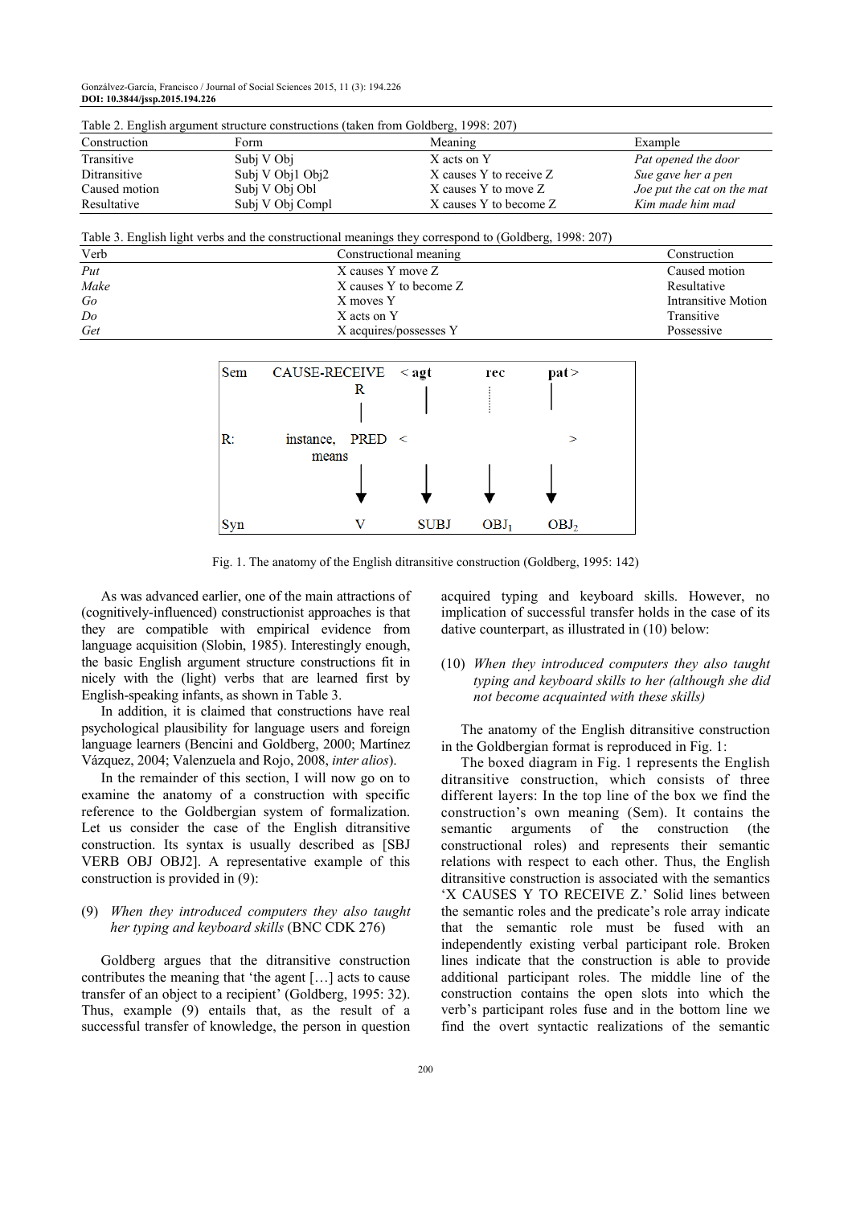Table 2. English argument structure constructions (taken from Goldberg, 1998: 207)

| Construction | Form | Meaning | Example |
|---|---|---|---|
| Transitive | Subj V Obj | X acts on Y | *Pat opened the door* |
| Ditransitive | Subj V Obj1 Obj2 | X causes Y to receive Z | *Sue gave her a pen* |
| Caused motion | Subj V Obj Obl | X causes Y to move Z | *Joe put the cat on the mat* |
| Resultative | Subj V Obj Compl | X causes Y to become Z | *Kim made him mad* |

Table 3. English light verbs and the constructional meanings they correspond to (Goldberg, 1998: 207)

| Verb | Constructional meaning | Construction |
|---|---|---|
| *Put* | X causes Y move Z | Caused motion |
| *Make* | X causes Y to become Z | Resultative |
| *Go* | X moves Y | Intransitive Motion |
| *Do* | X acts on Y | Transitive |
| *Get* | X acquires/possesses Y | Possessive |

| | | | | | |
|---|---|---|---|---|---|
| Sem | CAUSE-RECEIVE | < agt | rec | pat > | |
| | R | \| | ⋮ | \| | |
| R: | instance, means PRED | < | | | > |
| | ↓ | ↓ | ↓ | ↓ | |
| Syn | V | SUBJ | $OBJ_1$ | $OBJ_2$ | |

Fig. 1. The anatomy of the English ditransitive construction (Goldberg, 1995: 142)

As was advanced earlier, one of the main attractions of (cognitively-influenced) constructionist approaches is that they are compatible with empirical evidence from language acquisition (Slobin, 1985). Interestingly enough, the basic English argument structure constructions fit in nicely with the (light) verbs that are learned first by English-speaking infants, as shown in Table 3.

In addition, it is claimed that constructions have real psychological plausibility for language users and foreign language learners (Bencini and Goldberg, 2000; Martínez Vázquez, 2004; Valenzuela and Rojo, 2008, *inter alios*).

In the remainder of this section, I will now go on to examine the anatomy of a construction with specific reference to the Goldbergian system of formalization. Let us consider the case of the English ditransitive construction. Its syntax is usually described as [SBJ VERB OBJ OBJ2]. A representative example of this construction is provided in (9):

(9) *When they introduced computers they also taught her typing and keyboard skills* (BNC CDK 276)

Goldberg argues that the ditransitive construction contributes the meaning that 'the agent […] acts to cause transfer of an object to a recipient' (Goldberg, 1995: 32). Thus, example (9) entails that, as the result of a successful transfer of knowledge, the person in question acquired typing and keyboard skills. However, no implication of successful transfer holds in the case of its dative counterpart, as illustrated in (10) below:

(10) *When they introduced computers they also taught typing and keyboard skills to her (although she did not become acquainted with these skills)*

The anatomy of the English ditransitive construction in the Goldbergian format is reproduced in Fig. 1:

The boxed diagram in Fig. 1 represents the English ditransitive construction, which consists of three different layers: In the top line of the box we find the construction's own meaning (Sem). It contains the semantic arguments of the construction (the constructional roles) and represents their semantic relations with respect to each other. Thus, the English ditransitive construction is associated with the semantics 'X CAUSES Y TO RECEIVE Z.' Solid lines between the semantic roles and the predicate's role array indicate that the semantic role must be fused with an independently existing verbal participant role. Broken lines indicate that the construction is able to provide additional participant roles. The middle line of the construction contains the open slots into which the verb's participant roles fuse and in the bottom line we find the overt syntactic realizations of the semantic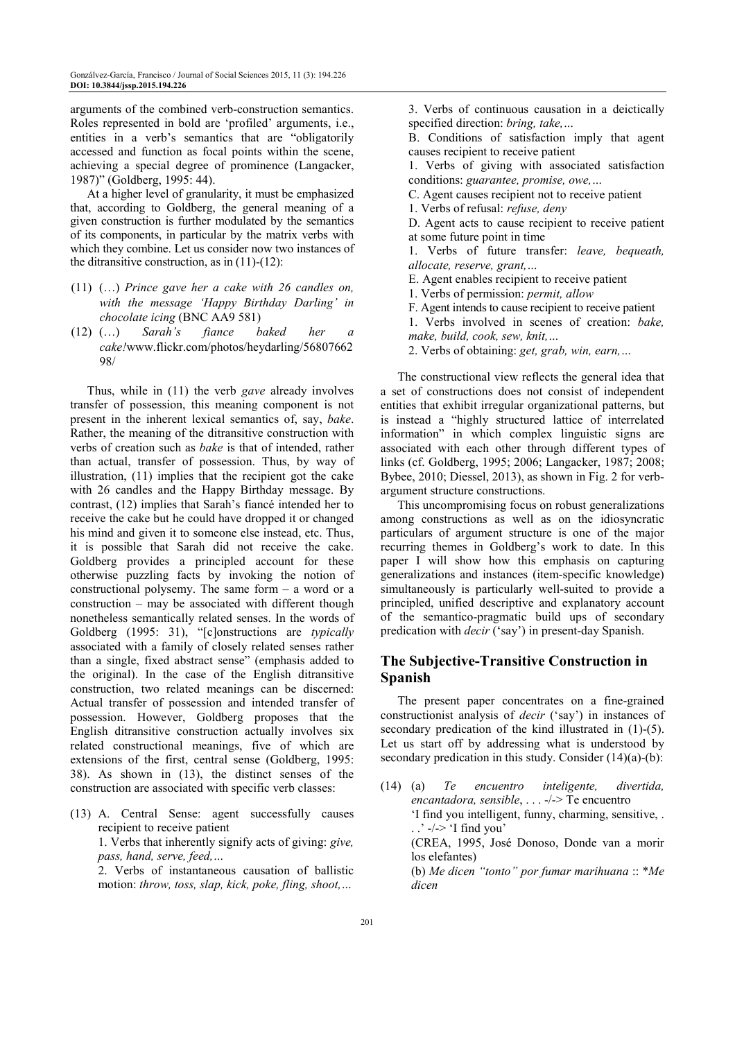arguments of the combined verb-construction semantics. Roles represented in bold are 'profiled' arguments, i.e., entities in a verb's semantics that are "obligatorily accessed and function as focal points within the scene, achieving a special degree of prominence (Langacker, 1987)" (Goldberg, 1995: 44).

At a higher level of granularity, it must be emphasized that, according to Goldberg, the general meaning of a given construction is further modulated by the semantics of its components, in particular by the matrix verbs with which they combine. Let us consider now two instances of the ditransitive construction, as in (11)-(12):

(11) (…) *Prince gave her a cake with 26 candles on, with the message 'Happy Birthday Darling' in chocolate icing* (BNC AA9 581)

(12) (…) *Sarah's fiance baked her a cake!*www.flickr.com/photos/heydarling/5680766298/

Thus, while in (11) the verb *gave* already involves transfer of possession, this meaning component is not present in the inherent lexical semantics of, say, *bake*. Rather, the meaning of the ditransitive construction with verbs of creation such as *bake* is that of intended, rather than actual, transfer of possession. Thus, by way of illustration, (11) implies that the recipient got the cake with 26 candles and the Happy Birthday message. By contrast, (12) implies that Sarah's fiancé intended her to receive the cake but he could have dropped it or changed his mind and given it to someone else instead, etc. Thus, it is possible that Sarah did not receive the cake. Goldberg provides a principled account for these otherwise puzzling facts by invoking the notion of constructional polysemy. The same form – a word or a construction – may be associated with different though nonetheless semantically related senses. In the words of Goldberg (1995: 31), "[c]onstructions are *typically* associated with a family of closely related senses rather than a single, fixed abstract sense" (emphasis added to the original). In the case of the English ditransitive construction, two related meanings can be discerned: Actual transfer of possession and intended transfer of possession. However, Goldberg proposes that the English ditransitive construction actually involves six related constructional meanings, five of which are extensions of the first, central sense (Goldberg, 1995: 38). As shown in (13), the distinct senses of the construction are associated with specific verb classes:

(13) A. Central Sense: agent successfully causes recipient to receive patient

1. Verbs that inherently signify acts of giving: *give, pass, hand, serve, feed,…*

2. Verbs of instantaneous causation of ballistic motion: *throw, toss, slap, kick, poke, fling, shoot,…*

3. Verbs of continuous causation in a deictically specified direction: *bring, take,…*

B. Conditions of satisfaction imply that agent causes recipient to receive patient

1. Verbs of giving with associated satisfaction conditions: *guarantee, promise, owe,…*

C. Agent causes recipient not to receive patient

1. Verbs of refusal: *refuse, deny*

D. Agent acts to cause recipient to receive patient at some future point in time

1. Verbs of future transfer: *leave, bequeath, allocate, reserve, grant,…*

E. Agent enables recipient to receive patient

1. Verbs of permission: *permit, allow*

F. Agent intends to cause recipient to receive patient

1. Verbs involved in scenes of creation: *bake, make, build, cook, sew, knit,…*

2. Verbs of obtaining: *get, grab, win, earn,…*

The constructional view reflects the general idea that a set of constructions does not consist of independent entities that exhibit irregular organizational patterns, but is instead a "highly structured lattice of interrelated information" in which complex linguistic signs are associated with each other through different types of links (cf. Goldberg, 1995; 2006; Langacker, 1987; 2008; Bybee, 2010; Diessel, 2013), as shown in Fig. 2 for verb-argument structure constructions.

This uncompromising focus on robust generalizations among constructions as well as on the idiosyncratic particulars of argument structure is one of the major recurring themes in Goldberg's work to date. In this paper I will show how this emphasis on capturing generalizations and instances (item-specific knowledge) simultaneously is particularly well-suited to provide a principled, unified descriptive and explanatory account of the semantico-pragmatic build ups of secondary predication with *decir* ('say') in present-day Spanish.

## The Subjective-Transitive Construction in Spanish

The present paper concentrates on a fine-grained constructionist analysis of *decir* ('say') in instances of secondary predication of the kind illustrated in (1)-(5). Let us start off by addressing what is understood by secondary predication in this study. Consider (14)(a)-(b):

(14) (a) *Te encuentro inteligente, divertida, encantadora, sensible*, . . . -/-> Te encuentro

'I find you intelligent, funny, charming, sensitive, . . .' -/-> 'I find you'

(CREA, 1995, José Donoso, Donde van a morir los elefantes)

(b) *Me dicen "tonto" por fumar marihuana* :: \**Me dicen*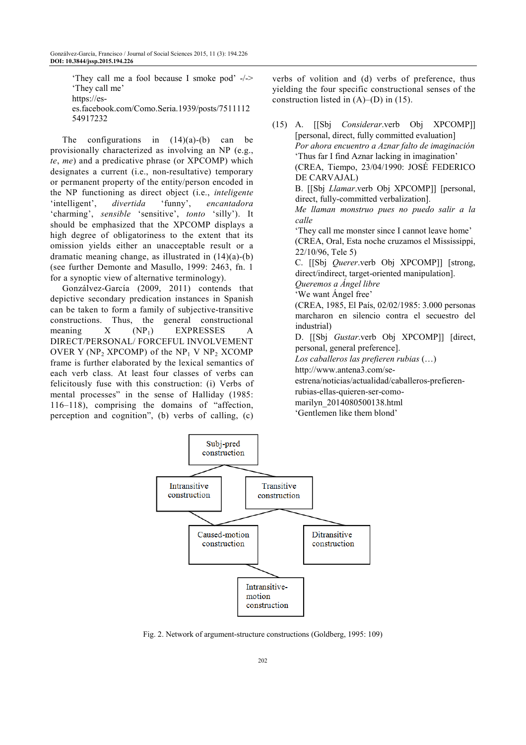'They call me a fool because I smoke pod' -/-> 'They call me'
https://es-es.facebook.com/Como.Seria.1939/posts/751111254917232

The configurations in (14)(a)-(b) can be provisionally characterized as involving an NP (e.g., *te*, *me*) and a predicative phrase (or XPCOMP) which designates a current (i.e., non-resultative) temporary or permanent property of the entity/person encoded in the NP functioning as direct object (i.e., *inteligente* 'intelligent', *divertida* 'funny', *encantadora* 'charming', *sensible* 'sensitive', *tonto* 'silly'). It should be emphasized that the XPCOMP displays a high degree of obligatoriness to the extent that its omission yields either an unacceptable result or a dramatic meaning change, as illustrated in (14)(a)-(b) (see further Demonte and Masullo, 1999: 2463, fn. 1 for a synoptic view of alternative terminology).

Gonzálvez-García (2009, 2011) contends that depictive secondary predication instances in Spanish can be taken to form a family of subjective-transitive constructions. Thus, the general constructional meaning X ($NP_1$) EXPRESSES A DIRECT/PERSONAL/ FORCEFUL INVOLVEMENT OVER Y ($NP_2$ XPCOMP) of the $NP_1$ V $NP_2$ XCOMP frame is further elaborated by the lexical semantics of each verb class. At least four classes of verbs can felicitously fuse with this construction: (i) Verbs of mental processes" in the sense of Halliday (1985: 116–118), comprising the domains of "affection, perception and cognition", (b) verbs of calling, (c) verbs of volition and (d) verbs of preference, thus yielding the four specific constructional senses of the construction listed in (A)–(D) in (15).

(15) A. [[Sbj *Considerar*.verb Obj XPCOMP]] [personal, direct, fully committed evaluation]
*Por ahora encuentro a Aznar falto de imaginación*
'Thus far I find Aznar lacking in imagination'
(CREA, Tiempo, 23/04/1990: JOSÉ FEDERICO DE CARVAJAL)
B. [[Sbj *Llamar*.verb Obj XPCOMP]] [personal, direct, fully-committed verbalization].
*Me llaman monstruo pues no puedo salir a la calle*
'They call me monster since I cannot leave home'
(CREA, Oral, Esta noche cruzamos el Mississippi, 22/10/96, Tele 5)
C. [[Sbj *Querer*.verb Obj XPCOMP]] [strong, direct/indirect, target-oriented manipulation].
*Queremos a Ángel libre*
'We want Ángel free'
(CREA, 1985, El País, 02/02/1985: 3.000 personas marcharon en silencio contra el secuestro del industrial)
D. [[Sbj *Gustar*.verb Obj XPCOMP]] [direct, personal, general preference].
*Los caballeros las prefieren rubias* (…)
http://www.antena3.com/se-estrena/noticias/actualidad/caballeros-prefieren-rubias-ellas-quieren-ser-como-marilyn_2014080500138.html
'Gentlemen like them blond'

Fig. 2. Network of argument-structure constructions (Goldberg, 1995: 109)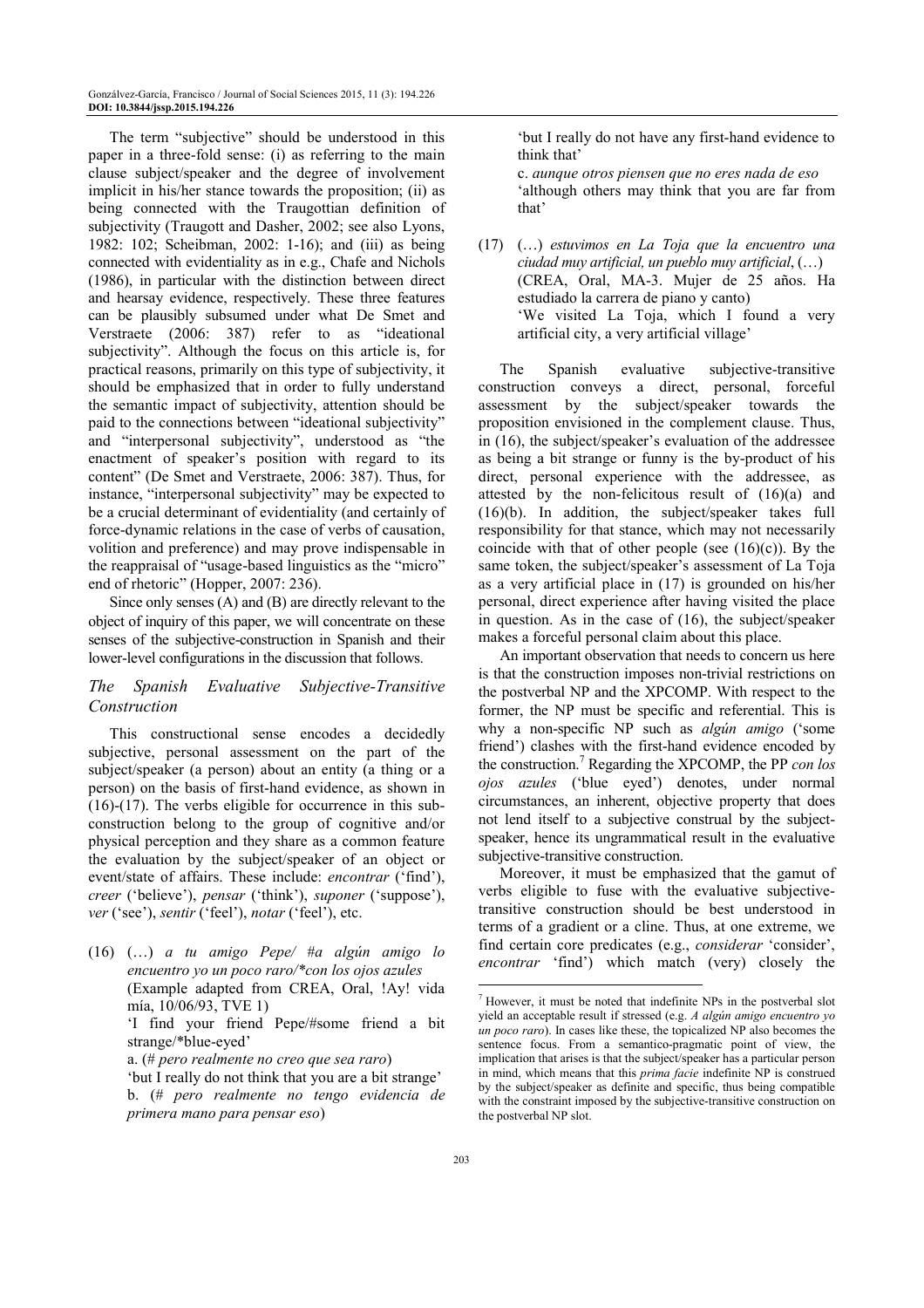The term "subjective" should be understood in this paper in a three-fold sense: (i) as referring to the main clause subject/speaker and the degree of involvement implicit in his/her stance towards the proposition; (ii) as being connected with the Traugottian definition of subjectivity (Traugott and Dasher, 2002; see also Lyons, 1982: 102; Scheibman, 2002: 1-16); and (iii) as being connected with evidentiality as in e.g., Chafe and Nichols (1986), in particular with the distinction between direct and hearsay evidence, respectively. These three features can be plausibly subsumed under what De Smet and Verstraete (2006: 387) refer to as "ideational subjectivity". Although the focus on this article is, for practical reasons, primarily on this type of subjectivity, it should be emphasized that in order to fully understand the semantic impact of subjectivity, attention should be paid to the connections between "ideational subjectivity" and "interpersonal subjectivity", understood as "the enactment of speaker's position with regard to its content" (De Smet and Verstraete, 2006: 387). Thus, for instance, "interpersonal subjectivity" may be expected to be a crucial determinant of evidentiality (and certainly of force-dynamic relations in the case of verbs of causation, volition and preference) and may prove indispensable in the reappraisal of "usage-based linguistics as the "micro" end of rhetoric" (Hopper, 2007: 236).

Since only senses (A) and (B) are directly relevant to the object of inquiry of this paper, we will concentrate on these senses of the subjective-construction in Spanish and their lower-level configurations in the discussion that follows.

### *The Spanish Evaluative Subjective-Transitive Construction*

This constructional sense encodes a decidedly subjective, personal assessment on the part of the subject/speaker (a person) about an entity (a thing or a person) on the basis of first-hand evidence, as shown in (16)-(17). The verbs eligible for occurrence in this sub-construction belong to the group of cognitive and/or physical perception and they share as a common feature the evaluation by the subject/speaker of an object or event/state of affairs. These include: *encontrar* ('find'), *creer* ('believe'), *pensar* ('think'), *suponer* ('suppose'), *ver* ('see'), *sentir* ('feel'), *notar* ('feel'), etc.

(16) (…) *a tu amigo Pepe/ #a algún amigo lo encuentro yo un poco raro/\*con los ojos azules* (Example adapted from CREA, Oral, !Ay! vida mía, 10/06/93, TVE 1)
'I find your friend Pepe/#some friend a bit strange/*blue-eyed'
a. (*# pero realmente no creo que sea raro*)
'but I really do not think that you are a bit strange'
b. (*# pero realmente no tengo evidencia de primera mano para pensar eso*)
'but I really do not have any first-hand evidence to think that'
c. *aunque otros piensen que no eres nada de eso*
'although others may think that you are far from that'

(17) (…) *estuvimos en La Toja que la encuentro una ciudad muy artificial, un pueblo muy artificial*, (…) (CREA, Oral, MA-3. Mujer de 25 años. Ha estudiado la carrera de piano y canto)
'We visited La Toja, which I found a very artificial city, a very artificial village'

The Spanish evaluative subjective-transitive construction conveys a direct, personal, forceful assessment by the subject/speaker towards the proposition envisioned in the complement clause. Thus, in (16), the subject/speaker's evaluation of the addressee as being a bit strange or funny is the by-product of his direct, personal experience with the addressee, as attested by the non-felicitous result of (16)(a) and (16)(b). In addition, the subject/speaker takes full responsibility for that stance, which may not necessarily coincide with that of other people (see (16)(c)). By the same token, the subject/speaker's assessment of La Toja as a very artificial place in (17) is grounded on his/her personal, direct experience after having visited the place in question. As in the case of (16), the subject/speaker makes a forceful personal claim about this place.

An important observation that needs to concern us here is that the construction imposes non-trivial restrictions on the postverbal NP and the XPCOMP. With respect to the former, the NP must be specific and referential. This is why a non-specific NP such as *algún amigo* ('some friend') clashes with the first-hand evidence encoded by the construction.[7] Regarding the XPCOMP, the PP *con los ojos azules* ('blue eyed') denotes, under normal circumstances, an inherent, objective property that does not lend itself to a subjective construal by the subject-speaker, hence its ungrammatical result in the evaluative subjective-transitive construction.

Moreover, it must be emphasized that the gamut of verbs eligible to fuse with the evaluative subjective-transitive construction should be best understood in terms of a gradient or a cline. Thus, at one extreme, we find certain core predicates (e.g., *considerar* 'consider', *encontrar* 'find') which match (very) closely the

[7] However, it must be noted that indefinite NPs in the postverbal slot yield an acceptable result if stressed (e.g. *A algún amigo encuentro yo un poco raro*). In cases like these, the topicalized NP also becomes the sentence focus. From a semantico-pragmatic point of view, the implication that arises is that the subject/speaker has a particular person in mind, which means that this *prima facie* indefinite NP is construed by the subject/speaker as definite and specific, thus being compatible with the constraint imposed by the subjective-transitive construction on the postverbal NP slot.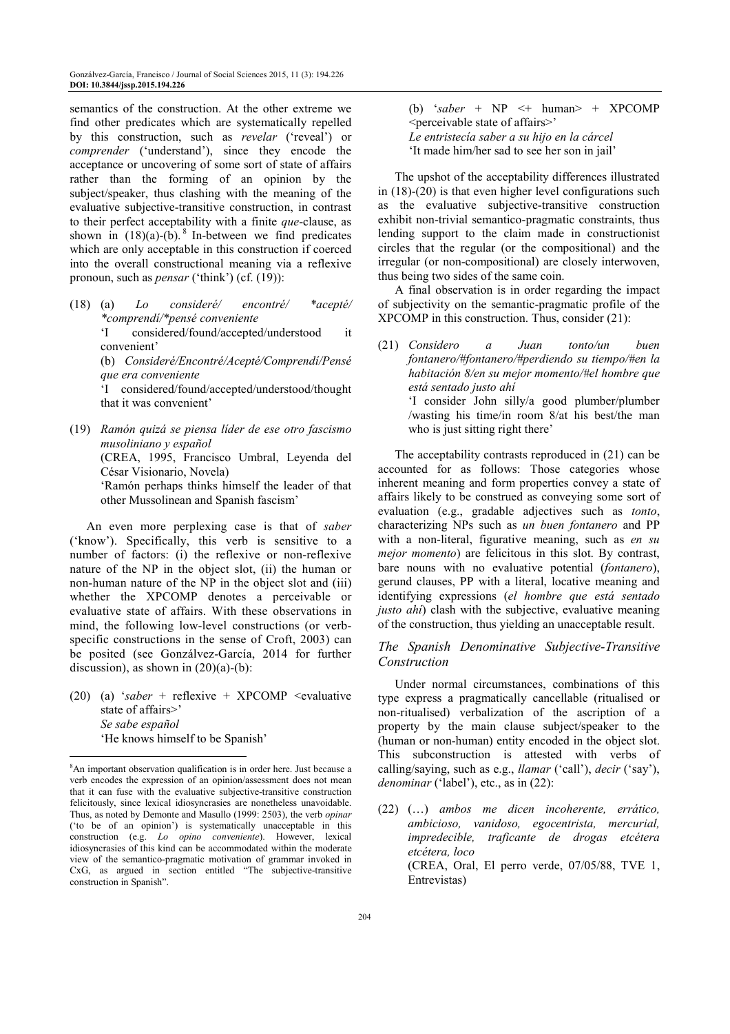semantics of the construction. At the other extreme we find other predicates which are systematically repelled by this construction, such as *revelar* ('reveal') or *comprender* ('understand'), since they encode the acceptance or uncovering of some sort of state of affairs rather than the forming of an opinion by the subject/speaker, thus clashing with the meaning of the evaluative subjective-transitive construction, in contrast to their perfect acceptability with a finite *que*-clause, as shown in (18)(a)-(b).[8] In-between we find predicates which are only acceptable in this construction if coerced into the overall constructional meaning via a reflexive pronoun, such as *pensar* ('think') (cf. (19)):

(18) (a) *Lo consideré/ encontré/ \*acepté/ \*comprendí/\*pensé conveniente*
'I considered/found/accepted/understood it convenient'
(b) *Consideré/Encontré/Acepté/Comprendí/Pensé que era conveniente*
'I considered/found/accepted/understood/thought that it was convenient'

(19) *Ramón quizá se piensa líder de ese otro fascismo musoliniano y español*
(CREA, 1995, Francisco Umbral, Leyenda del César Visionario, Novela)
'Ramón perhaps thinks himself the leader of that other Mussolinean and Spanish fascism'

An even more perplexing case is that of *saber* ('know'). Specifically, this verb is sensitive to a number of factors: (i) the reflexive or non-reflexive nature of the NP in the object slot, (ii) the human or non-human nature of the NP in the object slot and (iii) whether the XPCOMP denotes a perceivable or evaluative state of affairs. With these observations in mind, the following low-level constructions (or verb-specific constructions in the sense of Croft, 2003) can be posited (see Gonzálvez-García, 2014 for further discussion), as shown in (20)(a)-(b):

(20) (a) '*saber* + reflexive + XPCOMP <evaluative state of affairs>'
*Se sabe español*
'He knows himself to be Spanish'
(b) '*saber* + NP <+ human> + XPCOMP <perceivable state of affairs>'
*Le entristecía saber a su hijo en la cárcel*
'It made him/her sad to see her son in jail'

The upshot of the acceptability differences illustrated in (18)-(20) is that even higher level configurations such as the evaluative subjective-transitive construction exhibit non-trivial semantico-pragmatic constraints, thus lending support to the claim made in constructionist circles that the regular (or the compositional) and the irregular (or non-compositional) are closely interwoven, thus being two sides of the same coin.

A final observation is in order regarding the impact of subjectivity on the semantic-pragmatic profile of the XPCOMP in this construction. Thus, consider (21):

(21) *Considero a Juan tonto/un buen fontanero/#fontanero/#perdiendo su tiempo/#en la habitación 8/en su mejor momento/#el hombre que está sentado justo ahí*
'I consider John silly/a good plumber/plumber /wasting his time/in room 8/at his best/the man who is just sitting right there'

The acceptability contrasts reproduced in (21) can be accounted for as follows: Those categories whose inherent meaning and form properties convey a state of affairs likely to be construed as conveying some sort of evaluation (e.g., gradable adjectives such as *tonto*, characterizing NPs such as *un buen fontanero* and PP with a non-literal, figurative meaning, such as *en su mejor momento*) are felicitous in this slot. By contrast, bare nouns with no evaluative potential (*fontanero*), gerund clauses, PP with a literal, locative meaning and identifying expressions (*el hombre que está sentado justo ahí*) clash with the subjective, evaluative meaning of the construction, thus yielding an unacceptable result.

### *The Spanish Denominative Subjective-Transitive Construction*

Under normal circumstances, combinations of this type express a pragmatically cancellable (ritualised or non-ritualised) verbalization of the ascription of a property by the main clause subject/speaker to the (human or non-human) entity encoded in the object slot. This subconstruction is attested with verbs of calling/saying, such as e.g., *llamar* ('call'), *decir* ('say'), *denominar* ('label'), etc., as in (22):

(22) (…) *ambos me dicen incoherente, errático, ambicioso, vanidoso, egocentrista, mercurial, impredecible, traficante de drogas etcétera etcétera, loco*
(CREA, Oral, El perro verde, 07/05/88, TVE 1, Entrevistas)

---

[8] An important observation qualification is in order here. Just because a verb encodes the expression of an opinion/assessment does not mean that it can fuse with the evaluative subjective-transitive construction felicitously, since lexical idiosyncrasies are nonetheless unavoidable. Thus, as noted by Demonte and Masullo (1999: 2503), the verb *opinar* ('to be of an opinion') is systematically unacceptable in this construction (e.g. *Lo opino conveniente*). However, lexical idiosyncrasies of this kind can be accommodated within the moderate view of the semantico-pragmatic motivation of grammar invoked in CxG, as argued in section entitled "The subjective-transitive construction in Spanish".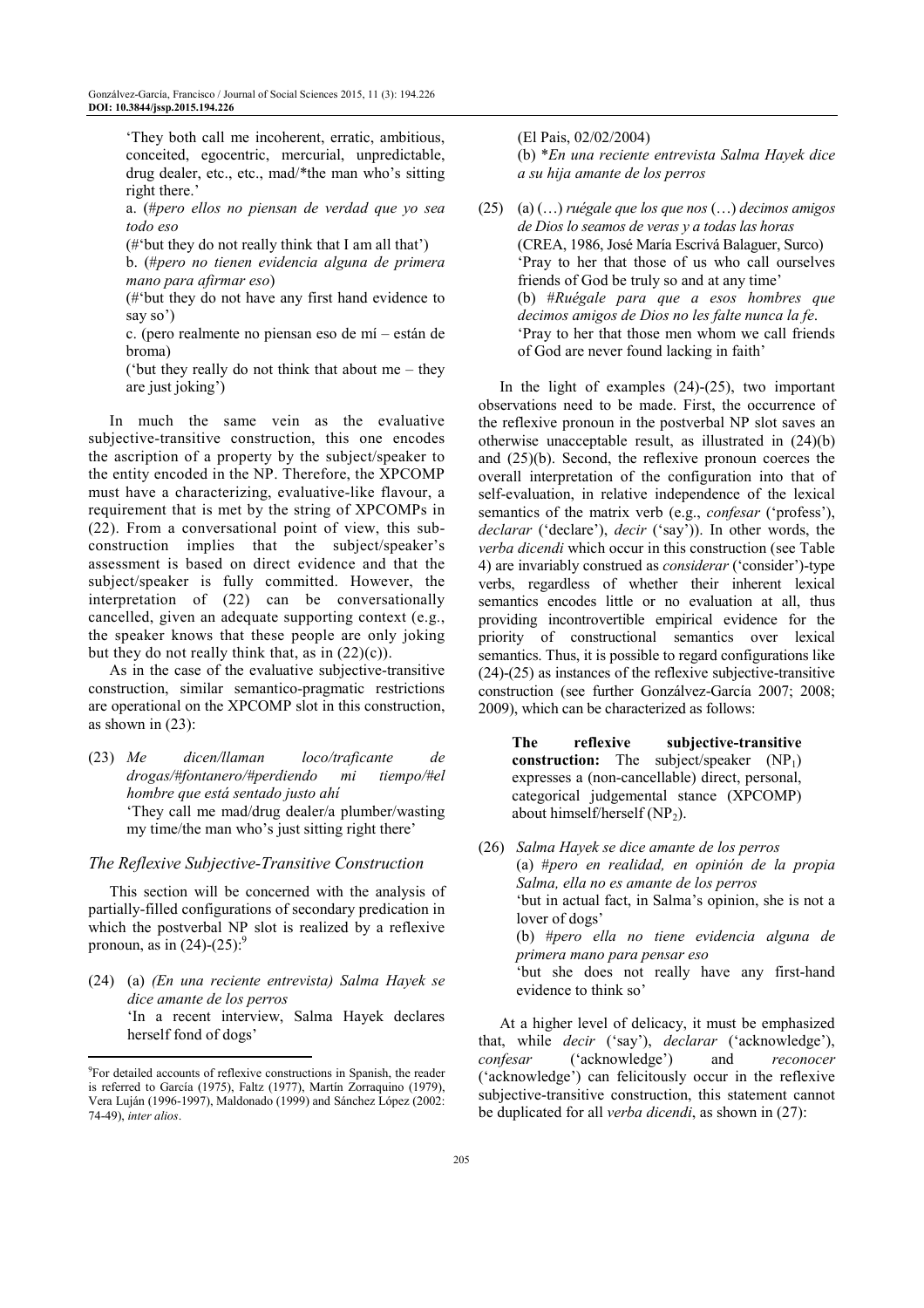'They both call me incoherent, erratic, ambitious, conceited, egocentric, mercurial, unpredictable, drug dealer, etc., etc., mad/*the man who's sitting right there.'

a. (#*pero ellos no piensan de verdad que yo sea todo eso*

(#'but they do not really think that I am all that')

b. (#*pero no tienen evidencia alguna de primera mano para afirmar eso*)

(#'but they do not have any first hand evidence to say so')

c. (pero realmente no piensan eso de mí – están de broma)

('but they really do not think that about me – they are just joking')

In much the same vein as the evaluative subjective-transitive construction, this one encodes the ascription of a property by the subject/speaker to the entity encoded in the NP. Therefore, the XPCOMP must have a characterizing, evaluative-like flavour, a requirement that is met by the string of XPCOMPs in (22). From a conversational point of view, this sub-construction implies that the subject/speaker's assessment is based on direct evidence and that the subject/speaker is fully committed. However, the interpretation of (22) can be conversationally cancelled, given an adequate supporting context (e.g., the speaker knows that these people are only joking but they do not really think that, as in (22)(c)).

As in the case of the evaluative subjective-transitive construction, similar semantico-pragmatic restrictions are operational on the XPCOMP slot in this construction, as shown in (23):

(23) *Me dicen/llaman loco/traficante de drogas/#fontanero/#perdiendo mi tiempo/#el hombre que está sentado justo ahí*

'They call me mad/drug dealer/a plumber/wasting my time/the man who's just sitting right there'

### *The Reflexive Subjective-Transitive Construction*

This section will be concerned with the analysis of partially-filled configurations of secondary predication in which the postverbal NP slot is realized by a reflexive pronoun, as in (24)-(25):[9]

(24) (a) *(En una reciente entrevista) Salma Hayek se dice amante de los perros*

'In a recent interview, Salma Hayek declares herself fond of dogs'

(El Pais, 02/02/2004)

(b) **En una reciente entrevista Salma Hayek dice a su hija amante de los perros*

(25) (a) (…) *ruégale que los que nos* (…) *decimos amigos de Dios lo seamos de veras y a todas las horas*

(CREA, 1986, José María Escrivá Balaguer, Surco)

'Pray to her that those of us who call ourselves friends of God be truly so and at any time'

(b) #*Ruégale para que a esos hombres que decimos amigos de Dios no les falte nunca la fe*.

'Pray to her that those men whom we call friends of God are never found lacking in faith'

In the light of examples (24)-(25), two important observations need to be made. First, the occurrence of the reflexive pronoun in the postverbal NP slot saves an otherwise unacceptable result, as illustrated in (24)(b) and (25)(b). Second, the reflexive pronoun coerces the overall interpretation of the configuration into that of self-evaluation, in relative independence of the lexical semantics of the matrix verb (e.g., *confesar* ('profess'), *declarar* ('declare'), *decir* ('say')). In other words, the *verba dicendi* which occur in this construction (see Table 4) are invariably construed as *considerar* ('consider')-type verbs, regardless of whether their inherent lexical semantics encodes little or no evaluation at all, thus providing incontrovertible empirical evidence for the priority of constructional semantics over lexical semantics. Thus, it is possible to regard configurations like (24)-(25) as instances of the reflexive subjective-transitive construction (see further Gonzálvez-García 2007; 2008; 2009), which can be characterized as follows:

**The reflexive subjective-transitive construction:** The subject/speaker ($NP_1$) expresses a (non-cancellable) direct, personal, categorical judgemental stance (XPCOMP) about himself/herself ($NP_2$).

(26) *Salma Hayek se dice amante de los perros*

(a) #*pero en realidad, en opinión de la propia Salma, ella no es amante de los perros*

'but in actual fact, in Salma's opinion, she is not a lover of dogs'

(b) #*pero ella no tiene evidencia alguna de primera mano para pensar eso*

'but she does not really have any first-hand evidence to think so'

At a higher level of delicacy, it must be emphasized that, while *decir* ('say'), *declarar* ('acknowledge'), *confesar* ('acknowledge') and *reconocer* ('acknowledge') can felicitously occur in the reflexive subjective-transitive construction, this statement cannot be duplicated for all *verba dicendi*, as shown in (27):

---

[9]For detailed accounts of reflexive constructions in Spanish, the reader is referred to García (1975), Faltz (1977), Martín Zorraquino (1979), Vera Luján (1996-1997), Maldonado (1999) and Sánchez López (2002: 74-49), *inter alios*.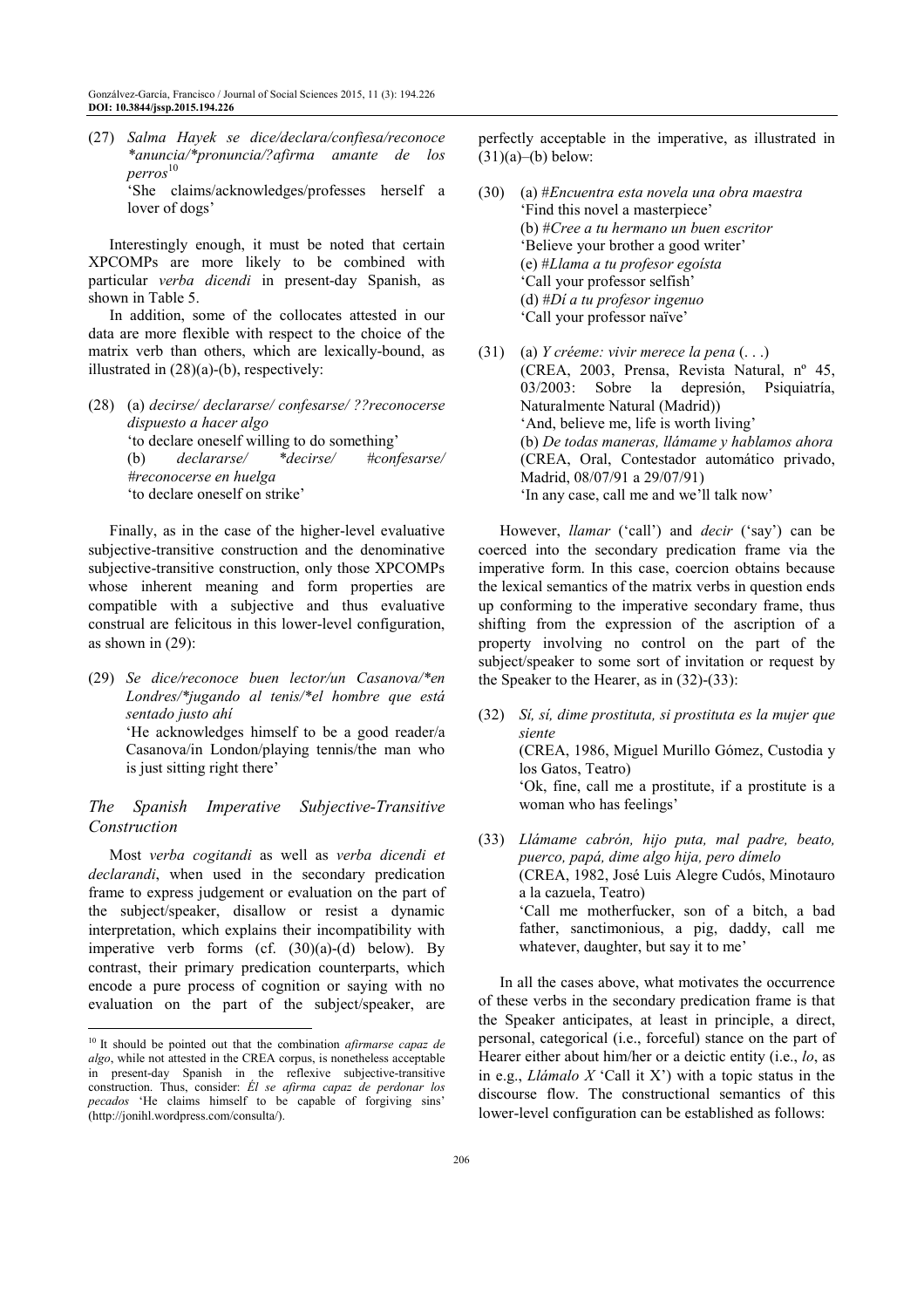(27) *Salma Hayek se dice/declara/confiesa/reconoce \*anuncia/\*pronuncia/?afirma amante de los perros*[10]
'She claims/acknowledges/professes herself a lover of dogs'

Interestingly enough, it must be noted that certain XPCOMPs are more likely to be combined with particular *verba dicendi* in present-day Spanish, as shown in Table 5.

In addition, some of the collocates attested in our data are more flexible with respect to the choice of the matrix verb than others, which are lexically-bound, as illustrated in (28)(a)-(b), respectively:

(28) (a) *decirse/ declararse/ confesarse/ ??reconocerse dispuesto a hacer algo*
'to declare oneself willing to do something'
(b) *declararse/ \*decirse/ #confesarse/ #reconocerse en huelga*
'to declare oneself on strike'

Finally, as in the case of the higher-level evaluative subjective-transitive construction and the denominative subjective-transitive construction, only those XPCOMPs whose inherent meaning and form properties are compatible with a subjective and thus evaluative construal are felicitous in this lower-level configuration, as shown in (29):

(29) *Se dice/reconoce buen lector/un Casanova/\*en Londres/\*jugando al tenis/\*el hombre que está sentado justo ahí*
'He acknowledges himself to be a good reader/a Casanova/in London/playing tennis/the man who is just sitting right there'

### *The Spanish Imperative Subjective-Transitive Construction*

Most *verba cogitandi* as well as *verba dicendi et declarandi*, when used in the secondary predication frame to express judgement or evaluation on the part of the subject/speaker, disallow or resist a dynamic interpretation, which explains their incompatibility with imperative verb forms (cf. (30)(a)-(d) below). By contrast, their primary predication counterparts, which encode a pure process of cognition or saying with no evaluation on the part of the subject/speaker, are perfectly acceptable in the imperative, as illustrated in (31)(a)–(b) below:

(30) (a) #*Encuentra esta novela una obra maestra*
'Find this novel a masterpiece'
(b) #*Cree a tu hermano un buen escritor*
'Believe your brother a good writer'
(c) #*Llama a tu profesor egoísta*
'Call your professor selfish'
(d) #*Dí a tu profesor ingenuo*
'Call your professor naïve'

(31) (a) *Y créeme: vivir merece la pena* (. . .)
(CREA, 2003, Prensa, Revista Natural, nº 45, 03/2003: Sobre la depresión, Psiquiatría, Naturalmente Natural (Madrid))
'And, believe me, life is worth living'
(b) *De todas maneras, llámame y hablamos ahora*
(CREA, Oral, Contestador automático privado, Madrid, 08/07/91 a 29/07/91)
'In any case, call me and we'll talk now'

However, *llamar* ('call') and *decir* ('say') can be coerced into the secondary predication frame via the imperative form. In this case, coercion obtains because the lexical semantics of the matrix verbs in question ends up conforming to the imperative secondary frame, thus shifting from the expression of the ascription of a property involving no control on the part of the subject/speaker to some sort of invitation or request by the Speaker to the Hearer, as in (32)-(33):

(32) *Sí, sí, dime prostituta, si prostituta es la mujer que siente*
(CREA, 1986, Miguel Murillo Gómez, Custodia y los Gatos, Teatro)
'Ok, fine, call me a prostitute, if a prostitute is a woman who has feelings'

(33) *Llámame cabrón, hijo puta, mal padre, beato, puerco, papá, dime algo hija, pero dímelo*
(CREA, 1982, José Luis Alegre Cudós, Minotauro a la cazuela, Teatro)
'Call me motherfucker, son of a bitch, a bad father, sanctimonious, a pig, daddy, call me whatever, daughter, but say it to me'

In all the cases above, what motivates the occurrence of these verbs in the secondary predication frame is that the Speaker anticipates, at least in principle, a direct, personal, categorical (i.e., forceful) stance on the part of Hearer either about him/her or a deictic entity (i.e., *lo*, as in e.g., *Llámalo X* 'Call it X') with a topic status in the discourse flow. The constructional semantics of this lower-level configuration can be established as follows:

---

[10] It should be pointed out that the combination *afirmarse capaz de algo*, while not attested in the CREA corpus, is nonetheless acceptable in present-day Spanish in the reflexive subjective-transitive construction. Thus, consider: *Él se afirma capaz de perdonar los pecados* 'He claims himself to be capable of forgiving sins' (http://jonihl.wordpress.com/consulta/).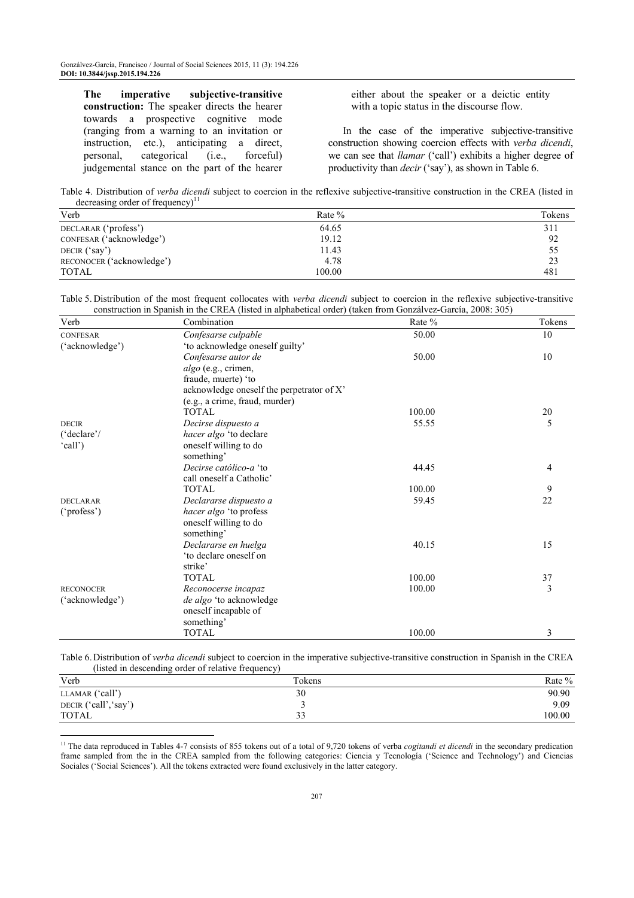**The imperative subjective-transitive construction:** The speaker directs the hearer towards a prospective cognitive mode (ranging from a warning to an invitation or instruction, etc.), anticipating a direct, personal, categorical (i.e., forceful) judgemental stance on the part of the hearer either about the speaker or a deictic entity with a topic status in the discourse flow.

In the case of the imperative subjective-transitive construction showing coercion effects with *verba dicendi*, we can see that *llamar* ('call') exhibits a higher degree of productivity than *decir* ('say'), as shown in Table 6.

Table 4. Distribution of *verba dicendi* subject to coercion in the reflexive subjective-transitive construction in the CREA (listed in decreasing order of frequency)[11]

| Verb | Rate % | Tokens |
|---|---|---|
| DECLARAR ('profess') | 64.65 | 311 |
| CONFESAR ('acknowledge') | 19.12 | 92 |
| DECIR ('say') | 11.43 | 55 |
| RECONOCER ('acknowledge') | 4.78 | 23 |
| TOTAL | 100.00 | 481 |

Table 5. Distribution of the most frequent collocates with *verba dicendi* subject to coercion in the reflexive subjective-transitive construction in Spanish in the CREA (listed in alphabetical order) (taken from Gonzálvez-García, 2008: 305)

| Verb | Combination | Rate % | Tokens |
|---|---|---|---|
| CONFESAR ('acknowledge') | *Confesarse culpable* 'to acknowledge oneself guilty' | 50.00 | 10 |
| | *Confesarse autor de algo* (e.g., crimen, fraude, muerte) 'to acknowledge oneself the perpetrator of X' (e.g., a crime, fraud, murder) | 50.00 | 10 |
| | TOTAL | 100.00 | 20 |
| DECIR ('declare'/ 'call') | *Decirse dispuesto a hacer algo* 'to declare oneself willing to do something' | 55.55 | 5 |
| | *Decirse católico-a* 'to call oneself a Catholic' | 44.45 | 4 |
| | TOTAL | 100.00 | 9 |
| DECLARAR ('profess') | *Declararse dispuesto a hacer algo* 'to profess oneself willing to do something' | 59.45 | 22 |
| | *Declararse en huelga* 'to declare oneself on strike' | 40.15 | 15 |
| | TOTAL | 100.00 | 37 |
| RECONOCER ('acknowledge') | *Reconocerse incapaz de algo* 'to acknowledge oneself incapable of something' | 100.00 | 3 |
| | TOTAL | 100.00 | 3 |

Table 6. Distribution of *verba dicendi* subject to coercion in the imperative subjective-transitive construction in Spanish in the CREA (listed in descending order of relative frequency)

| Verb | Tokens | Rate % |
|---|---|---|
| LLAMAR ('call') | 30 | 90.90 |
| DECIR ('call','say') | 3 | 9.09 |
| TOTAL | 33 | 100.00 |

[11] The data reproduced in Tables 4-7 consists of 855 tokens out of a total of 9,720 tokens of verba *cogitandi et dicendi* in the secondary predication frame sampled from the in the CREA sampled from the following categories: Ciencia y Tecnología ('Science and Technology') and Ciencias Sociales ('Social Sciences'). All the tokens extracted were found exclusively in the latter category.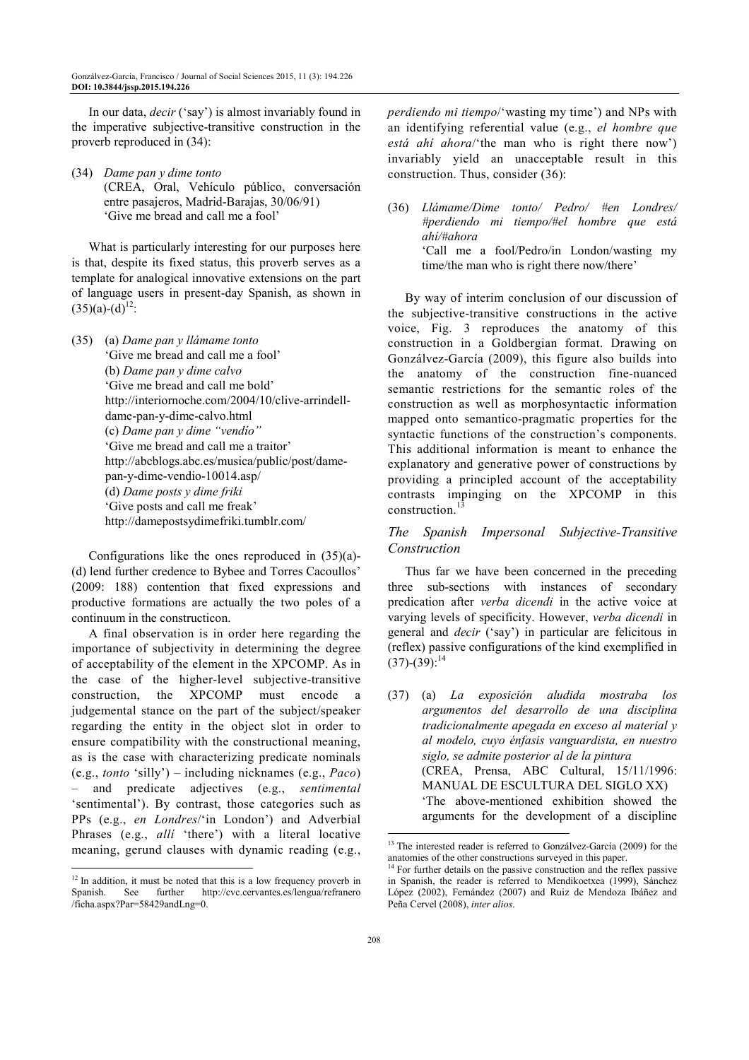In our data, *decir* ('say') is almost invariably found in the imperative subjective-transitive construction in the proverb reproduced in (34):

(34) *Dame pan y dime tonto*
(CREA, Oral, Vehículo público, conversación entre pasajeros, Madrid-Barajas, 30/06/91)
'Give me bread and call me a fool'

What is particularly interesting for our purposes here is that, despite its fixed status, this proverb serves as a template for analogical innovative extensions on the part of language users in present-day Spanish, as shown in (35)(a)-(d)[12]:

(35) (a) *Dame pan y llámame tonto*
'Give me bread and call me a fool'
(b) *Dame pan y dime calvo*
'Give me bread and call me bold'
http://interiornoche.com/2004/10/clive-arrindell-dame-pan-y-dime-calvo.html
(c) *Dame pan y dime "vendío"*
'Give me bread and call me a traitor'
http://abcblogs.abc.es/musica/public/post/dame-pan-y-dime-vendio-10014.asp/
(d) *Dame posts y dime friki*
'Give posts and call me freak'
http://damepostsydimefriki.tumblr.com/

Configurations like the ones reproduced in (35)(a)-(d) lend further credence to Bybee and Torres Cacoullos' (2009: 188) contention that fixed expressions and productive formations are actually the two poles of a continuum in the constructicon.

A final observation is in order here regarding the importance of subjectivity in determining the degree of acceptability of the element in the XPCOMP. As in the case of the higher-level subjective-transitive construction, the XPCOMP must encode a judgemental stance on the part of the subject/speaker regarding the entity in the object slot in order to ensure compatibility with the constructional meaning, as is the case with characterizing predicate nominals (e.g., *tonto* 'silly') – including nicknames (e.g., *Paco*) – and predicate adjectives (e.g., *sentimental* 'sentimental'). By contrast, those categories such as PPs (e.g., *en Londres*/'in London') and Adverbial Phrases (e.g., *allí* 'there') with a literal locative meaning, gerund clauses with dynamic reading (e.g., *perdiendo mi tiempo*/'wasting my time') and NPs with an identifying referential value (e.g., *el hombre que está ahí ahora*/'the man who is right there now') invariably yield an unacceptable result in this construction. Thus, consider (36):

(36) *Llámame/Dime tonto/ Pedro/ #en Londres/ #perdiendo mi tiempo/#el hombre que está ahí/#ahora*
'Call me a fool/Pedro/in London/wasting my time/the man who is right there now/there'

By way of interim conclusion of our discussion of the subjective-transitive constructions in the active voice, Fig. 3 reproduces the anatomy of this construction in a Goldbergian format. Drawing on Gonzálvez-García (2009), this figure also builds into the anatomy of the construction fine-nuanced semantic restrictions for the semantic roles of the construction as well as morphosyntactic information mapped onto semantico-pragmatic properties for the syntactic functions of the construction's components. This additional information is meant to enhance the explanatory and generative power of constructions by providing a principled account of the acceptability contrasts impinging on the XPCOMP in this construction.[13]

### *The Spanish Impersonal Subjective-Transitive Construction*

Thus far we have been concerned in the preceding three sub-sections with instances of secondary predication after *verba dicendi* in the active voice at varying levels of specificity. However, *verba dicendi* in general and *decir* ('say') in particular are felicitous in (reflex) passive configurations of the kind exemplified in (37)-(39):[14]

(37) (a) *La exposición aludida mostraba los argumentos del desarrollo de una disciplina tradicionalmente apegada en exceso al material y al modelo, cuyo énfasis vanguardista, en nuestro siglo, se admite posterior al de la pintura*
(CREA, Prensa, ABC Cultural, 15/11/1996: MANUAL DE ESCULTURA DEL SIGLO XX)
'The above-mentioned exhibition showed the arguments for the development of a discipline

---

[12] In addition, it must be noted that this is a low frequency proverb in Spanish. See further http://cvc.cervantes.es/lengua/refranero/ficha.aspx?Par=58429andLng=0.

[13] The interested reader is referred to Gonzálvez-García (2009) for the anatomies of the other constructions surveyed in this paper.

[14] For further details on the passive construction and the reflex passive in Spanish, the reader is referred to Mendikoetxea (1999), Sánchez López (2002), Fernández (2007) and Ruiz de Mendoza Ibáñez and Peña Cervel (2008), *inter alios*.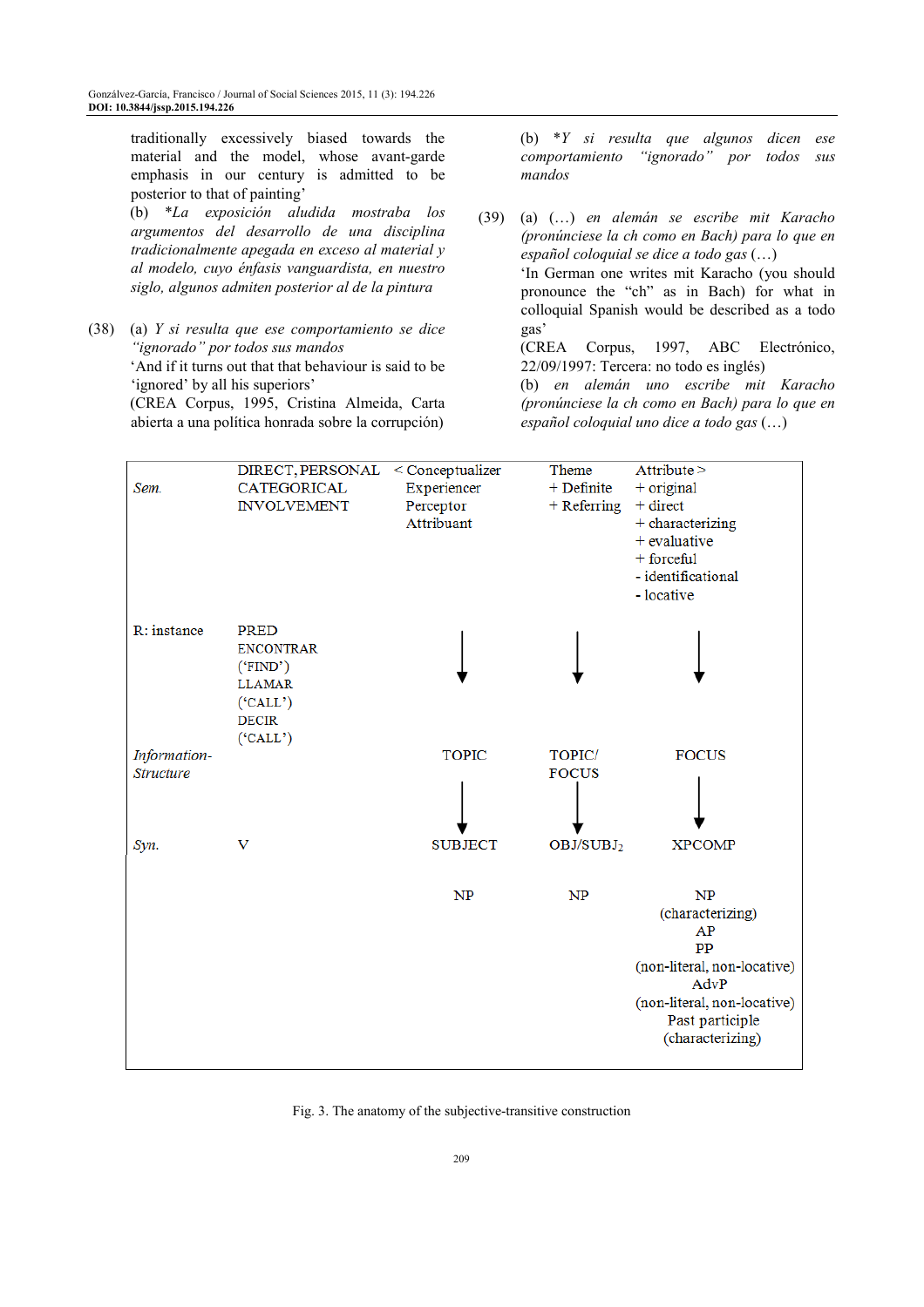traditionally excessively biased towards the material and the model, whose avant-garde emphasis in our century is admitted to be posterior to that of painting'

(b) *\*La exposición aludida mostraba los argumentos del desarrollo de una disciplina tradicionalmente apegada en exceso al material y al modelo, cuyo énfasis vanguardista, en nuestro siglo, algunos admiten posterior al de la pintura*

(38) (a) *Y si resulta que ese comportamiento se dice "ignorado" por todos sus mandos*
'And if it turns out that that behaviour is said to be 'ignored' by all his superiors'
(CREA Corpus, 1995, Cristina Almeida, Carta abierta a una política honrada sobre la corrupción)

(b) *\*Y si resulta que algunos dicen ese comportamiento "ignorado" por todos sus mandos*

(39) (a) (…) *en alemán se escribe mit Karacho (pronúnciese la ch como en Bach) para lo que en español coloquial se dice a todo gas* (…)
'In German one writes mit Karacho (you should pronounce the "ch" as in Bach) for what in colloquial Spanish would be described as a todo gas'
(CREA Corpus, 1997, ABC Electrónico, 22/09/1997: Tercera: no todo es inglés)

(b) *en alemán uno escribe mit Karacho (pronúnciese la ch como en Bach) para lo que en español coloquial uno dice a todo gas* (…)

| | | | | |
|---|---|---|---|---|
| *Sem.* | DIRECT, PERSONAL CATEGORICAL INVOLVEMENT | < Conceptualizer Experiencer Perceptor Attribuant | Theme + Definite + Referring | Attribute > + original + direct + characterizing + evaluative + forceful - identificational - locative |
| R: instance | PRED ENCONTRAR ('FIND') LLAMAR ('CALL') DECIR ('CALL') | ↓ | ↓ | ↓ |
| *Information-Structure* | | TOPIC | TOPIC/ FOCUS | FOCUS |
| | | ↓ | ↓ | ↓ |
| *Syn.* | V | SUBJECT | OBJ/SUBJ$_2$ | XPCOMP |
| | | NP | NP | NP (characterizing) AP PP (non-literal, non-locative) AdvP (non-literal, non-locative) Past participle (characterizing) |

Fig. 3. The anatomy of the subjective-transitive construction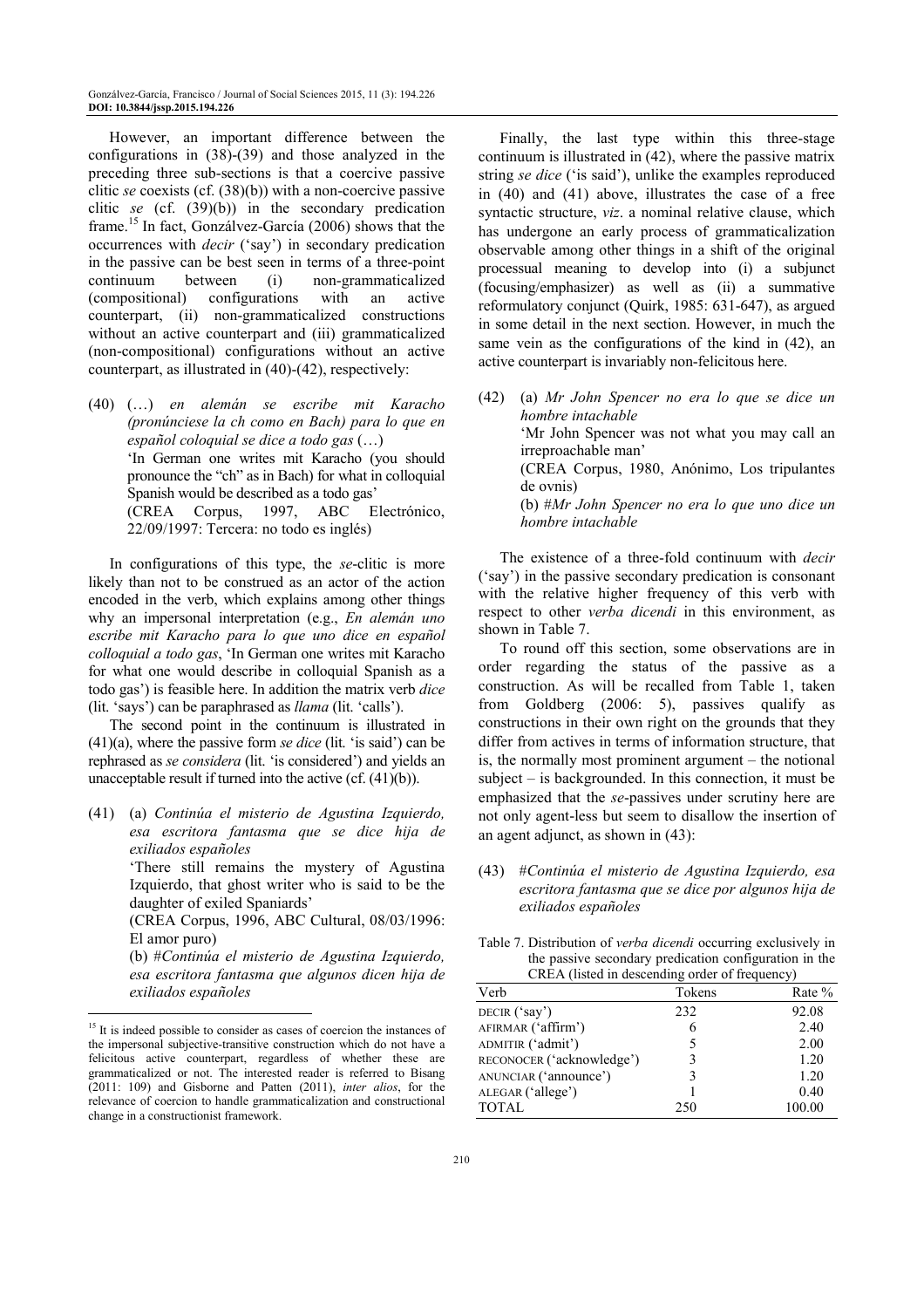However, an important difference between the configurations in (38)-(39) and those analyzed in the preceding three sub-sections is that a coercive passive clitic *se* coexists (cf. (38)(b)) with a non-coercive passive clitic *se* (cf. (39)(b)) in the secondary predication frame.[15] In fact, Gonzálvez-García (2006) shows that the occurrences with *decir* ('say') in secondary predication in the passive can be best seen in terms of a three-point continuum between (i) non-grammaticalized (compositional) configurations with an active counterpart, (ii) non-grammaticalized constructions without an active counterpart and (iii) grammaticalized (non-compositional) configurations without an active counterpart, as illustrated in (40)-(42), respectively:

(40) (…) *en alemán se escribe mit Karacho (pronúnciese la ch como en Bach) para lo que en español coloquial se dice a todo gas* (…)
'In German one writes mit Karacho (you should pronounce the "ch" as in Bach) for what in colloquial Spanish would be described as a todo gas'
(CREA Corpus, 1997, ABC Electrónico, 22/09/1997: Tercera: no todo es inglés)

In configurations of this type, the *se*-clitic is more likely than not to be construed as an actor of the action encoded in the verb, which explains among other things why an impersonal interpretation (e.g., *En alemán uno escribe mit Karacho para lo que uno dice en español colloquial a todo gas*, 'In German one writes mit Karacho for what one would describe in colloquial Spanish as a todo gas') is feasible here. In addition the matrix verb *dice* (lit. 'says') can be paraphrased as *llama* (lit. 'calls').

The second point in the continuum is illustrated in (41)(a), where the passive form *se dice* (lit. 'is said') can be rephrased as *se considera* (lit. 'is considered') and yields an unacceptable result if turned into the active (cf. (41)(b)).

(41) (a) *Continúa el misterio de Agustina Izquierdo, esa escritora fantasma que se dice hija de exiliados españoles*
'There still remains the mystery of Agustina Izquierdo, that ghost writer who is said to be the daughter of exiled Spaniards'
(CREA Corpus, 1996, ABC Cultural, 08/03/1996: El amor puro)
(b) #*Continúa el misterio de Agustina Izquierdo, esa escritora fantasma que algunos dicen hija de exiliados españoles*

Finally, the last type within this three-stage continuum is illustrated in (42), where the passive matrix string *se dice* ('is said'), unlike the examples reproduced in (40) and (41) above, illustrates the case of a free syntactic structure, *viz*. a nominal relative clause, which has undergone an early process of grammaticalization observable among other things in a shift of the original processual meaning to develop into (i) a subjunct (focusing/emphasizer) as well as (ii) a summative reformulatory conjunct (Quirk, 1985: 631-647), as argued in some detail in the next section. However, in much the same vein as the configurations of the kind in (42), an active counterpart is invariably non-felicitous here.

(42) (a) *Mr John Spencer no era lo que se dice un hombre intachable*
'Mr John Spencer was not what you may call an irreproachable man'
(CREA Corpus, 1980, Anónimo, Los tripulantes de ovnis)
(b) #*Mr John Spencer no era lo que uno dice un hombre intachable*

The existence of a three-fold continuum with *decir* ('say') in the passive secondary predication is consonant with the relative higher frequency of this verb with respect to other *verba dicendi* in this environment, as shown in Table 7.

To round off this section, some observations are in order regarding the status of the passive as a construction. As will be recalled from Table 1, taken from Goldberg (2006: 5), passives qualify as constructions in their own right on the grounds that they differ from actives in terms of information structure, that is, the normally most prominent argument – the notional subject – is backgrounded. In this connection, it must be emphasized that the *se*-passives under scrutiny here are not only agent-less but seem to disallow the insertion of an agent adjunct, as shown in (43):

(43) #*Continúa el misterio de Agustina Izquierdo, esa escritora fantasma que se dice por algunos hija de exiliados españoles*

Table 7. Distribution of *verba dicendi* occurring exclusively in the passive secondary predication configuration in the CREA (listed in descending order of frequency)

| Verb | Tokens | Rate % |
|---|---|---|
| DECIR ('say') | 232 | 92.08 |
| AFIRMAR ('affirm') | 6 | 2.40 |
| ADMITIR ('admit') | 5 | 2.00 |
| RECONOCER ('acknowledge') | 3 | 1.20 |
| ANUNCIAR ('announce') | 3 | 1.20 |
| ALEGAR ('allege') | 1 | 0.40 |
| TOTAL | 250 | 100.00 |

[15] It is indeed possible to consider as cases of coercion the instances of the impersonal subjective-transitive construction which do not have a felicitous active counterpart, regardless of whether these are grammaticalized or not. The interested reader is referred to Bisang (2011: 109) and Gisborne and Patten (2011), *inter alios*, for the relevance of coercion to handle grammaticalization and constructional change in a constructionist framework.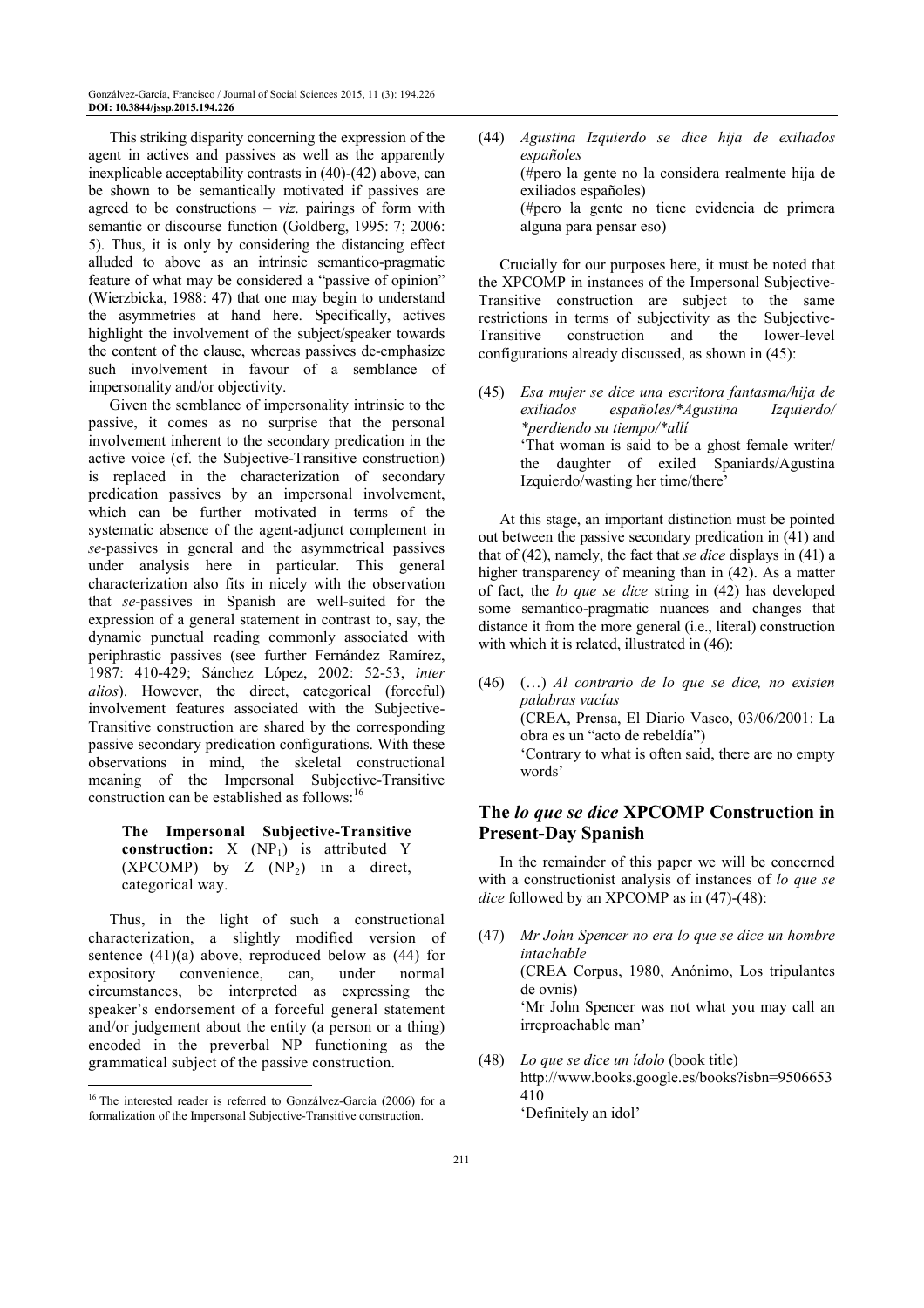This striking disparity concerning the expression of the agent in actives and passives as well as the apparently inexplicable acceptability contrasts in (40)-(42) above, can be shown to be semantically motivated if passives are agreed to be constructions – *viz*. pairings of form with semantic or discourse function (Goldberg, 1995: 7; 2006: 5). Thus, it is only by considering the distancing effect alluded to above as an intrinsic semantico-pragmatic feature of what may be considered a "passive of opinion" (Wierzbicka, 1988: 47) that one may begin to understand the asymmetries at hand here. Specifically, actives highlight the involvement of the subject/speaker towards the content of the clause, whereas passives de-emphasize such involvement in favour of a semblance of impersonality and/or objectivity.

Given the semblance of impersonality intrinsic to the passive, it comes as no surprise that the personal involvement inherent to the secondary predication in the active voice (cf. the Subjective-Transitive construction) is replaced in the characterization of secondary predication passives by an impersonal involvement, which can be further motivated in terms of the systematic absence of the agent-adjunct complement in *se*-passives in general and the asymmetrical passives under analysis here in particular. This general characterization also fits in nicely with the observation that *se*-passives in Spanish are well-suited for the expression of a general statement in contrast to, say, the dynamic punctual reading commonly associated with periphrastic passives (see further Fernández Ramírez, 1987: 410-429; Sánchez López, 2002: 52-53, *inter alios*). However, the direct, categorical (forceful) involvement features associated with the Subjective-Transitive construction are shared by the corresponding passive secondary predication configurations. With these observations in mind, the skeletal constructional meaning of the Impersonal Subjective-Transitive construction can be established as follows:[16]

> **The Impersonal Subjective-Transitive construction:** X ($NP_1$) is attributed Y (XPCOMP) by Z ($NP_2$) in a direct, categorical way.

Thus, in the light of such a constructional characterization, a slightly modified version of sentence (41)(a) above, reproduced below as (44) for expository convenience, can, under normal circumstances, be interpreted as expressing the speaker's endorsement of a forceful general statement and/or judgement about the entity (a person or a thing) encoded in the preverbal NP functioning as the grammatical subject of the passive construction.

(44) *Agustina Izquierdo se dice hija de exiliados españoles*
(#pero la gente no la considera realmente hija de exiliados españoles)
(#pero la gente no tiene evidencia de primera alguna para pensar eso)

Crucially for our purposes here, it must be noted that the XPCOMP in instances of the Impersonal Subjective-Transitive construction are subject to the same restrictions in terms of subjectivity as the Subjective-Transitive construction and the lower-level configurations already discussed, as shown in (45):

(45) *Esa mujer se dice una escritora fantasma/hija de exiliados españoles/\*Agustina Izquierdo/ \*perdiendo su tiempo/\*allí*
'That woman is said to be a ghost female writer/ the daughter of exiled Spaniards/Agustina Izquierdo/wasting her time/there'

At this stage, an important distinction must be pointed out between the passive secondary predication in (41) and that of (42), namely, the fact that *se dice* displays in (41) a higher transparency of meaning than in (42). As a matter of fact, the *lo que se dice* string in (42) has developed some semantico-pragmatic nuances and changes that distance it from the more general (i.e., literal) construction with which it is related, illustrated in (46):

(46) (…) *Al contrario de lo que se dice, no existen palabras vacías*
(CREA, Prensa, El Diario Vasco, 03/06/2001: La obra es un "acto de rebeldía")
'Contrary to what is often said, there are no empty words'

## The *lo que se dice* XPCOMP Construction in Present-Day Spanish

In the remainder of this paper we will be concerned with a constructionist analysis of instances of *lo que se dice* followed by an XPCOMP as in (47)-(48):

(47) *Mr John Spencer no era lo que se dice un hombre intachable*
(CREA Corpus, 1980, Anónimo, Los tripulantes de ovnis)
'Mr John Spencer was not what you may call an irreproachable man'

(48) *Lo que se dice un ídolo* (book title)
http://www.books.google.es/books?isbn=9506653410
'Definitely an idol'

---

[16] The interested reader is referred to Gonzálvez-García (2006) for a formalization of the Impersonal Subjective-Transitive construction.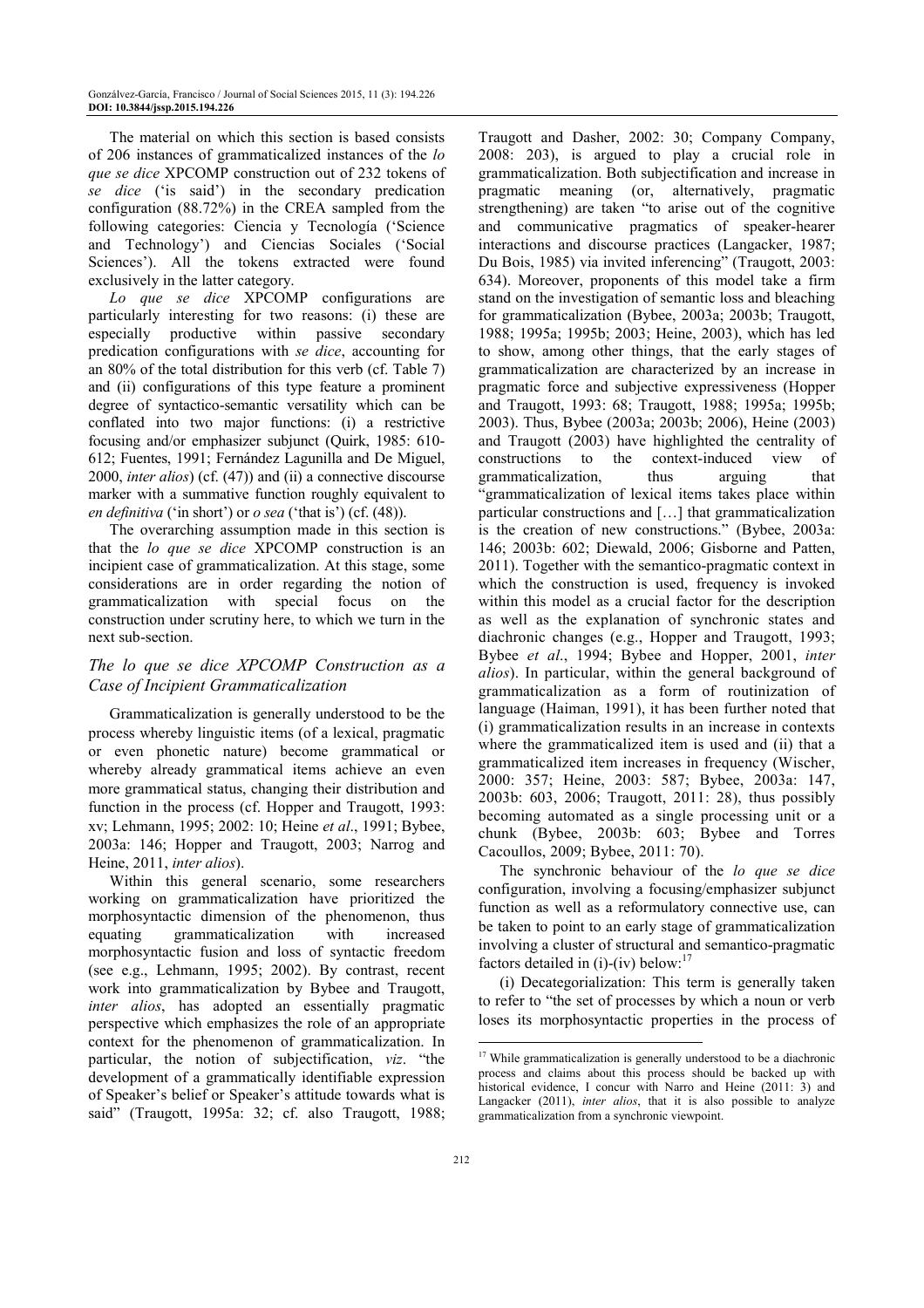The material on which this section is based consists of 206 instances of grammaticalized instances of the *lo que se dice* XPCOMP construction out of 232 tokens of *se dice* ('is said') in the secondary predication configuration (88.72%) in the CREA sampled from the following categories: Ciencia y Tecnología ('Science and Technology') and Ciencias Sociales ('Social Sciences'). All the tokens extracted were found exclusively in the latter category.

*Lo que se dice* XPCOMP configurations are particularly interesting for two reasons: (i) these are especially productive within passive secondary predication configurations with *se dice*, accounting for an 80% of the total distribution for this verb (cf. Table 7) and (ii) configurations of this type feature a prominent degree of syntactico-semantic versatility which can be conflated into two major functions: (i) a restrictive focusing and/or emphasizer subjunct (Quirk, 1985: 610-612; Fuentes, 1991; Fernández Lagunilla and De Miguel, 2000, *inter alios*) (cf. (47)) and (ii) a connective discourse marker with a summative function roughly equivalent to *en definitiva* ('in short') or *o sea* ('that is') (cf. (48)).

The overarching assumption made in this section is that the *lo que se dice* XPCOMP construction is an incipient case of grammaticalization. At this stage, some considerations are in order regarding the notion of grammaticalization with special focus on the construction under scrutiny here, to which we turn in the next sub-section.

## *The lo que se dice XPCOMP Construction as a Case of Incipient Grammaticalization*

Grammaticalization is generally understood to be the process whereby linguistic items (of a lexical, pragmatic or even phonetic nature) become grammatical or whereby already grammatical items achieve an even more grammatical status, changing their distribution and function in the process (cf. Hopper and Traugott, 1993: xv; Lehmann, 1995; 2002: 10; Heine *et al*., 1991; Bybee, 2003a: 146; Hopper and Traugott, 2003; Narrog and Heine, 2011, *inter alios*).

Within this general scenario, some researchers working on grammaticalization have prioritized the morphosyntactic dimension of the phenomenon, thus equating grammaticalization with increased morphosyntactic fusion and loss of syntactic freedom (see e.g., Lehmann, 1995; 2002). By contrast, recent work into grammaticalization by Bybee and Traugott, *inter alios*, has adopted an essentially pragmatic perspective which emphasizes the role of an appropriate context for the phenomenon of grammaticalization. In particular, the notion of subjectification, *viz*. "the development of a grammatically identifiable expression of Speaker's belief or Speaker's attitude towards what is said" (Traugott, 1995a: 32; cf. also Traugott, 1988; Traugott and Dasher, 2002: 30; Company Company, 2008: 203), is argued to play a crucial role in grammaticalization. Both subjectification and increase in pragmatic meaning (or, alternatively, pragmatic strengthening) are taken "to arise out of the cognitive and communicative pragmatics of speaker-hearer interactions and discourse practices (Langacker, 1987; Du Bois, 1985) via invited inferencing" (Traugott, 2003: 634). Moreover, proponents of this model take a firm stand on the investigation of semantic loss and bleaching for grammaticalization (Bybee, 2003a; 2003b; Traugott, 1988; 1995a; 1995b; 2003; Heine, 2003), which has led to show, among other things, that the early stages of grammaticalization are characterized by an increase in pragmatic force and subjective expressiveness (Hopper and Traugott, 1993: 68; Traugott, 1988; 1995a; 1995b; 2003). Thus, Bybee (2003a; 2003b; 2006), Heine (2003) and Traugott (2003) have highlighted the centrality of constructions to the context-induced view of grammaticalization, thus arguing that "grammaticalization of lexical items takes place within particular constructions and […] that grammaticalization is the creation of new constructions." (Bybee, 2003a: 146; 2003b: 602; Diewald, 2006; Gisborne and Patten, 2011). Together with the semantico-pragmatic context in which the construction is used, frequency is invoked within this model as a crucial factor for the description as well as the explanation of synchronic states and diachronic changes (e.g., Hopper and Traugott, 1993; Bybee *et al*., 1994; Bybee and Hopper, 2001, *inter alios*). In particular, within the general background of grammaticalization as a form of routinization of language (Haiman, 1991), it has been further noted that (i) grammaticalization results in an increase in contexts where the grammaticalized item is used and (ii) that a grammaticalized item increases in frequency (Wischer, 2000: 357; Heine, 2003: 587; Bybee, 2003a: 147, 2003b: 603, 2006; Traugott, 2011: 28), thus possibly becoming automated as a single processing unit or a chunk (Bybee, 2003b: 603; Bybee and Torres Cacoullos, 2009; Bybee, 2011: 70).

The synchronic behaviour of the *lo que se dice* configuration, involving a focusing/emphasizer subjunct function as well as a reformulatory connective use, can be taken to point to an early stage of grammaticalization involving a cluster of structural and semantico-pragmatic factors detailed in (i)-(iv) below:[17]

(i) Decategorialization: This term is generally taken to refer to "the set of processes by which a noun or verb loses its morphosyntactic properties in the process of

[17] While grammaticalization is generally understood to be a diachronic process and claims about this process should be backed up with historical evidence, I concur with Narro and Heine (2011: 3) and Langacker (2011), *inter alios*, that it is also possible to analyze grammaticalization from a synchronic viewpoint.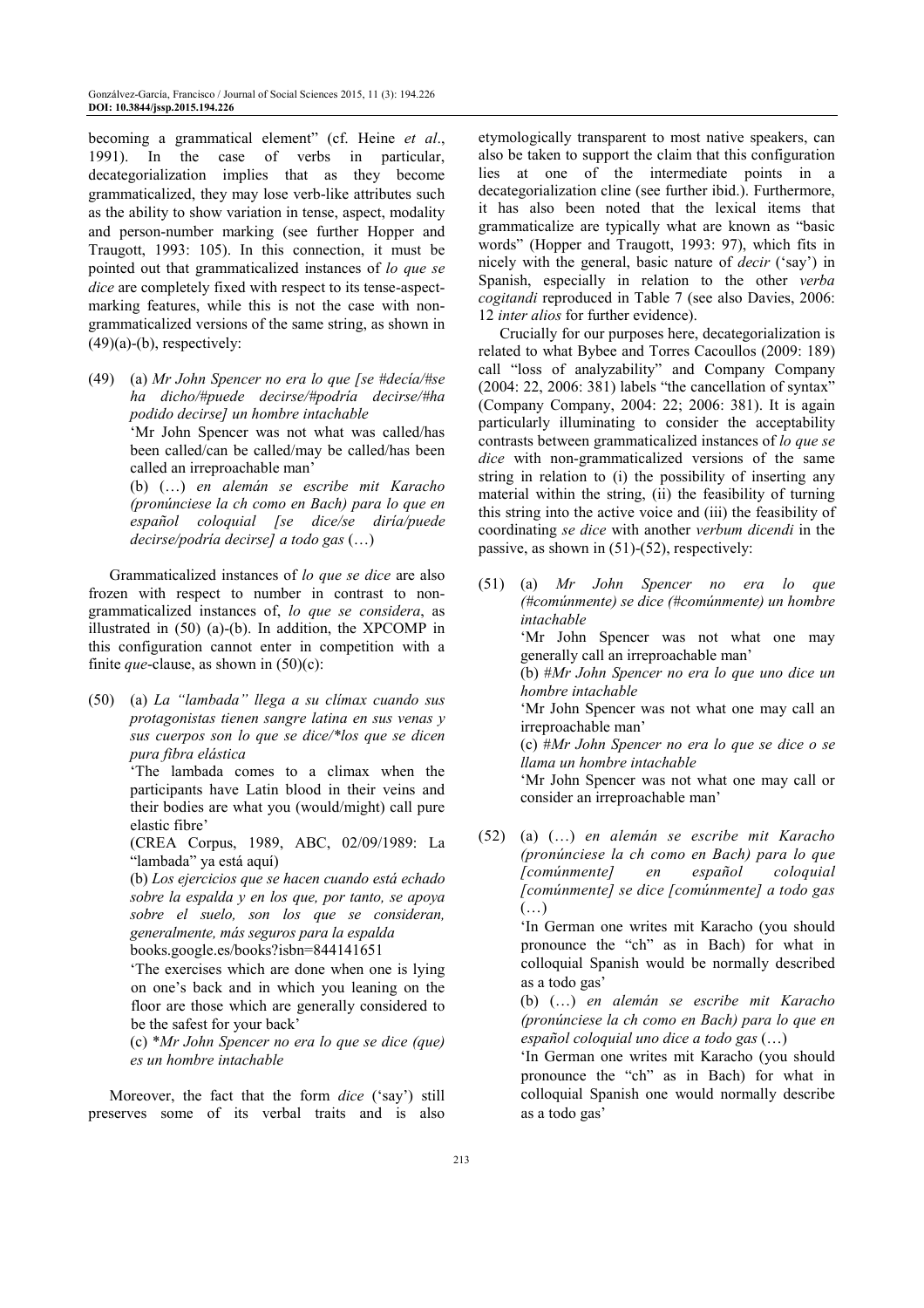becoming a grammatical element" (cf. Heine *et al*., 1991). In the case of verbs in particular, decategorialization implies that as they become grammaticalized, they may lose verb-like attributes such as the ability to show variation in tense, aspect, modality and person-number marking (see further Hopper and Traugott, 1993: 105). In this connection, it must be pointed out that grammaticalized instances of *lo que se dice* are completely fixed with respect to its tense-aspect-marking features, while this is not the case with non-grammaticalized versions of the same string, as shown in (49)(a)-(b), respectively:

(49) (a) *Mr John Spencer no era lo que [se #decía/#se ha dicho/#puede decirse/#podría decirse/#ha podido decirse] un hombre intachable*

'Mr John Spencer was not what was called/has been called/can be called/may be called/has been called an irreproachable man'

(b) (…) *en alemán se escribe mit Karacho (pronúnciese la ch como en Bach) para lo que en español coloquial [se dice/se diría/puede decirse/podría decirse] a todo gas* (…)

Grammaticalized instances of *lo que se dice* are also frozen with respect to number in contrast to non-grammaticalized instances of, *lo que se considera*, as illustrated in (50) (a)-(b). In addition, the XPCOMP in this configuration cannot enter in competition with a finite *que*-clause, as shown in (50)(c):

(50) (a) *La "lambada" llega a su clímax cuando sus protagonistas tienen sangre latina en sus venas y sus cuerpos son lo que se dice/\*los que se dicen pura fibra elástica*

'The lambada comes to a climax when the participants have Latin blood in their veins and their bodies are what you (would/might) call pure elastic fibre'

(CREA Corpus, 1989, ABC, 02/09/1989: La "lambada" ya está aquí)

(b) *Los ejercicios que se hacen cuando está echado sobre la espalda y en los que, por tanto, se apoya sobre el suelo, son los que se consideran, generalmente, más seguros para la espalda*

books.google.es/books?isbn=844141651

'The exercises which are done when one is lying on one's back and in which you leaning on the floor are those which are generally considered to be the safest for your back'

(c) \**Mr John Spencer no era lo que se dice (que) es un hombre intachable*

Moreover, the fact that the form *dice* ('say') still preserves some of its verbal traits and is also etymologically transparent to most native speakers, can also be taken to support the claim that this configuration lies at one of the intermediate points in a decategorialization cline (see further ibid.). Furthermore, it has also been noted that the lexical items that grammaticalize are typically what are known as "basic words" (Hopper and Traugott, 1993: 97), which fits in nicely with the general, basic nature of *decir* ('say') in Spanish, especially in relation to the other *verba cogitandi* reproduced in Table 7 (see also Davies, 2006: 12 *inter alios* for further evidence).

Crucially for our purposes here, decategorialization is related to what Bybee and Torres Cacoullos (2009: 189) call "loss of analyzability" and Company Company (2004: 22, 2006: 381) labels "the cancellation of syntax" (Company Company, 2004: 22; 2006: 381). It is again particularly illuminating to consider the acceptability contrasts between grammaticalized instances of *lo que se dice* with non-grammaticalized versions of the same string in relation to (i) the possibility of inserting any material within the string, (ii) the feasibility of turning this string into the active voice and (iii) the feasibility of coordinating *se dice* with another *verbum dicendi* in the passive, as shown in (51)-(52), respectively:

(51) (a) *Mr John Spencer no era lo que (#comúnmente) se dice (#comúnmente) un hombre intachable*

'Mr John Spencer was not what one may generally call an irreproachable man'

(b) #*Mr John Spencer no era lo que uno dice un hombre intachable*

'Mr John Spencer was not what one may call an irreproachable man'

(c) #*Mr John Spencer no era lo que se dice o se llama un hombre intachable*

'Mr John Spencer was not what one may call or consider an irreproachable man'

(52) (a) (…) *en alemán se escribe mit Karacho (pronúnciese la ch como en Bach) para lo que [comúnmente] en español coloquial [comúnmente] se dice [comúnmente] a todo gas* (…)

'In German one writes mit Karacho (you should pronounce the "ch" as in Bach) for what in colloquial Spanish would be normally described as a todo gas'

(b) (…) *en alemán se escribe mit Karacho (pronúnciese la ch como en Bach) para lo que en español coloquial uno dice a todo gas* (…)

'In German one writes mit Karacho (you should pronounce the "ch" as in Bach) for what in colloquial Spanish one would normally describe as a todo gas'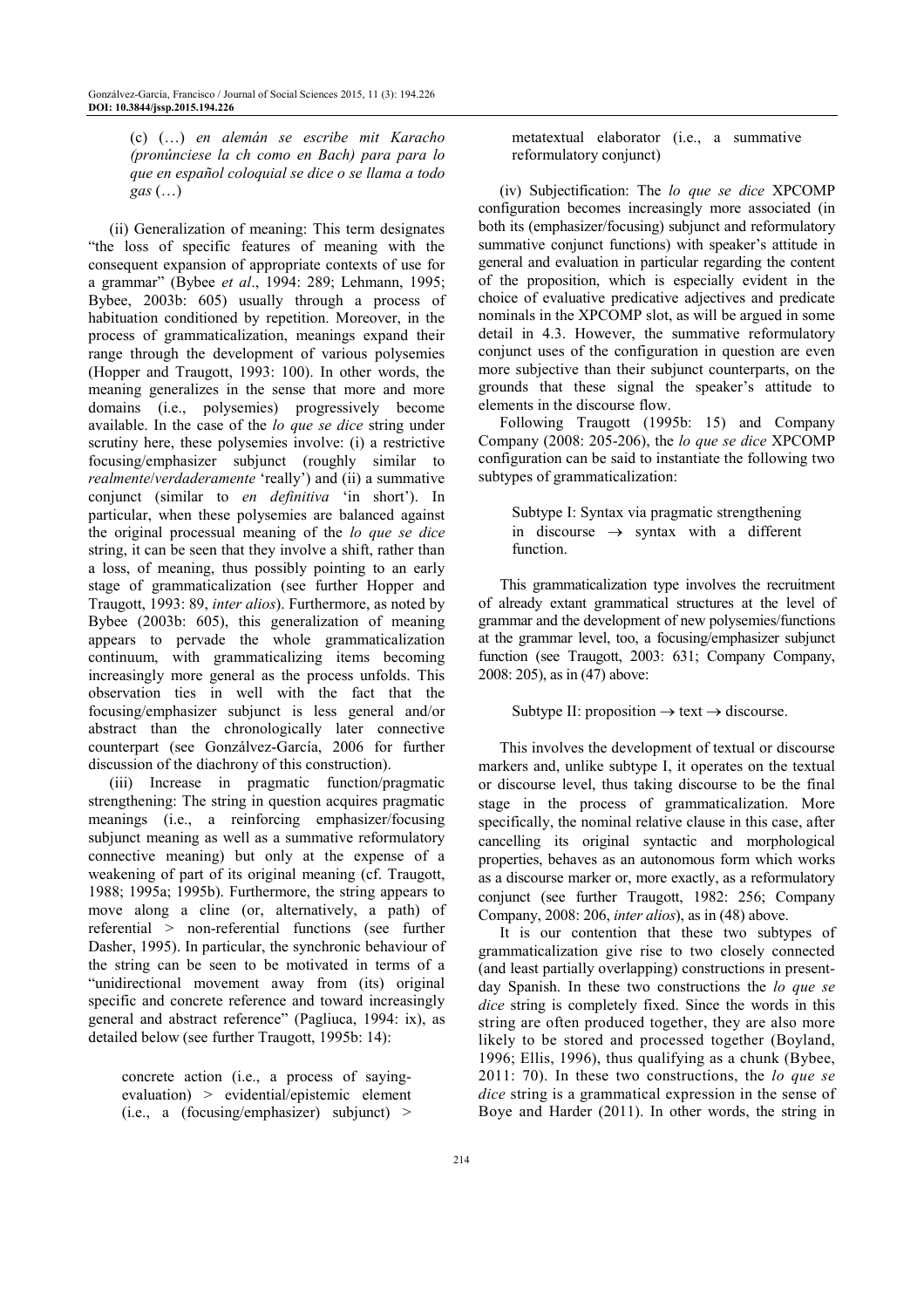(c) (…) *en alemán se escribe mit Karacho (pronúnciese la ch como en Bach) para para lo que en español coloquial se dice o se llama a todo gas* (…)

(ii) Generalization of meaning: This term designates "the loss of specific features of meaning with the consequent expansion of appropriate contexts of use for a grammar" (Bybee *et al*., 1994: 289; Lehmann, 1995; Bybee, 2003b: 605) usually through a process of habituation conditioned by repetition. Moreover, in the process of grammaticalization, meanings expand their range through the development of various polysemies (Hopper and Traugott, 1993: 100). In other words, the meaning generalizes in the sense that more and more domains (i.e., polysemies) progressively become available. In the case of the *lo que se dice* string under scrutiny here, these polysemies involve: (i) a restrictive focusing/emphasizer subjunct (roughly similar to *realmente*/*verdaderamente* 'really') and (ii) a summative conjunct (similar to *en definitiva* 'in short'). In particular, when these polysemies are balanced against the original processual meaning of the *lo que se dice* string, it can be seen that they involve a shift, rather than a loss, of meaning, thus possibly pointing to an early stage of grammaticalization (see further Hopper and Traugott, 1993: 89, *inter alios*). Furthermore, as noted by Bybee (2003b: 605), this generalization of meaning appears to pervade the whole grammaticalization continuum, with grammaticalizing items becoming increasingly more general as the process unfolds. This observation ties in well with the fact that the focusing/emphasizer subjunct is less general and/or abstract than the chronologically later connective counterpart (see Gonzálvez-García, 2006 for further discussion of the diachrony of this construction).

(iii) Increase in pragmatic function/pragmatic strengthening: The string in question acquires pragmatic meanings (i.e., a reinforcing emphasizer/focusing subjunct meaning as well as a summative reformulatory connective meaning) but only at the expense of a weakening of part of its original meaning (cf. Traugott, 1988; 1995a; 1995b). Furthermore, the string appears to move along a cline (or, alternatively, a path) of referential > non-referential functions (see further Dasher, 1995). In particular, the synchronic behaviour of the string can be seen to be motivated in terms of a "unidirectional movement away from (its) original specific and concrete reference and toward increasingly general and abstract reference" (Pagliuca, 1994: ix), as detailed below (see further Traugott, 1995b: 14):

> concrete action (i.e., a process of saying-evaluation) > evidential/epistemic element (i.e., a (focusing/emphasizer) subjunct) > metatextual elaborator (i.e., a summative reformulatory conjunct)

(iv) Subjectification: The *lo que se dice* XPCOMP configuration becomes increasingly more associated (in both its (emphasizer/focusing) subjunct and reformulatory summative conjunct functions) with speaker's attitude in general and evaluation in particular regarding the content of the proposition, which is especially evident in the choice of evaluative predicative adjectives and predicate nominals in the XPCOMP slot, as will be argued in some detail in 4.3. However, the summative reformulatory conjunct uses of the configuration in question are even more subjective than their subjunct counterparts, on the grounds that these signal the speaker's attitude to elements in the discourse flow.

Following Traugott (1995b: 15) and Company Company (2008: 205-206), the *lo que se dice* XPCOMP configuration can be said to instantiate the following two subtypes of grammaticalization:

> Subtype I: Syntax via pragmatic strengthening in discourse → syntax with a different function.

This grammaticalization type involves the recruitment of already extant grammatical structures at the level of grammar and the development of new polysemies/functions at the grammar level, too, a focusing/emphasizer subjunct function (see Traugott, 2003: 631; Company Company, 2008: 205), as in (47) above:

> Subtype II: proposition → text → discourse.

This involves the development of textual or discourse markers and, unlike subtype I, it operates on the textual or discourse level, thus taking discourse to be the final stage in the process of grammaticalization. More specifically, the nominal relative clause in this case, after cancelling its original syntactic and morphological properties, behaves as an autonomous form which works as a discourse marker or, more exactly, as a reformulatory conjunct (see further Traugott, 1982: 256; Company Company, 2008: 206, *inter alios*), as in (48) above.

It is our contention that these two subtypes of grammaticalization give rise to two closely connected (and least partially overlapping) constructions in present-day Spanish. In these two constructions the *lo que se dice* string is completely fixed. Since the words in this string are often produced together, they are also more likely to be stored and processed together (Boyland, 1996; Ellis, 1996), thus qualifying as a chunk (Bybee, 2011: 70). In these two constructions, the *lo que se dice* string is a grammatical expression in the sense of Boye and Harder (2011). In other words, the string in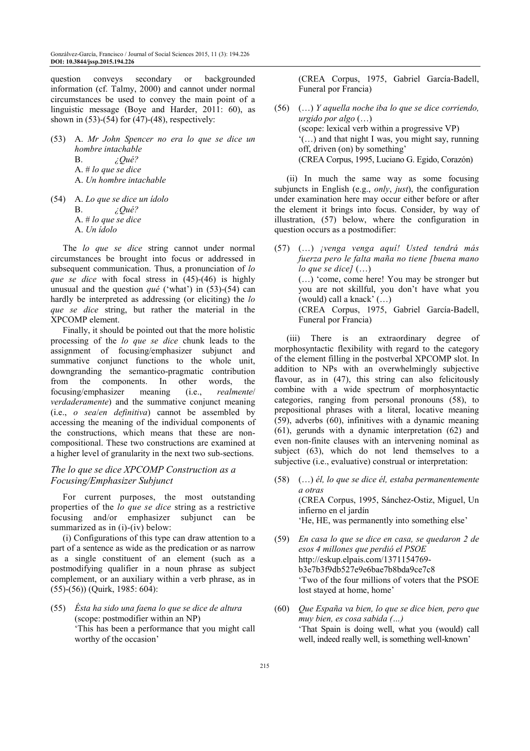question conveys secondary or backgrounded information (cf. Talmy, 2000) and cannot under normal circumstances be used to convey the main point of a linguistic message (Boye and Harder, 2011: 60), as shown in (53)-(54) for (47)-(48), respectively:

(53) A. *Mr John Spencer no era lo que se dice un hombre intachable*
B. *¿Qué?*
A. *# lo que se dice*
A. *Un hombre intachable*

(54) A. *Lo que se dice un ídolo*
B. *¿Qué?*
A. *# lo que se dice*
A. *Un ídolo*

The *lo que se dice* string cannot under normal circumstances be brought into focus or addressed in subsequent communication. Thus, a pronunciation of *lo que se dice* with focal stress in (45)-(46) is highly unusual and the question *qué* ('what') in (53)-(54) can hardly be interpreted as addressing (or eliciting) the *lo que se dice* string, but rather the material in the XPCOMP element.

Finally, it should be pointed out that the more holistic processing of the *lo que se dice* chunk leads to the assignment of focusing/emphasizer subjunct and summative conjunct functions to the whole unit, downgranding the semantico-pragmatic contribution from the components. In other words, the focusing/emphasizer meaning (i.e., *realmente*/*verdaderamente*) and the summative conjunct meaning (i.e., *o sea*/*en definitiva*) cannot be assembled by accessing the meaning of the individual components of the constructions, which means that these are non-compositional. These two constructions are examined at a higher level of granularity in the next two sub-sections.

### *The lo que se dice XPCOMP Construction as a Focusing/Emphasizer Subjunct*

For current purposes, the most outstanding properties of the *lo que se dice* string as a restrictive focusing and/or emphasizer subjunct can be summarized as in (i)-(iv) below:

(i) Configurations of this type can draw attention to a part of a sentence as wide as the predication or as narrow as a single constituent of an element (such as a postmodifying qualifier in a noun phrase as subject complement, or an auxiliary within a verb phrase, as in (55)-(56)) (Quirk, 1985: 604):

(55) *Ésta ha sido una faena lo que se dice de altura*
(scope: postmodifier within an NP)
'This has been a performance that you might call worthy of the occasion'
(CREA Corpus, 1975, Gabriel García-Badell, Funeral por Francia)

(56) (…) *Y aquella noche iba lo que se dice corriendo, urgido por algo* (…)
(scope: lexical verb within a progressive VP)
'(…) and that night I was, you might say, running off, driven (on) by something'
(CREA Corpus, 1995, Luciano G. Egido, Corazón)

(ii) In much the same way as some focusing subjuncts in English (e.g., *only*, *just*), the configuration under examination here may occur either before or after the element it brings into focus. Consider, by way of illustration, (57) below, where the configuration in question occurs as a postmodifier:

(57) (…) *¡venga venga aquí! Usted tendrá más fuerza pero le falta maña no tiene [buena mano lo que se dice]* (…)
(…) 'come, come here! You may be stronger but you are not skillful, you don't have what you (would) call a knack' (…)
(CREA Corpus, 1975, Gabriel García-Badell, Funeral por Francia)

(iii) There is an extraordinary degree of morphosyntactic flexibility with regard to the category of the element filling in the postverbal XPCOMP slot. In addition to NPs with an overwhelmingly subjective flavour, as in (47), this string can also felicitously combine with a wide spectrum of morphosyntactic categories, ranging from personal pronouns (58), to prepositional phrases with a literal, locative meaning (59), adverbs (60), infinitives with a dynamic meaning (61), gerunds with a dynamic interpretation (62) and even non-finite clauses with an intervening nominal as subject (63), which do not lend themselves to a subjective (i.e., evaluative) construal or interpretation:

(58) (…) *él, lo que se dice él, estaba permanentemente a otras*
(CREA Corpus, 1995, Sánchez-Ostiz, Miguel, Un infierno en el jardín
'He, HE, was permanently into something else'

(59) *En casa lo que se dice en casa, se quedaron 2 de esos 4 millones que perdió el PSOE*
http://eskup.elpais.com/1371154769-b3e7b3f9db527e9e6bae7b8bda9ce7c8
'Two of the four millions of voters that the PSOE lost stayed at home, home'

(60) *Que España va bien, lo que se dice bien, pero que muy bien, es cosa sabida (…)*
'That Spain is doing well, what you (would) call well, indeed really well, is something well-known'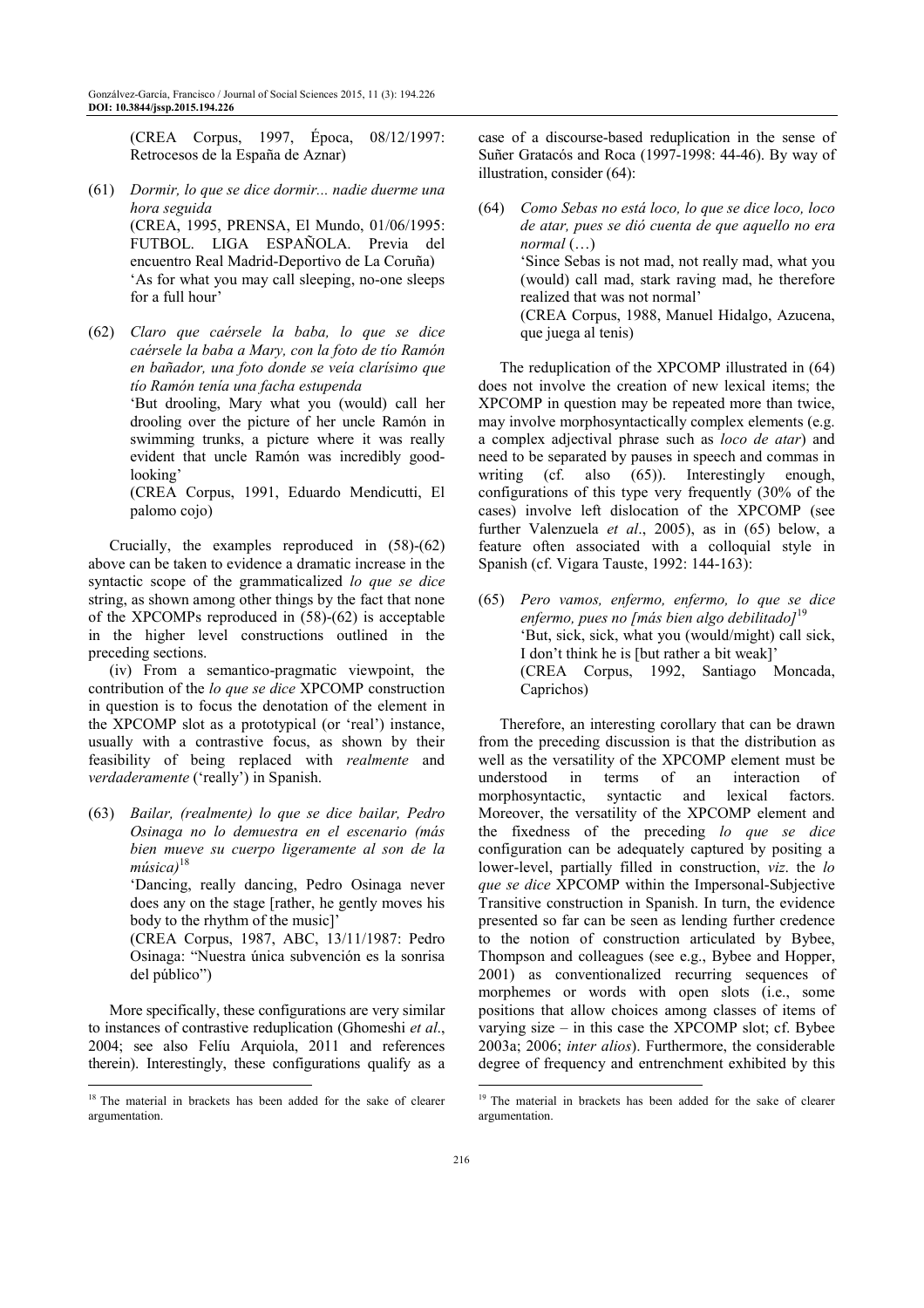(CREA Corpus, 1997, Época, 08/12/1997: Retrocesos de la España de Aznar)

(61) *Dormir, lo que se dice dormir... nadie duerme una hora seguida*
(CREA, 1995, PRENSA, El Mundo, 01/06/1995: FUTBOL. LIGA ESPAÑOLA. Previa del encuentro Real Madrid-Deportivo de La Coruña)
'As for what you may call sleeping, no-one sleeps for a full hour'

(62) *Claro que caérsele la baba, lo que se dice caérsele la baba a Mary, con la foto de tío Ramón en bañador, una foto donde se veía clarísimo que tío Ramón tenía una facha estupenda*
'But drooling, Mary what you (would) call her drooling over the picture of her uncle Ramón in swimming trunks, a picture where it was really evident that uncle Ramón was incredibly good-looking'
(CREA Corpus, 1991, Eduardo Mendicutti, El palomo cojo)

Crucially, the examples reproduced in (58)-(62) above can be taken to evidence a dramatic increase in the syntactic scope of the grammaticalized *lo que se dice* string, as shown among other things by the fact that none of the XPCOMPs reproduced in (58)-(62) is acceptable in the higher level constructions outlined in the preceding sections.

(iv) From a semantico-pragmatic viewpoint, the contribution of the *lo que se dice* XPCOMP construction in question is to focus the denotation of the element in the XPCOMP slot as a prototypical (or 'real') instance, usually with a contrastive focus, as shown by their feasibility of being replaced with *realmente* and *verdaderamente* ('really') in Spanish.

(63) *Bailar, (realmente) lo que se dice bailar, Pedro Osinaga no lo demuestra en el escenario (más bien mueve su cuerpo ligeramente al son de la música)*[18]
'Dancing, really dancing, Pedro Osinaga never does any on the stage [rather, he gently moves his body to the rhythm of the music]'
(CREA Corpus, 1987, ABC, 13/11/1987: Pedro Osinaga: "Nuestra única subvención es la sonrisa del público")

More specifically, these configurations are very similar to instances of contrastive reduplication (Ghomeshi *et al*., 2004; see also Felíu Arquiola, 2011 and references therein). Interestingly, these configurations qualify as a case of a discourse-based reduplication in the sense of Suñer Gratacós and Roca (1997-1998: 44-46). By way of illustration, consider (64):

(64) *Como Sebas no está loco, lo que se dice loco, loco de atar, pues se dió cuenta de que aquello no era normal* (…)
'Since Sebas is not mad, not really mad, what you (would) call mad, stark raving mad, he therefore realized that was not normal'
(CREA Corpus, 1988, Manuel Hidalgo, Azucena, que juega al tenis)

The reduplication of the XPCOMP illustrated in (64) does not involve the creation of new lexical items; the XPCOMP in question may be repeated more than twice, may involve morphosyntactically complex elements (e.g. a complex adjectival phrase such as *loco de atar*) and need to be separated by pauses in speech and commas in writing (cf. also (65)). Interestingly enough, configurations of this type very frequently (30% of the cases) involve left dislocation of the XPCOMP (see further Valenzuela *et al*., 2005), as in (65) below, a feature often associated with a colloquial style in Spanish (cf. Vigara Tauste, 1992: 144-163):

(65) *Pero vamos, enfermo, enfermo, lo que se dice enfermo, pues no [más bien algo debilitado]*[19]
'But, sick, sick, what you (would/might) call sick, I don't think he is [but rather a bit weak]'
(CREA Corpus, 1992, Santiago Moncada, Caprichos)

Therefore, an interesting corollary that can be drawn from the preceding discussion is that the distribution as well as the versatility of the XPCOMP element must be understood in terms of an interaction of morphosyntactic, syntactic and lexical factors. Moreover, the versatility of the XPCOMP element and the fixedness of the preceding *lo que se dice* configuration can be adequately captured by positing a lower-level, partially filled in construction, *viz*. the *lo que se dice* XPCOMP within the Impersonal-Subjective Transitive construction in Spanish. In turn, the evidence presented so far can be seen as lending further credence to the notion of construction articulated by Bybee, Thompson and colleagues (see e.g., Bybee and Hopper, 2001) as conventionalized recurring sequences of morphemes or words with open slots (i.e., some positions that allow choices among classes of items of varying size – in this case the XPCOMP slot; cf. Bybee 2003a; 2006; *inter alios*). Furthermore, the considerable degree of frequency and entrenchment exhibited by this

[18] The material in brackets has been added for the sake of clearer argumentation.

[19] The material in brackets has been added for the sake of clearer argumentation.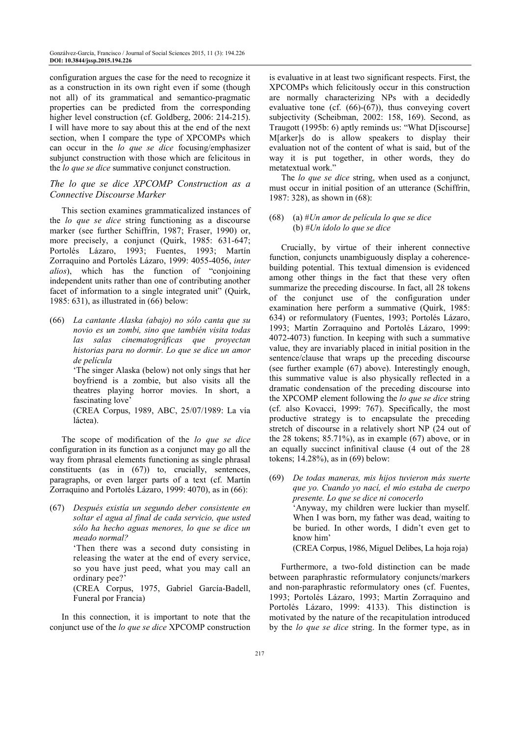configuration argues the case for the need to recognize it as a construction in its own right even if some (though not all) of its grammatical and semantico-pragmatic properties can be predicted from the corresponding higher level construction (cf. Goldberg, 2006: 214-215). I will have more to say about this at the end of the next section, when I compare the type of XPCOMPs which can occur in the *lo que se dice* focusing/emphasizer subjunct construction with those which are felicitous in the *lo que se dice* summative conjunct construction.

### *The lo que se dice XPCOMP Construction as a Connective Discourse Marker*

This section examines grammaticalized instances of the *lo que se dice* string functioning as a discourse marker (see further Schiffrin, 1987; Fraser, 1990) or, more precisely, a conjunct (Quirk, 1985: 631-647; Portolés Lázaro, 1993; Fuentes, 1993; Martín Zorraquino and Portolés Lázaro, 1999: 4055-4056, *inter alios*), which has the function of "conjoining independent units rather than one of contributing another facet of information to a single integrated unit" (Quirk, 1985: 631), as illustrated in (66) below:

(66) *La cantante Alaska (abajo) no sólo canta que su novio es un zombi, sino que también visita todas las salas cinematográficas que proyectan historias para no dormir. Lo que se dice un amor de película*
'The singer Alaska (below) not only sings that her boyfriend is a zombie, but also visits all the theatres playing horror movies. In short, a fascinating love'
(CREA Corpus, 1989, ABC, 25/07/1989: La vía láctea).

The scope of modification of the *lo que se dice* configuration in its function as a conjunct may go all the way from phrasal elements functioning as single phrasal constituents (as in (67)) to, crucially, sentences, paragraphs, or even larger parts of a text (cf. Martín Zorraquino and Portolés Lázaro, 1999: 4070), as in (66):

(67) *Después existía un segundo deber consistente en soltar el agua al final de cada servicio, que usted sólo ha hecho aguas menores, lo que se dice un meado normal?*
'Then there was a second duty consisting in releasing the water at the end of every service, so you have just peed, what you may call an ordinary pee?'
(CREA Corpus, 1975, Gabriel García-Badell, Funeral por Francia)

In this connection, it is important to note that the conjunct use of the *lo que se dice* XPCOMP construction is evaluative in at least two significant respects. First, the XPCOMPs which felicitously occur in this construction are normally characterizing NPs with a decidedly evaluative tone (cf. (66)-(67)), thus conveying covert subjectivity (Scheibman, 2002: 158, 169). Second, as Traugott (1995b: 6) aptly reminds us: "What D[iscourse] M[arker]s do is allow speakers to display their evaluation not of the content of what is said, but of the way it is put together, in other words, they do metatextual work."

The *lo que se dice* string, when used as a conjunct, must occur in initial position of an utterance (Schiffrin, 1987: 328), as shown in (68):

(68) (a) #*Un amor de película lo que se dice*
(b) #*Un ídolo lo que se dice*

Crucially, by virtue of their inherent connective function, conjuncts unambiguously display a coherence-building potential. This textual dimension is evidenced among other things in the fact that these very often summarize the preceding discourse. In fact, all 28 tokens of the conjunct use of the configuration under examination here perform a summative (Quirk, 1985: 634) or reformulatory (Fuentes, 1993; Portolés Lázaro, 1993; Martín Zorraquino and Portolés Lázaro, 1999: 4072-4073) function. In keeping with such a summative value, they are invariably placed in initial position in the sentence/clause that wraps up the preceding discourse (see further example (67) above). Interestingly enough, this summative value is also physically reflected in a dramatic condensation of the preceding discourse into the XPCOMP element following the *lo que se dice* string (cf. also Kovacci, 1999: 767). Specifically, the most productive strategy is to encapsulate the preceding stretch of discourse in a relatively short NP (24 out of the 28 tokens; 85.71%), as in example (67) above, or in an equally succinct infinitival clause (4 out of the 28 tokens; 14.28%), as in (69) below:

(69) *De todas maneras, mis hijos tuvieron más suerte que yo. Cuando yo nací, el mío estaba de cuerpo presente. Lo que se dice ni conocerlo*
'Anyway, my children were luckier than myself. When I was born, my father was dead, waiting to be buried. In other words, I didn't even get to know him'
(CREA Corpus, 1986, Miguel Delibes, La hoja roja)

Furthermore, a two-fold distinction can be made between paraphrastic reformulatory conjuncts/markers and non-paraphrastic reformulatory ones (cf. Fuentes, 1993; Portolés Lázaro, 1993; Martín Zorraquino and Portolés Lázaro, 1999: 4133). This distinction is motivated by the nature of the recapitulation introduced by the *lo que se dice* string. In the former type, as in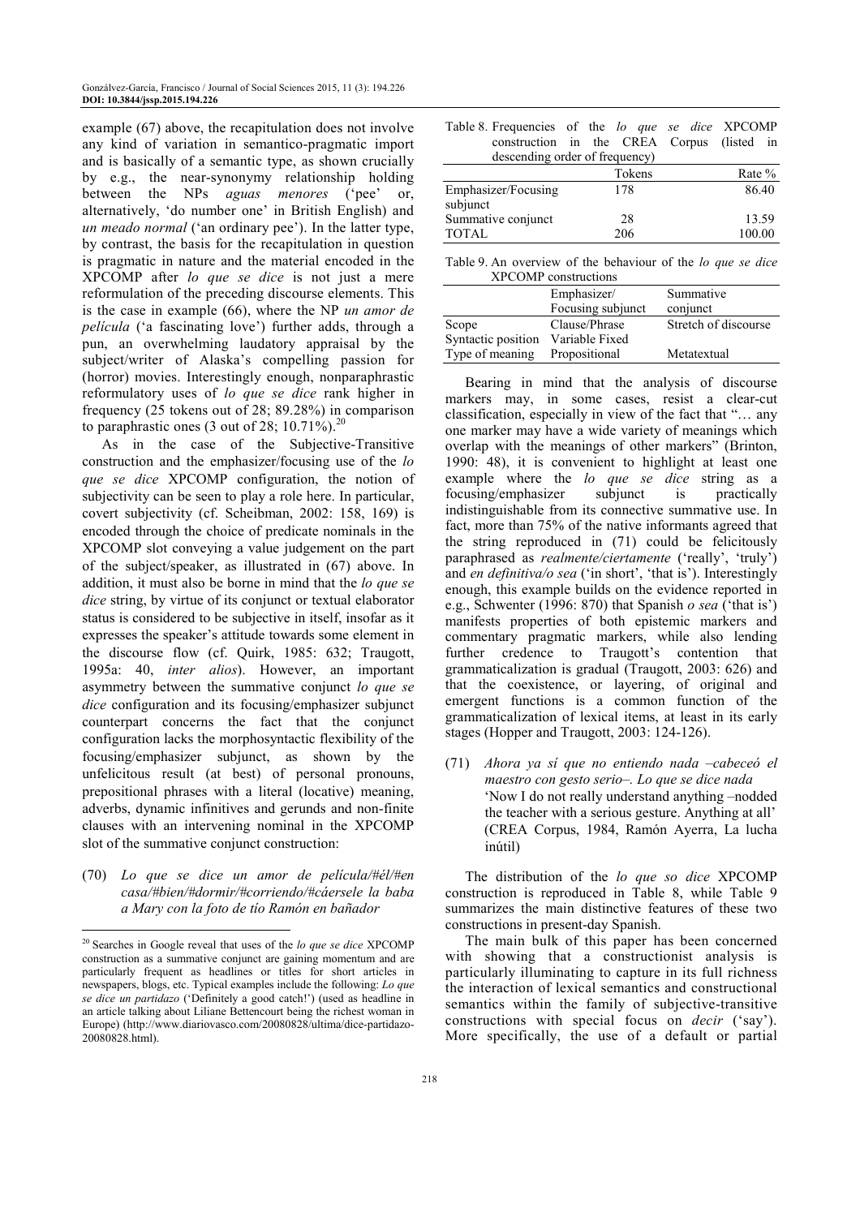example (67) above, the recapitulation does not involve any kind of variation in semantico-pragmatic import and is basically of a semantic type, as shown crucially by e.g., the near-synonymy relationship holding between the NPs *aguas menores* ('pee' or, alternatively, 'do number one' in British English) and *un meado normal* ('an ordinary pee'). In the latter type, by contrast, the basis for the recapitulation in question is pragmatic in nature and the material encoded in the XPCOMP after *lo que se dice* is not just a mere reformulation of the preceding discourse elements. This is the case in example (66), where the NP *un amor de película* ('a fascinating love') further adds, through a pun, an overwhelming laudatory appraisal by the subject/writer of Alaska's compelling passion for (horror) movies. Interestingly enough, nonparaphrastic reformulatory uses of *lo que se dice* rank higher in frequency (25 tokens out of 28; 89.28%) in comparison to paraphrastic ones (3 out of 28; 10.71%).[20]

As in the case of the Subjective-Transitive construction and the emphasizer/focusing use of the *lo que se dice* XPCOMP configuration, the notion of subjectivity can be seen to play a role here. In particular, covert subjectivity (cf. Scheibman, 2002: 158, 169) is encoded through the choice of predicate nominals in the XPCOMP slot conveying a value judgement on the part of the subject/speaker, as illustrated in (67) above. In addition, it must also be borne in mind that the *lo que se dice* string, by virtue of its conjunct or textual elaborator status is considered to be subjective in itself, insofar as it expresses the speaker's attitude towards some element in the discourse flow (cf. Quirk, 1985: 632; Traugott, 1995a: 40, *inter alios*). However, an important asymmetry between the summative conjunct *lo que se dice* configuration and its focusing/emphasizer subjunct counterpart concerns the fact that the conjunct configuration lacks the morphosyntactic flexibility of the focusing/emphasizer subjunct, as shown by the unfelicitous result (at best) of personal pronouns, prepositional phrases with a literal (locative) meaning, adverbs, dynamic infinitives and gerunds and non-finite clauses with an intervening nominal in the XPCOMP slot of the summative conjunct construction:

(70) *Lo que se dice un amor de película/#él/#en casa/#bien/#dormir/#corriendo/#cáersele la baba a Mary con la foto de tío Ramón en bañador*

Table 8. Frequencies of the *lo que se dice* XPCOMP construction in the CREA Corpus (listed in descending order of frequency)

| | Tokens | Rate % |
|---|---|---|
| Emphasizer/Focusing subjunct | 178 | 86.40 |
| Summative conjunct | 28 | 13.59 |
| TOTAL | 206 | 100.00 |

Table 9. An overview of the behaviour of the *lo que se dice* XPCOMP constructions

| | Emphasizer/ Focusing subjunct | Summative conjunct |
|---|---|---|
| Scope | Clause/Phrase | Stretch of discourse |
| Syntactic position | Variable | Fixed |
| Type of meaning | Propositional | Metatextual |

Bearing in mind that the analysis of discourse markers may, in some cases, resist a clear-cut classification, especially in view of the fact that "… any one marker may have a wide variety of meanings which overlap with the meanings of other markers" (Brinton, 1990: 48), it is convenient to highlight at least one example where the *lo que se dice* string as a focusing/emphasizer subjunct is practically indistinguishable from its connective summative use. In fact, more than 75% of the native informants agreed that the string reproduced in (71) could be felicitously paraphrased as *realmente/ciertamente* ('really', 'truly') and *en definitiva/o sea* ('in short', 'that is'). Interestingly enough, this example builds on the evidence reported in e.g., Schwenter (1996: 870) that Spanish *o sea* ('that is') manifests properties of both epistemic markers and commentary pragmatic markers, while also lending further credence to Traugott's contention that grammaticalization is gradual (Traugott, 2003: 626) and that the coexistence, or layering, of original and emergent functions is a common function of the grammaticalization of lexical items, at least in its early stages (Hopper and Traugott, 2003: 124-126).

(71) *Ahora ya sí que no entiendo nada –cabeceó el maestro con gesto serio–. Lo que se dice nada*
'Now I do not really understand anything –nodded the teacher with a serious gesture. Anything at all' (CREA Corpus, 1984, Ramón Ayerra, La lucha inútil)

The distribution of the *lo que so dice* XPCOMP construction is reproduced in Table 8, while Table 9 summarizes the main distinctive features of these two constructions in present-day Spanish.

The main bulk of this paper has been concerned with showing that a constructionist analysis is particularly illuminating to capture in its full richness the interaction of lexical semantics and constructional semantics within the family of subjective-transitive constructions with special focus on *decir* ('say'). More specifically, the use of a default or partial

[20] Searches in Google reveal that uses of the *lo que se dice* XPCOMP construction as a summative conjunct are gaining momentum and are particularly frequent as headlines or titles for short articles in newspapers, blogs, etc. Typical examples include the following: *Lo que se dice un partidazo* ('Definitely a good catch!') (used as headline in an article talking about Liliane Bettencourt being the richest woman in Europe) (http://www.diariovasco.com/20080828/ultima/dice-partidazo-20080828.html).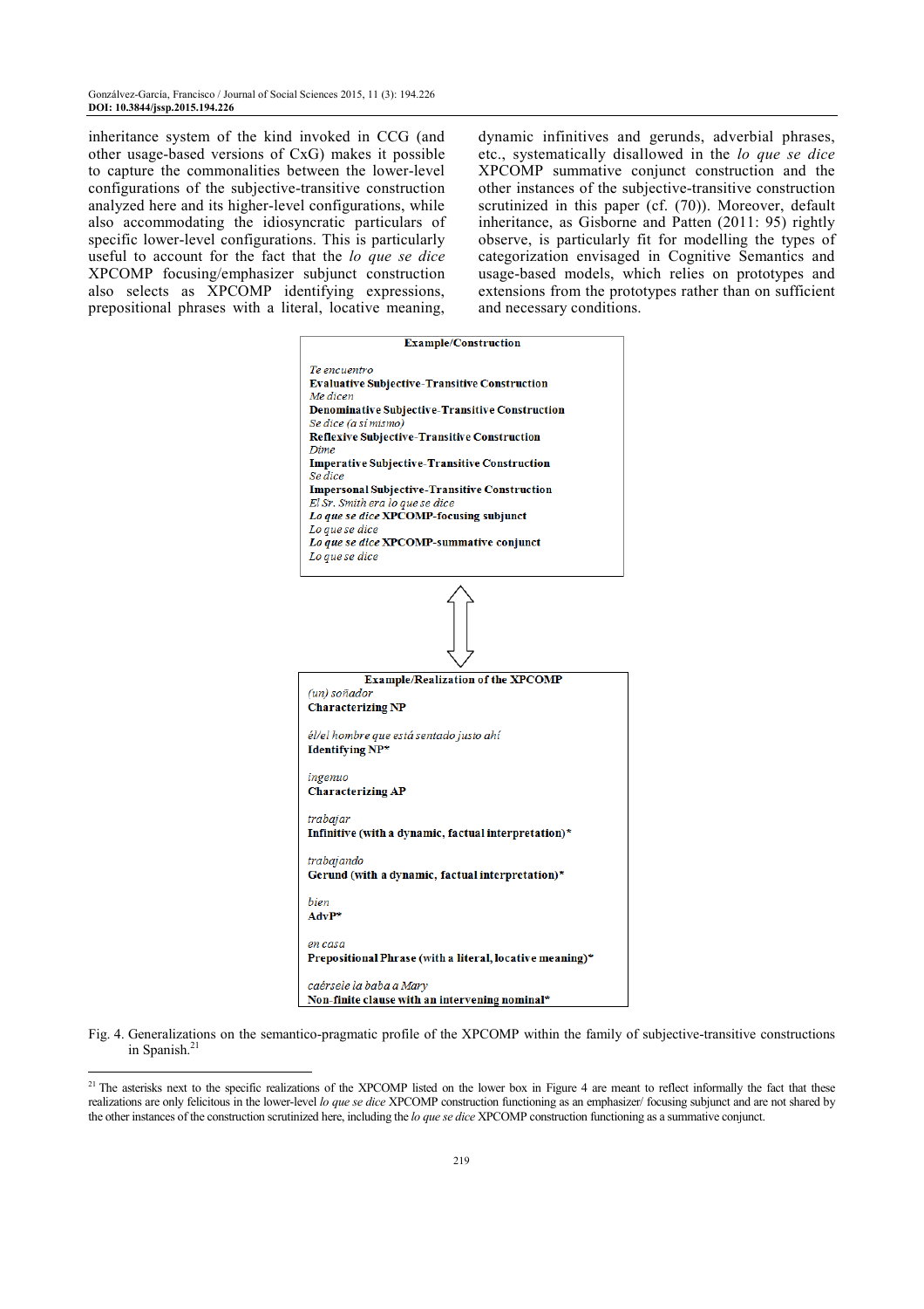inheritance system of the kind invoked in CCG (and other usage-based versions of CxG) makes it possible to capture the commonalities between the lower-level configurations of the subjective-transitive construction analyzed here and its higher-level configurations, while also accommodating the idiosyncratic particulars of specific lower-level configurations. This is particularly useful to account for the fact that the *lo que se dice* XPCOMP focusing/emphasizer subjunct construction also selects as XPCOMP identifying expressions, prepositional phrases with a literal, locative meaning, dynamic infinitives and gerunds, adverbial phrases, etc., systematically disallowed in the *lo que se dice* XPCOMP summative conjunct construction and the other instances of the subjective-transitive construction scrutinized in this paper (cf. (70)). Moreover, default inheritance, as Gisborne and Patten (2011: 95) rightly observe, is particularly fit for modelling the types of categorization envisaged in Cognitive Semantics and usage-based models, which relies on prototypes and extensions from the prototypes rather than on sufficient and necessary conditions.

**Example/Construction**

*Te encuentro*
**Evaluative Subjective-Transitive Construction**
*Me dicen*
**Denominative Subjective-Transitive Construction**
*Se dice (a sí mismo)*
**Reflexive Subjective-Transitive Construction**
*Dime*
**Imperative Subjective-Transitive Construction**
*Se dice*
**Impersonal Subjective-Transitive Construction**
*El Sr. Smith era lo que se dice*
***Lo que se dice* XPCOMP-focusing subjunct**
*Lo que se dice*
***Lo que se dice* XPCOMP-summative conjunct**
*Lo que se dice*

⇕

**Example/Realization of the XPCOMP**

*(un) soñador*
**Characterizing NP**

*él/el hombre que está sentado justo ahí*
**Identifying NP***

*ingenuo*
**Characterizing AP**

*trabajar*
**Infinitive (with a dynamic, factual interpretation)***

*trabajando*
**Gerund (with a dynamic, factual interpretation)***

*bien*
**AdvP***

*en casa*
**Prepositional Phrase (with a literal, locative meaning)***

*caérsele la baba a Mary*
**Non-finite clause with an intervening nominal***

Fig. 4. Generalizations on the semantico-pragmatic profile of the XPCOMP within the family of subjective-transitive constructions in Spanish.[21]

---

[21] The asterisks next to the specific realizations of the XPCOMP listed on the lower box in Figure 4 are meant to reflect informally the fact that these realizations are only felicitous in the lower-level *lo que se dice* XPCOMP construction functioning as an emphasizer/ focusing subjunct and are not shared by the other instances of the construction scrutinized here, including the *lo que se dice* XPCOMP construction functioning as a summative conjunct.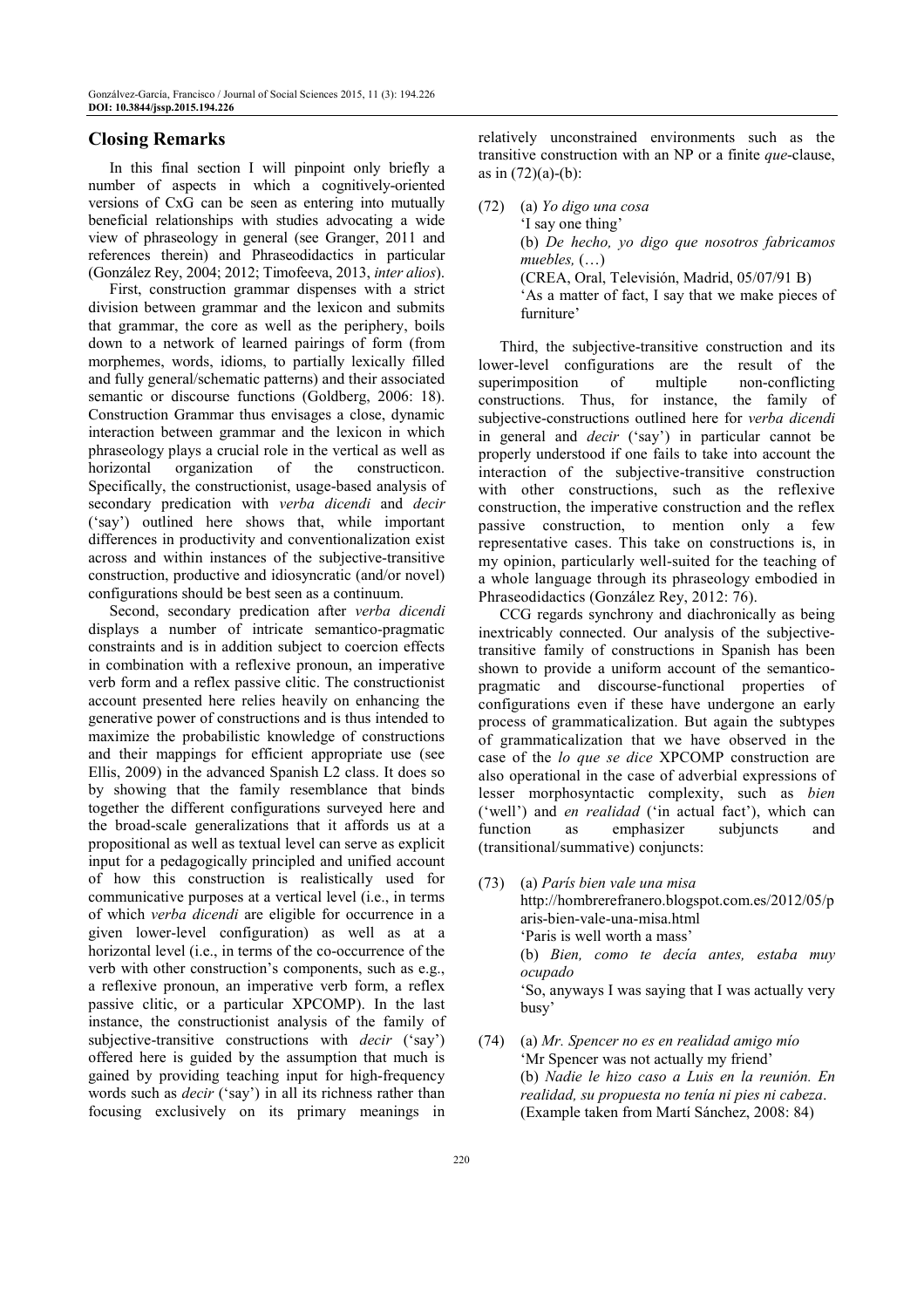## Closing Remarks

In this final section I will pinpoint only briefly a number of aspects in which a cognitively-oriented versions of CxG can be seen as entering into mutually beneficial relationships with studies advocating a wide view of phraseology in general (see Granger, 2011 and references therein) and Phraseodidactics in particular (González Rey, 2004; 2012; Timofeeva, 2013, *inter alios*).

First, construction grammar dispenses with a strict division between grammar and the lexicon and submits that grammar, the core as well as the periphery, boils down to a network of learned pairings of form (from morphemes, words, idioms, to partially lexically filled and fully general/schematic patterns) and their associated semantic or discourse functions (Goldberg, 2006: 18). Construction Grammar thus envisages a close, dynamic interaction between grammar and the lexicon in which phraseology plays a crucial role in the vertical as well as horizontal organization of the constructicon. Specifically, the constructionist, usage-based analysis of secondary predication with *verba dicendi* and *decir* ('say') outlined here shows that, while important differences in productivity and conventionalization exist across and within instances of the subjective-transitive construction, productive and idiosyncratic (and/or novel) configurations should be best seen as a continuum.

Second, secondary predication after *verba dicendi* displays a number of intricate semantico-pragmatic constraints and is in addition subject to coercion effects in combination with a reflexive pronoun, an imperative verb form and a reflex passive clitic. The constructionist account presented here relies heavily on enhancing the generative power of constructions and is thus intended to maximize the probabilistic knowledge of constructions and their mappings for efficient appropriate use (see Ellis, 2009) in the advanced Spanish L2 class. It does so by showing that the family resemblance that binds together the different configurations surveyed here and the broad-scale generalizations that it affords us at a propositional as well as textual level can serve as explicit input for a pedagogically principled and unified account of how this construction is realistically used for communicative purposes at a vertical level (i.e., in terms of which *verba dicendi* are eligible for occurrence in a given lower-level configuration) as well as at a horizontal level (i.e., in terms of the co-occurrence of the verb with other construction's components, such as e.g., a reflexive pronoun, an imperative verb form, a reflex passive clitic, or a particular XPCOMP). In the last instance, the constructionist analysis of the family of subjective-transitive constructions with *decir* ('say') offered here is guided by the assumption that much is gained by providing teaching input for high-frequency words such as *decir* ('say') in all its richness rather than focusing exclusively on its primary meanings in relatively unconstrained environments such as the transitive construction with an NP or a finite *que*-clause, as in (72)(a)-(b):

(72) (a) *Yo digo una cosa*
'I say one thing'
(b) *De hecho, yo digo que nosotros fabricamos muebles,* (…)
(CREA, Oral, Televisión, Madrid, 05/07/91 B)
'As a matter of fact, I say that we make pieces of furniture'

Third, the subjective-transitive construction and its lower-level configurations are the result of the superimposition of multiple non-conflicting constructions. Thus, for instance, the family of subjective-constructions outlined here for *verba dicendi* in general and *decir* ('say') in particular cannot be properly understood if one fails to take into account the interaction of the subjective-transitive construction with other constructions, such as the reflexive construction, the imperative construction and the reflex passive construction, to mention only a few representative cases. This take on constructions is, in my opinion, particularly well-suited for the teaching of a whole language through its phraseology embodied in Phraseodidactics (González Rey, 2012: 76).

CCG regards synchrony and diachronically as being inextricably connected. Our analysis of the subjective-transitive family of constructions in Spanish has been shown to provide a uniform account of the semantico-pragmatic and discourse-functional properties of configurations even if these have undergone an early process of grammaticalization. But again the subtypes of grammaticalization that we have observed in the case of the *lo que se dice* XPCOMP construction are also operational in the case of adverbial expressions of lesser morphosyntactic complexity, such as *bien* ('well') and *en realidad* ('in actual fact'), which can function as emphasizer subjuncts and (transitional/summative) conjuncts:

(73) (a) *París bien vale una misa*
http://hombrerefranero.blogspot.com.es/2012/05/paris-bien-vale-una-misa.html
'Paris is well worth a mass'
(b) *Bien, como te decía antes, estaba muy ocupado*
'So, anyways I was saying that I was actually very busy'

(74) (a) *Mr. Spencer no es en realidad amigo mío*
'Mr Spencer was not actually my friend'
(b) *Nadie le hizo caso a Luis en la reunión. En realidad, su propuesta no tenía ni pies ni cabeza*.
(Example taken from Martí Sánchez, 2008: 84)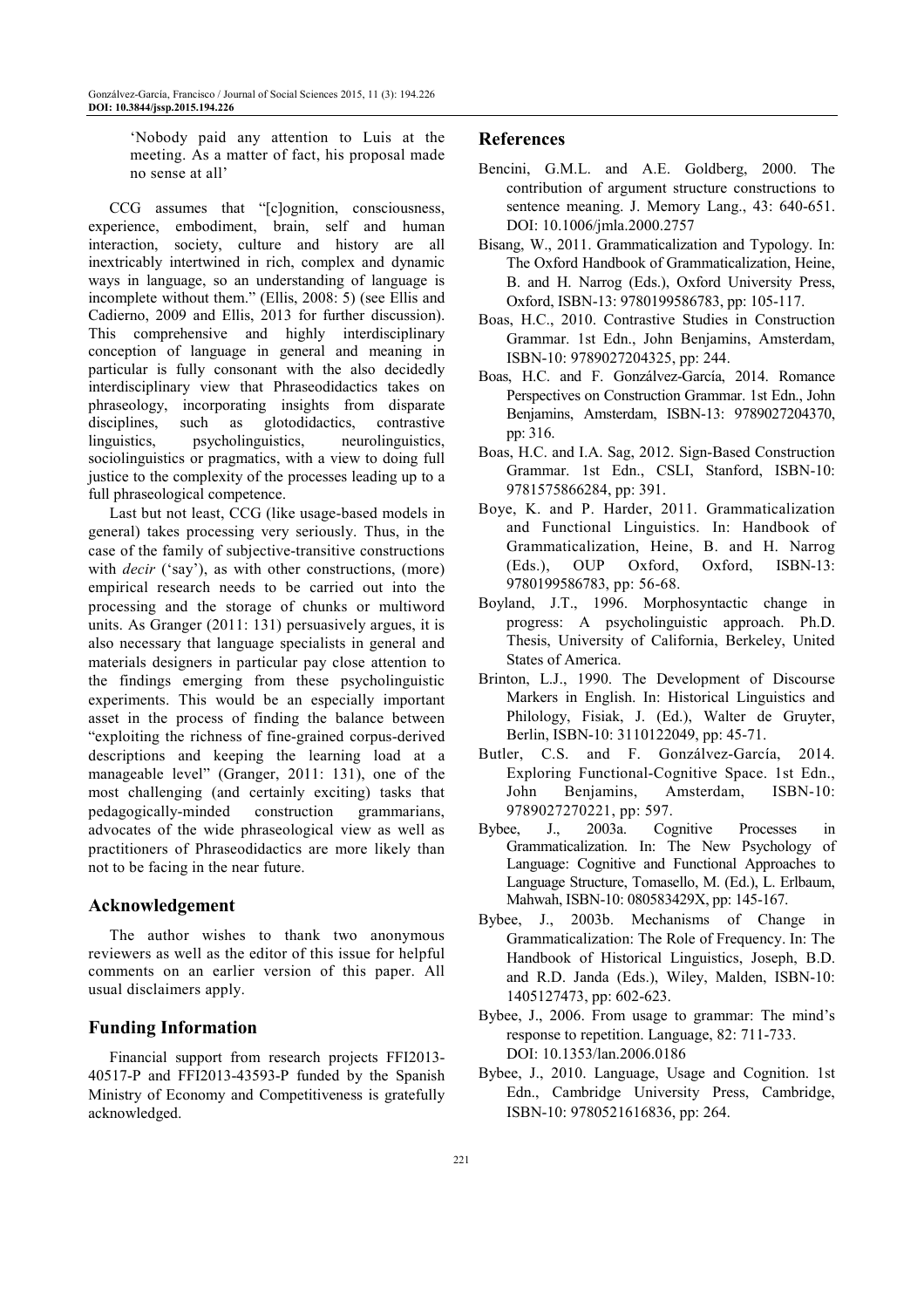'Nobody paid any attention to Luis at the meeting. As a matter of fact, his proposal made no sense at all'

CCG assumes that "[c]ognition, consciousness, experience, embodiment, brain, self and human interaction, society, culture and history are all inextricably intertwined in rich, complex and dynamic ways in language, so an understanding of language is incomplete without them." (Ellis, 2008: 5) (see Ellis and Cadierno, 2009 and Ellis, 2013 for further discussion). This comprehensive and highly interdisciplinary conception of language in general and meaning in particular is fully consonant with the also decidedly interdisciplinary view that Phraseodidactics takes on phraseology, incorporating insights from disparate disciplines, such as glotodidactics, contrastive linguistics, psycholinguistics, neurolinguistics, sociolinguistics or pragmatics, with a view to doing full justice to the complexity of the processes leading up to a full phraseological competence.

Last but not least, CCG (like usage-based models in general) takes processing very seriously. Thus, in the case of the family of subjective-transitive constructions with *decir* ('say'), as with other constructions, (more) empirical research needs to be carried out into the processing and the storage of chunks or multiword units. As Granger (2011: 131) persuasively argues, it is also necessary that language specialists in general and materials designers in particular pay close attention to the findings emerging from these psycholinguistic experiments. This would be an especially important asset in the process of finding the balance between "exploiting the richness of fine-grained corpus-derived descriptions and keeping the learning load at a manageable level" (Granger, 2011: 131), one of the most challenging (and certainly exciting) tasks that pedagogically-minded construction grammarians, advocates of the wide phraseological view as well as practitioners of Phraseodidactics are more likely than not to be facing in the near future.

## Acknowledgement

The author wishes to thank two anonymous reviewers as well as the editor of this issue for helpful comments on an earlier version of this paper. All usual disclaimers apply.

## Funding Information

Financial support from research projects FFI2013-40517-P and FFI2013-43593-P funded by the Spanish Ministry of Economy and Competitiveness is gratefully acknowledged.

## References

Bencini, G.M.L. and A.E. Goldberg, 2000. The contribution of argument structure constructions to sentence meaning. J. Memory Lang., 43: 640-651. DOI: 10.1006/jmla.2000.2757

Bisang, W., 2011. Grammaticalization and Typology. In: The Oxford Handbook of Grammaticalization, Heine, B. and H. Narrog (Eds.), Oxford University Press, Oxford, ISBN-13: 9780199586783, pp: 105-117.

Boas, H.C., 2010. Contrastive Studies in Construction Grammar. 1st Edn., John Benjamins, Amsterdam, ISBN-10: 9789027204325, pp: 244.

Boas, H.C. and F. Gonzálvez-García, 2014. Romance Perspectives on Construction Grammar. 1st Edn., John Benjamins, Amsterdam, ISBN-13: 9789027204370, pp: 316.

Boas, H.C. and I.A. Sag, 2012. Sign-Based Construction Grammar. 1st Edn., CSLI, Stanford, ISBN-10: 9781575866284, pp: 391.

Boye, K. and P. Harder, 2011. Grammaticalization and Functional Linguistics. In: Handbook of Grammaticalization, Heine, B. and H. Narrog (Eds.), OUP Oxford, Oxford, ISBN-13: 9780199586783, pp: 56-68.

Boyland, J.T., 1996. Morphosyntactic change in progress: A psycholinguistic approach. Ph.D. Thesis, University of California, Berkeley, United States of America.

Brinton, L.J., 1990. The Development of Discourse Markers in English. In: Historical Linguistics and Philology, Fisiak, J. (Ed.), Walter de Gruyter, Berlin, ISBN-10: 3110122049, pp: 45-71.

Butler, C.S. and F. Gonzálvez-García, 2014. Exploring Functional-Cognitive Space. 1st Edn., John Benjamins, Amsterdam, ISBN-10: 9789027270221, pp: 597.

Bybee, J., 2003a. Cognitive Processes in Grammaticalization. In: The New Psychology of Language: Cognitive and Functional Approaches to Language Structure, Tomasello, M. (Ed.), L. Erlbaum, Mahwah, ISBN-10: 080583429X, pp: 145-167.

Bybee, J., 2003b. Mechanisms of Change in Grammaticalization: The Role of Frequency. In: The Handbook of Historical Linguistics, Joseph, B.D. and R.D. Janda (Eds.), Wiley, Malden, ISBN-10: 1405127473, pp: 602-623.

Bybee, J., 2006. From usage to grammar: The mind's response to repetition. Language, 82: 711-733. DOI: 10.1353/lan.2006.0186

Bybee, J., 2010. Language, Usage and Cognition. 1st Edn., Cambridge University Press, Cambridge, ISBN-10: 9780521616836, pp: 264.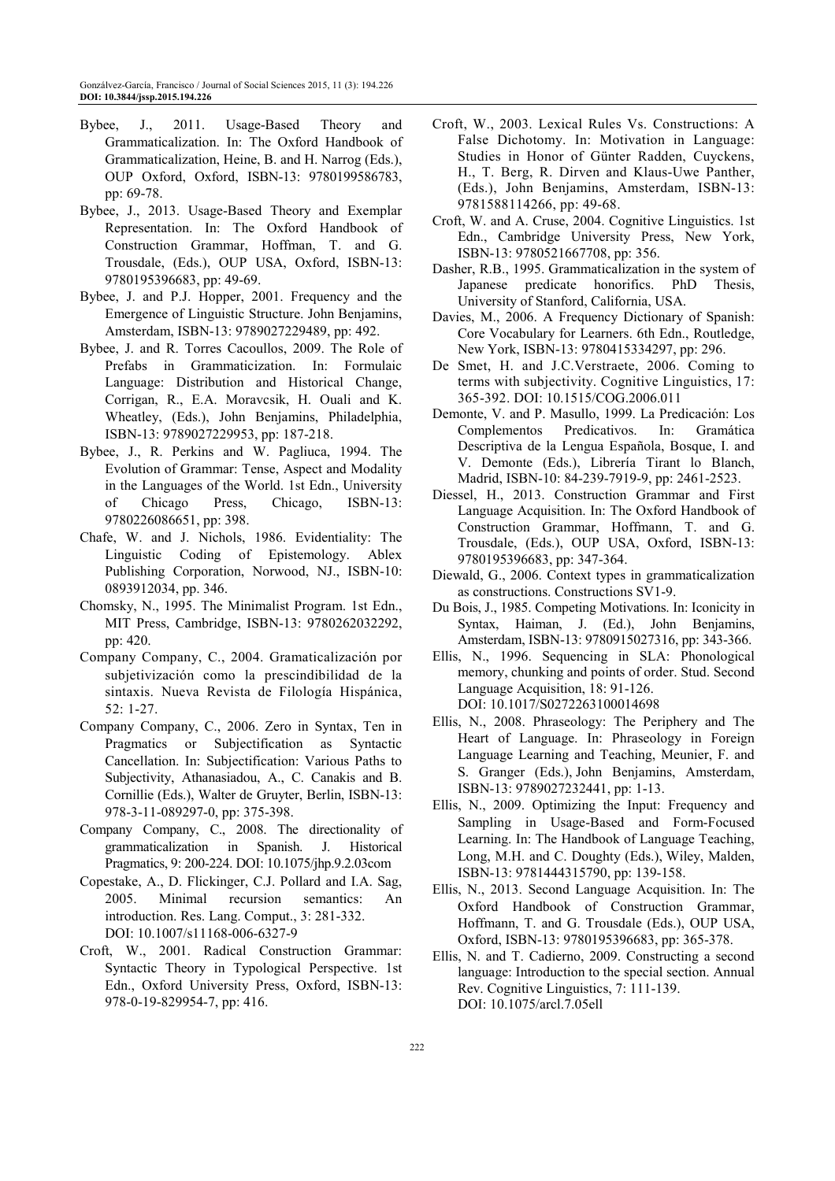- Bybee, J., 2011. Usage-Based Theory and Grammaticalization. In: The Oxford Handbook of Grammaticalization, Heine, B. and H. Narrog (Eds.), OUP Oxford, Oxford, ISBN-13: 9780199586783, pp: 69-78.
- Bybee, J., 2013. Usage-Based Theory and Exemplar Representation. In: The Oxford Handbook of Construction Grammar, Hoffman, T. and G. Trousdale, (Eds.), OUP USA, Oxford, ISBN-13: 9780195396683, pp: 49-69.
- Bybee, J. and P.J. Hopper, 2001. Frequency and the Emergence of Linguistic Structure. John Benjamins, Amsterdam, ISBN-13: 9789027229489, pp: 492.
- Bybee, J. and R. Torres Cacoullos, 2009. The Role of Prefabs in Grammaticization. In: Formulaic Language: Distribution and Historical Change, Corrigan, R., E.A. Moravcsik, H. Ouali and K. Wheatley, (Eds.), John Benjamins, Philadelphia, ISBN-13: 9789027229953, pp: 187-218.
- Bybee, J., R. Perkins and W. Pagliuca, 1994. The Evolution of Grammar: Tense, Aspect and Modality in the Languages of the World. 1st Edn., University of Chicago Press, Chicago, ISBN-13: 9780226086651, pp: 398.
- Chafe, W. and J. Nichols, 1986. Evidentiality: The Linguistic Coding of Epistemology. Ablex Publishing Corporation, Norwood, NJ., ISBN-10: 0893912034, pp. 346.
- Chomsky, N., 1995. The Minimalist Program. 1st Edn., MIT Press, Cambridge, ISBN-13: 9780262032292, pp: 420.
- Company Company, C., 2004. Gramaticalización por subjetivización como la prescindibilidad de la sintaxis. Nueva Revista de Filología Hispánica, 52: 1-27.
- Company Company, C., 2006. Zero in Syntax, Ten in Pragmatics or Subjectification as Syntactic Cancellation. In: Subjectification: Various Paths to Subjectivity, Athanasiadou, A., C. Canakis and B. Cornillie (Eds.), Walter de Gruyter, Berlin, ISBN-13: 978-3-11-089297-0, pp: 375-398.
- Company Company, C., 2008. The directionality of grammaticalization in Spanish. J. Historical Pragmatics, 9: 200-224. DOI: 10.1075/jhp.9.2.03com
- Copestake, A., D. Flickinger, C.J. Pollard and I.A. Sag, 2005. Minimal recursion semantics: An introduction. Res. Lang. Comput., 3: 281-332. DOI: 10.1007/s11168-006-6327-9
- Croft, W., 2001. Radical Construction Grammar: Syntactic Theory in Typological Perspective. 1st Edn., Oxford University Press, Oxford, ISBN-13: 978-0-19-829954-7, pp: 416.
- Croft, W., 2003. Lexical Rules Vs. Constructions: A False Dichotomy. In: Motivation in Language: Studies in Honor of Günter Radden, Cuyckens, H., T. Berg, R. Dirven and Klaus-Uwe Panther, (Eds.), John Benjamins, Amsterdam, ISBN-13: 9781588114266, pp: 49-68.
- Croft, W. and A. Cruse, 2004. Cognitive Linguistics. 1st Edn., Cambridge University Press, New York, ISBN-13: 9780521667708, pp: 356.
- Dasher, R.B., 1995. Grammaticalization in the system of Japanese predicate honorifics. PhD Thesis, University of Stanford, California, USA.
- Davies, M., 2006. A Frequency Dictionary of Spanish: Core Vocabulary for Learners. 6th Edn., Routledge, New York, ISBN-13: 9780415334297, pp: 296.
- De Smet, H. and J.C.Verstraete, 2006. Coming to terms with subjectivity. Cognitive Linguistics, 17: 365-392. DOI: 10.1515/COG.2006.011
- Demonte, V. and P. Masullo, 1999. La Predicación: Los Complementos Predicativos. In: Gramática Descriptiva de la Lengua Española, Bosque, I. and V. Demonte (Eds.), Librería Tirant lo Blanch, Madrid, ISBN-10: 84-239-7919-9, pp: 2461-2523.
- Diessel, H., 2013. Construction Grammar and First Language Acquisition. In: The Oxford Handbook of Construction Grammar, Hoffmann, T. and G. Trousdale, (Eds.), OUP USA, Oxford, ISBN-13: 9780195396683, pp: 347-364.
- Diewald, G., 2006. Context types in grammaticalization as constructions. Constructions SV1-9.
- Du Bois, J., 1985. Competing Motivations. In: Iconicity in Syntax, Haiman, J. (Ed.), John Benjamins, Amsterdam, ISBN-13: 9780915027316, pp: 343-366.
- Ellis, N., 1996. Sequencing in SLA: Phonological memory, chunking and points of order. Stud. Second Language Acquisition, 18: 91-126. DOI: 10.1017/S0272263100014698
- Ellis, N., 2008. Phraseology: The Periphery and The Heart of Language. In: Phraseology in Foreign Language Learning and Teaching, Meunier, F. and S. Granger (Eds.), John Benjamins, Amsterdam, ISBN-13: 9789027232441, pp: 1-13.
- Ellis, N., 2009. Optimizing the Input: Frequency and Sampling in Usage-Based and Form-Focused Learning. In: The Handbook of Language Teaching, Long, M.H. and C. Doughty (Eds.), Wiley, Malden, ISBN-13: 9781444315790, pp: 139-158.
- Ellis, N., 2013. Second Language Acquisition. In: The Oxford Handbook of Construction Grammar, Hoffmann, T. and G. Trousdale (Eds.), OUP USA, Oxford, ISBN-13: 9780195396683, pp: 365-378.
- Ellis, N. and T. Cadierno, 2009. Constructing a second language: Introduction to the special section. Annual Rev. Cognitive Linguistics, 7: 111-139. DOI: 10.1075/arcl.7.05ell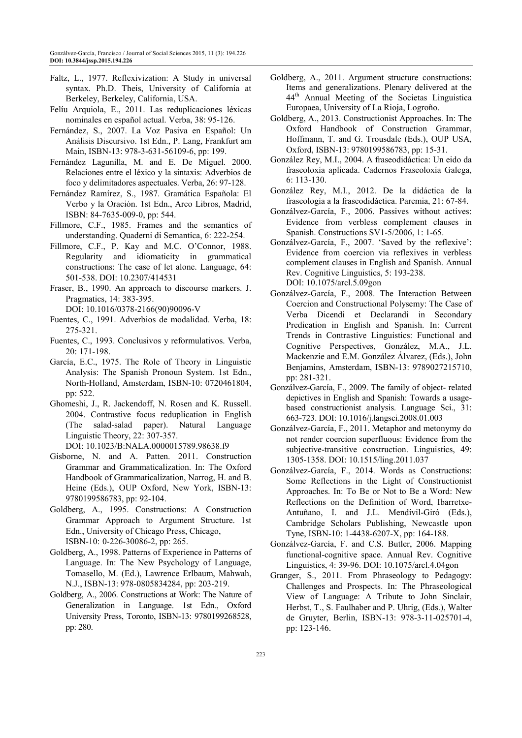Faltz, L., 1977. Reflexivization: A Study in universal syntax. Ph.D. Theis, University of California at Berkeley, Berkeley, California, USA.

Felíu Arquiola, E., 2011. Las reduplicaciones léxicas nominales en español actual. Verba, 38: 95-126.

Fernández, S., 2007. La Voz Pasiva en Español: Un Análisis Discursivo. 1st Edn., P. Lang, Frankfurt am Main, ISBN-13: 978-3-631-56109-6, pp: 199.

Fernández Lagunilla, M. and E. De Miguel. 2000. Relaciones entre el léxico y la sintaxis: Adverbios de foco y delimitadores aspectuales. Verba, 26: 97-128.

Fernández Ramírez, S., 1987. Gramática Española: El Verbo y la Oración. 1st Edn., Arco Libros, Madrid, ISBN: 84-7635-009-0, pp: 544.

Fillmore, C.F., 1985. Frames and the semantics of understanding. Quaderni di Semantica, 6: 222-254.

Fillmore, C.F., P. Kay and M.C. O'Connor, 1988. Regularity and idiomaticity in grammatical constructions: The case of let alone. Language, 64: 501-538. DOI: 10.2307/414531

Fraser, B., 1990. An approach to discourse markers. J. Pragmatics, 14: 383-395. DOI: 10.1016/0378-2166(90)90096-V

Fuentes, C., 1991. Adverbios de modalidad. Verba, 18: 275-321.

Fuentes, C., 1993. Conclusivos y reformulativos. Verba, 20: 171-198.

García, E.C., 1975. The Role of Theory in Linguistic Analysis: The Spanish Pronoun System. 1st Edn., North-Holland, Amsterdam, ISBN-10: 0720461804, pp: 522.

Ghomeshi, J., R. Jackendoff, N. Rosen and K. Russell. 2004. Contrastive focus reduplication in English (The salad-salad paper). Natural Language Linguistic Theory, 22: 307-357. DOI: 10.1023/B:NALA.0000015789.98638.f9

Gisborne, N. and A. Patten. 2011. Construction Grammar and Grammaticalization. In: The Oxford Handbook of Grammaticalization, Narrog, H. and B. Heine (Eds.), OUP Oxford, New York, ISBN-13: 9780199586783, pp: 92-104.

Goldberg, A., 1995. Constructions: A Construction Grammar Approach to Argument Structure. 1st Edn., University of Chicago Press, Chicago, ISBN-10: 0-226-30086-2, pp: 265.

Goldberg, A., 1998. Patterns of Experience in Patterns of Language. In: The New Psychology of Language, Tomasello, M. (Ed.), Lawrence Erlbaum, Mahwah, N.J., ISBN-13: 978-0805834284, pp: 203-219.

Goldberg, A., 2006. Constructions at Work: The Nature of Generalization in Language. 1st Edn., Oxford University Press, Toronto, ISBN-13: 9780199268528, pp: 280.

Goldberg, A., 2011. Argument structure constructions: Items and generalizations. Plenary delivered at the 44th Annual Meeting of the Societas Linguistica Europaea, University of La Rioja, Logroño.

Goldberg, A., 2013. Constructionist Approaches. In: The Oxford Handbook of Construction Grammar, Hoffmann, T. and G. Trousdale (Eds.), OUP USA, Oxford, ISBN-13: 9780199586783, pp: 15-31.

González Rey, M.I., 2004. A fraseodidáctica: Un eido da fraseoloxía aplicada. Cadernos Fraseoloxía Galega, 6: 113-130.

González Rey, M.I., 2012. De la didáctica de la fraseología a la fraseodidáctica. Paremia, 21: 67-84.

Gonzálvez-García, F., 2006. Passives without actives: Evidence from verbless complement clauses in Spanish. Constructions SV1-5/2006, 1: 1-65.

Gonzálvez-García, F., 2007. 'Saved by the reflexive': Evidence from coercion via reflexives in verbless complement clauses in English and Spanish. Annual Rev. Cognitive Linguistics, 5: 193-238. DOI: 10.1075/arcl.5.09gon

Gonzálvez-García, F., 2008. The Interaction Between Coercion and Constructional Polysemy: The Case of Verba Dicendi et Declarandi in Secondary Predication in English and Spanish. In: Current Trends in Contrastive Linguistics: Functional and Cognitive Perspectives, González, M.A., J.L. Mackenzie and E.M. González Álvarez, (Eds.), John Benjamins, Amsterdam, ISBN-13: 9789027215710, pp: 281-321.

Gonzálvez-García, F., 2009. The family of object- related depictives in English and Spanish: Towards a usage-based constructionist analysis. Language Sci., 31: 663-723. DOI: 10.1016/j.langsci.2008.01.003

Gonzálvez-García, F., 2011. Metaphor and metonymy do not render coercion superfluous: Evidence from the subjective-transitive construction. Linguistics, 49: 1305-1358. DOI: 10.1515/ling.2011.037

Gonzálvez-García, F., 2014. Words as Constructions: Some Reflections in the Light of Constructionist Approaches. In: To Be or Not to Be a Word: New Reflections on the Definition of Word, Ibarretxe-Antuñano, I. and J.L. Mendívil-Giró (Eds.), Cambridge Scholars Publishing, Newcastle upon Tyne, ISBN-10: 1-4438-6207-X, pp: 164-188.

Gonzálvez-García, F. and C.S. Butler, 2006. Mapping functional-cognitive space. Annual Rev. Cognitive Linguistics, 4: 39-96. DOI: 10.1075/arcl.4.04gon

Granger, S., 2011. From Phraseology to Pedagogy: Challenges and Prospects. In: The Phraseological View of Language: A Tribute to John Sinclair, Herbst, T., S. Faulhaber and P. Uhrig, (Eds.), Walter de Gruyter, Berlin, ISBN-13: 978-3-11-025701-4, pp: 123-146.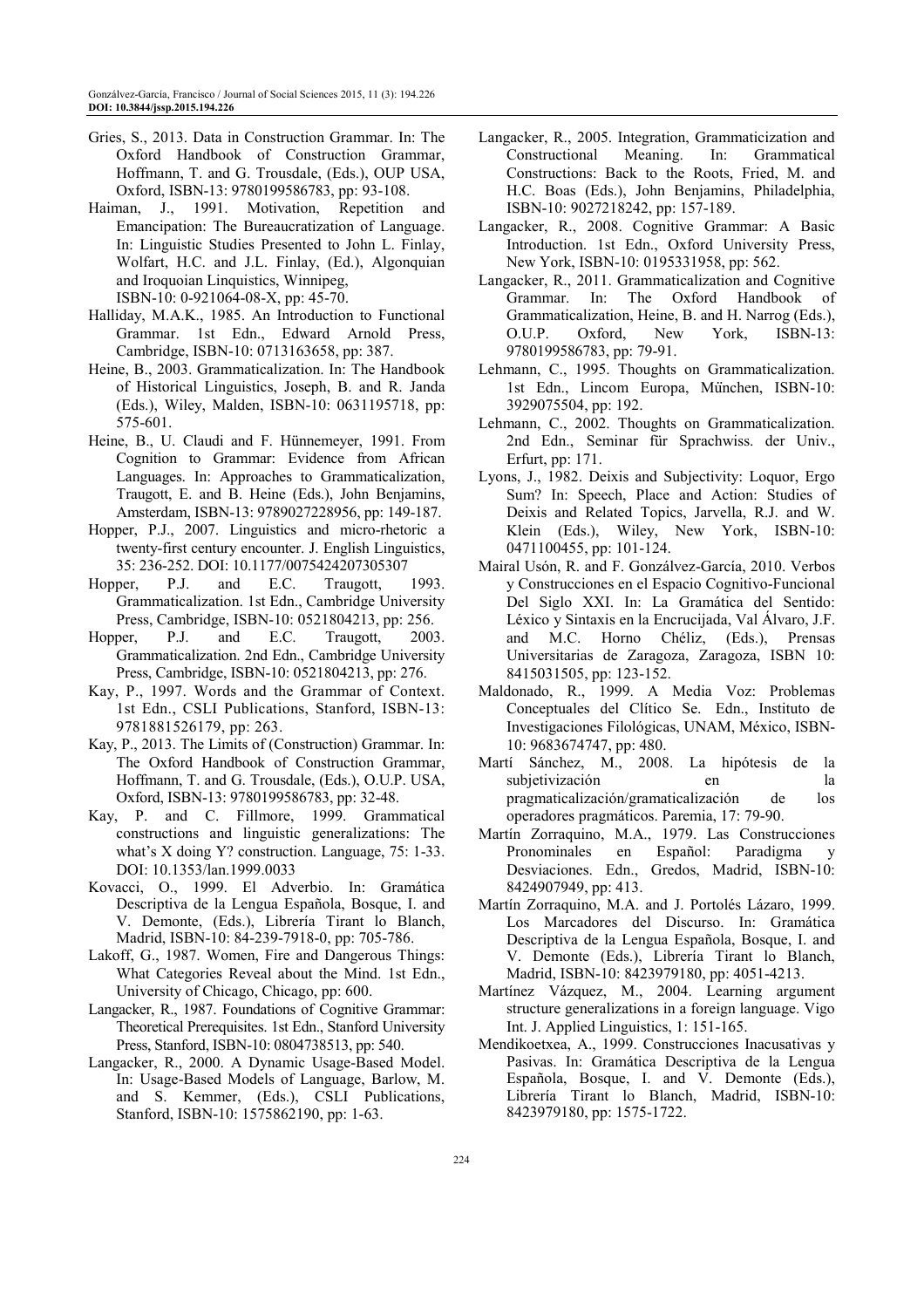Gries, S., 2013. Data in Construction Grammar. In: The Oxford Handbook of Construction Grammar, Hoffmann, T. and G. Trousdale, (Eds.), OUP USA, Oxford, ISBN-13: 9780199586783, pp: 93-108.

Haiman, J., 1991. Motivation, Repetition and Emancipation: The Bureaucratization of Language. In: Linguistic Studies Presented to John L. Finlay, Wolfart, H.C. and J.L. Finlay, (Ed.), Algonquian and Iroquoian Linquistics, Winnipeg, ISBN-10: 0-921064-08-X, pp: 45-70.

Halliday, M.A.K., 1985. An Introduction to Functional Grammar. 1st Edn., Edward Arnold Press, Cambridge, ISBN-10: 0713163658, pp: 387.

Heine, B., 2003. Grammaticalization. In: The Handbook of Historical Linguistics, Joseph, B. and R. Janda (Eds.), Wiley, Malden, ISBN-10: 0631195718, pp: 575-601.

Heine, B., U. Claudi and F. Hünnemeyer, 1991. From Cognition to Grammar: Evidence from African Languages. In: Approaches to Grammaticalization, Traugott, E. and B. Heine (Eds.), John Benjamins, Amsterdam, ISBN-13: 9789027228956, pp: 149-187.

Hopper, P.J., 2007. Linguistics and micro-rhetoric a twenty-first century encounter. J. English Linguistics, 35: 236-252. DOI: 10.1177/0075424207305307

Hopper, P.J. and E.C. Traugott, 1993. Grammaticalization. 1st Edn., Cambridge University Press, Cambridge, ISBN-10: 0521804213, pp: 256.

Hopper, P.J. and E.C. Traugott, 2003. Grammaticalization. 2nd Edn., Cambridge University Press, Cambridge, ISBN-10: 0521804213, pp: 276.

Kay, P., 1997. Words and the Grammar of Context. 1st Edn., CSLI Publications, Stanford, ISBN-13: 9781881526179, pp: 263.

Kay, P., 2013. The Limits of (Construction) Grammar. In: The Oxford Handbook of Construction Grammar, Hoffmann, T. and G. Trousdale, (Eds.), O.U.P. USA, Oxford, ISBN-13: 9780199586783, pp: 32-48.

Kay, P. and C. Fillmore, 1999. Grammatical constructions and linguistic generalizations: The what's X doing Y? construction. Language, 75: 1-33. DOI: 10.1353/lan.1999.0033

Kovacci, O., 1999. El Adverbio. In: Gramática Descriptiva de la Lengua Española, Bosque, I. and V. Demonte, (Eds.), Librería Tirant lo Blanch, Madrid, ISBN-10: 84-239-7918-0, pp: 705-786.

Lakoff, G., 1987. Women, Fire and Dangerous Things: What Categories Reveal about the Mind. 1st Edn., University of Chicago, Chicago, pp: 600.

Langacker, R., 1987. Foundations of Cognitive Grammar: Theoretical Prerequisites. 1st Edn., Stanford University Press, Stanford, ISBN-10: 0804738513, pp: 540.

Langacker, R., 2000. A Dynamic Usage-Based Model. In: Usage-Based Models of Language, Barlow, M. and S. Kemmer, (Eds.), CSLI Publications, Stanford, ISBN-10: 1575862190, pp: 1-63.

Langacker, R., 2005. Integration, Grammaticization and Constructional Meaning. In: Grammatical Constructions: Back to the Roots, Fried, M. and H.C. Boas (Eds.), John Benjamins, Philadelphia, ISBN-10: 9027218242, pp: 157-189.

Langacker, R., 2008. Cognitive Grammar: A Basic Introduction. 1st Edn., Oxford University Press, New York, ISBN-10: 0195331958, pp: 562.

Langacker, R., 2011. Grammaticalization and Cognitive Grammar. In: The Oxford Handbook of Grammaticalization, Heine, B. and H. Narrog (Eds.), O.U.P. Oxford, New York, ISBN-13: 9780199586783, pp: 79-91.

Lehmann, C., 1995. Thoughts on Grammaticalization. 1st Edn., Lincom Europa, Műnchen, ISBN-10: 3929075504, pp: 192.

Lehmann, C., 2002. Thoughts on Grammaticalization. 2nd Edn., Seminar für Sprachwiss. der Univ., Erfurt, pp: 171.

Lyons, J., 1982. Deixis and Subjectivity: Loquor, Ergo Sum? In: Speech, Place and Action: Studies of Deixis and Related Topics, Jarvella, R.J. and W. Klein (Eds.), Wiley, New York, ISBN-10: 0471100455, pp: 101-124.

Mairal Usón, R. and F. Gonzálvez-García, 2010. Verbos y Construcciones en el Espacio Cognitivo-Funcional Del Siglo XXI. In: La Gramática del Sentido: Léxico y Sintaxis en la Encrucijada, Val Álvaro, J.F. and M.C. Horno Chéliz, (Eds.), Prensas Universitarias de Zaragoza, Zaragoza, ISBN 10: 8415031505, pp: 123-152.

Maldonado, R., 1999. A Media Voz: Problemas Conceptuales del Clítico Se. Edn., Instituto de Investigaciones Filológicas, UNAM, México, ISBN-10: 9683674747, pp: 480.

Martí Sánchez, M., 2008. La hipótesis de la subjetivización en la pragmaticalización/gramaticalización de los operadores pragmáticos. Paremia, 17: 79-90.

Martín Zorraquino, M.A., 1979. Las Construcciones Pronominales en Español: Paradigma y Desviaciones. Edn., Gredos, Madrid, ISBN-10: 8424907949, pp: 413.

Martín Zorraquino, M.A. and J. Portolés Lázaro, 1999. Los Marcadores del Discurso. In: Gramática Descriptiva de la Lengua Española, Bosque, I. and V. Demonte (Eds.), Librería Tirant lo Blanch, Madrid, ISBN-10: 8423979180, pp: 4051-4213.

Martínez Vázquez, M., 2004. Learning argument structure generalizations in a foreign language. Vigo Int. J. Applied Linguistics, 1: 151-165.

Mendikoetxea, A., 1999. Construcciones Inacusativas y Pasivas. In: Gramática Descriptiva de la Lengua Española, Bosque, I. and V. Demonte (Eds.), Librería Tirant lo Blanch, Madrid, ISBN-10: 8423979180, pp: 1575-1722.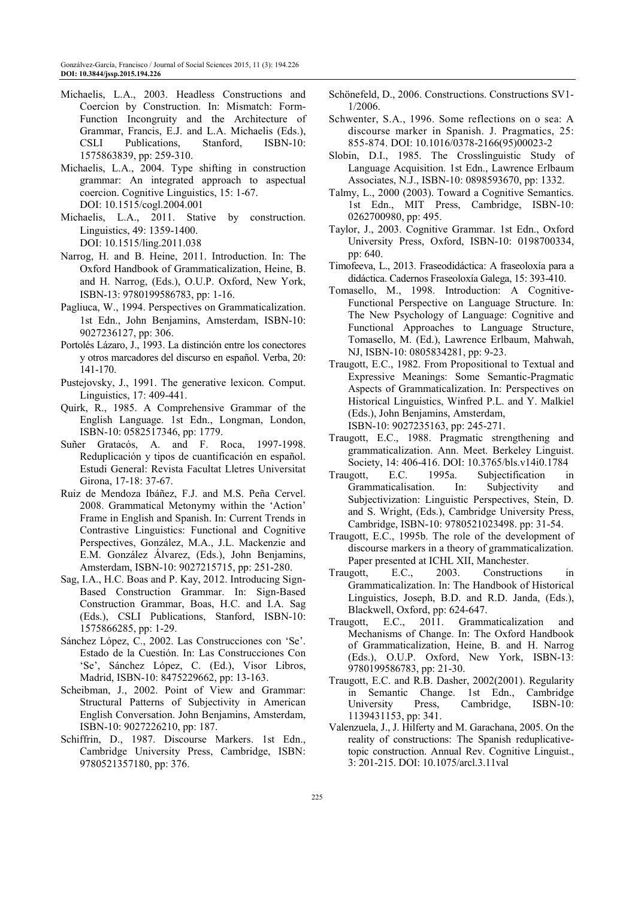Michaelis, L.A., 2003. Headless Constructions and Coercion by Construction. In: Mismatch: Form-Function Incongruity and the Architecture of Grammar, Francis, E.J. and L.A. Michaelis (Eds.), CSLI Publications, Stanford, ISBN-10: 1575863839, pp: 259-310.

Michaelis, L.A., 2004. Type shifting in construction grammar: An integrated approach to aspectual coercion. Cognitive Linguistics, 15: 1-67. DOI: 10.1515/cogl.2004.001

Michaelis, L.A., 2011. Stative by construction. Linguistics, 49: 1359-1400. DOI: 10.1515/ling.2011.038

Narrog, H. and B. Heine, 2011. Introduction. In: The Oxford Handbook of Grammaticalization, Heine, B. and H. Narrog, (Eds.), O.U.P. Oxford, New York, ISBN-13: 9780199586783, pp: 1-16.

Pagliuca, W., 1994. Perspectives on Grammaticalization. 1st Edn., John Benjamins, Amsterdam, ISBN-10: 9027236127, pp: 306.

Portolés Lázaro, J., 1993. La distinción entre los conectores y otros marcadores del discurso en español. Verba, 20: 141-170.

Pustejovsky, J., 1991. The generative lexicon. Comput. Linguistics, 17: 409-441.

Quirk, R., 1985. A Comprehensive Grammar of the English Language. 1st Edn., Longman, London, ISBN-10: 0582517346, pp: 1779.

Suñer Gratacós, A. and F. Roca, 1997-1998. Reduplicación y tipos de cuantificación en español. Estudi General: Revista Facultat Lletres Universitat Girona, 17-18: 37-67.

Ruiz de Mendoza Ibáñez, F.J. and M.S. Peña Cervel. 2008. Grammatical Metonymy within the 'Action' Frame in English and Spanish. In: Current Trends in Contrastive Linguistics: Functional and Cognitive Perspectives, González, M.A., J.L. Mackenzie and E.M. González Álvarez, (Eds.), John Benjamins, Amsterdam, ISBN-10: 9027215715, pp: 251-280.

Sag, I.A., H.C. Boas and P. Kay, 2012. Introducing Sign-Based Construction Grammar. In: Sign-Based Construction Grammar, Boas, H.C. and I.A. Sag (Eds.), CSLI Publications, Stanford, ISBN-10: 1575866285, pp: 1-29.

Sánchez López, C., 2002. Las Construcciones con 'Se'. Estado de la Cuestión. In: Las Construcciones Con 'Se', Sánchez López, C. (Ed.), Visor Libros, Madrid, ISBN-10: 8475229662, pp: 13-163.

Scheibman, J., 2002. Point of View and Grammar: Structural Patterns of Subjectivity in American English Conversation. John Benjamins, Amsterdam, ISBN-10: 9027226210, pp: 187.

Schiffrin, D., 1987. Discourse Markers. 1st Edn., Cambridge University Press, Cambridge, ISBN: 9780521357180, pp: 376.

Schönefeld, D., 2006. Constructions. Constructions SV1-1/2006.

Schwenter, S.A., 1996. Some reflections on o sea: A discourse marker in Spanish. J. Pragmatics, 25: 855-874. DOI: 10.1016/0378-2166(95)00023-2

Slobin, D.I., 1985. The Crosslinguistic Study of Language Acquisition. 1st Edn., Lawrence Erlbaum Associates, N.J., ISBN-10: 0898593670, pp: 1332.

Talmy, L., 2000 (2003). Toward a Cognitive Semantics. 1st Edn., MIT Press, Cambridge, ISBN-10: 0262700980, pp: 495.

Taylor, J., 2003. Cognitive Grammar. 1st Edn., Oxford University Press, Oxford, ISBN-10: 0198700334, pp: 640.

Timofeeva, L., 2013. Fraseodidáctica: A fraseoloxía para a didáctica. Cadernos Fraseoloxía Galega, 15: 393-410.

Tomasello, M., 1998. Introduction: A Cognitive-Functional Perspective on Language Structure. In: The New Psychology of Language: Cognitive and Functional Approaches to Language Structure, Tomasello, M. (Ed.), Lawrence Erlbaum, Mahwah, NJ, ISBN-10: 0805834281, pp: 9-23.

Traugott, E.C., 1982. From Propositional to Textual and Expressive Meanings: Some Semantic-Pragmatic Aspects of Grammaticalization. In: Perspectives on Historical Linguistics, Winfred P.L. and Y. Malkiel (Eds.), John Benjamins, Amsterdam, ISBN-10: 9027235163, pp: 245-271.

Traugott, E.C., 1988. Pragmatic strengthening and grammaticalization. Ann. Meet. Berkeley Linguist. Society, 14: 406-416. DOI: 10.3765/bls.v14i0.1784

Traugott, E.C. 1995a. Subjectification in Grammaticalisation. In: Subjectivity and Subjectivization: Linguistic Perspectives, Stein, D. and S. Wright, (Eds.), Cambridge University Press, Cambridge, ISBN-10: 9780521023498. pp: 31-54.

Traugott, E.C., 1995b. The role of the development of discourse markers in a theory of grammaticalization. Paper presented at ICHL XII, Manchester.

Traugott, E.C., 2003. Constructions in Grammaticalization. In: The Handbook of Historical Linguistics, Joseph, B.D. and R.D. Janda, (Eds.), Blackwell, Oxford, pp: 624-647.

Traugott, E.C., 2011. Grammaticalization and Mechanisms of Change. In: The Oxford Handbook of Grammaticalization, Heine, B. and H. Narrog (Eds.), O.U.P. Oxford, New York, ISBN-13: 9780199586783, pp: 21-30.

Traugott, E.C. and R.B. Dasher, 2002(2001). Regularity in Semantic Change. 1st Edn., Cambridge University Press, Cambridge, ISBN-10: 1139431153, pp: 341.

Valenzuela, J., J. Hilferty and M. Garachana, 2005. On the reality of constructions: The Spanish reduplicative-topic construction. Annual Rev. Cognitive Linguist., 3: 201-215. DOI: 10.1075/arcl.3.11val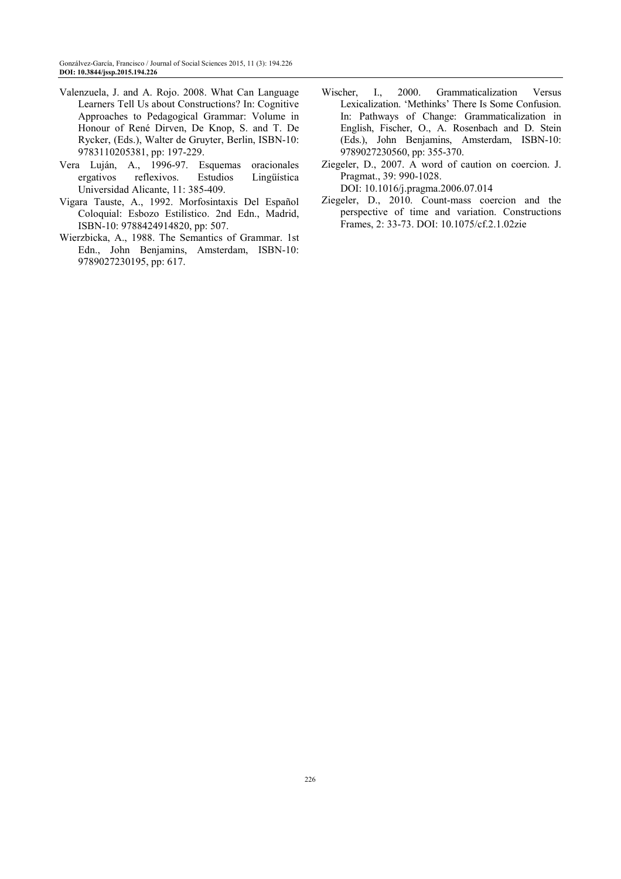Valenzuela, J. and A. Rojo. 2008. What Can Language Learners Tell Us about Constructions? In: Cognitive Approaches to Pedagogical Grammar: Volume in Honour of René Dirven, De Knop, S. and T. De Rycker, (Eds.), Walter de Gruyter, Berlin, ISBN-10: 9783110205381, pp: 197-229.

Vera Luján, A., 1996-97. Esquemas oracionales ergativos reflexivos. Estudios Lingüística Universidad Alicante, 11: 385-409.

Vigara Tauste, A., 1992. Morfosintaxis Del Español Coloquial: Esbozo Estilístico. 2nd Edn., Madrid, ISBN-10: 9788424914820, pp: 507.

Wierzbicka, A., 1988. The Semantics of Grammar. 1st Edn., John Benjamins, Amsterdam, ISBN-10: 9789027230195, pp: 617.

Wischer, I., 2000. Grammaticalization Versus Lexicalization. 'Methinks' There Is Some Confusion. In: Pathways of Change: Grammaticalization in English, Fischer, O., A. Rosenbach and D. Stein (Eds.), John Benjamins, Amsterdam, ISBN-10: 9789027230560, pp: 355-370.

Ziegeler, D., 2007. A word of caution on coercion. J. Pragmat., 39: 990-1028. DOI: 10.1016/j.pragma.2006.07.014

Ziegeler, D., 2010. Count-mass coercion and the perspective of time and variation. Constructions Frames, 2: 33-73. DOI: 10.1075/cf.2.1.02zie